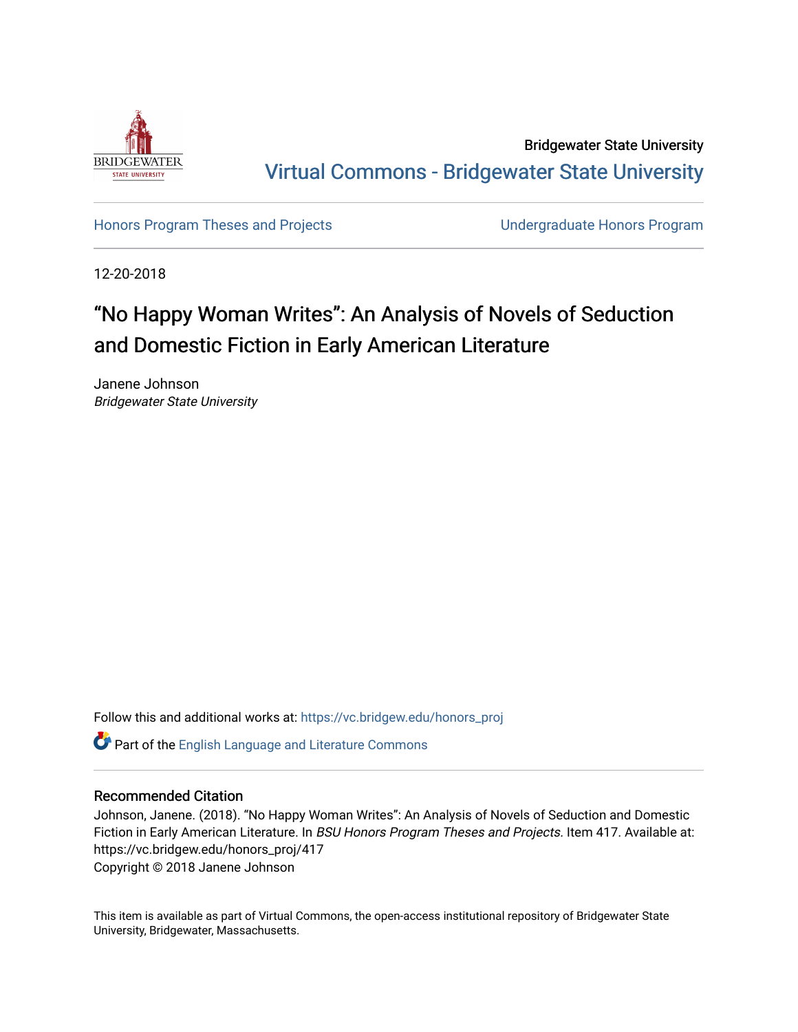Bridgewater State University

Virtual Commons - Bridgewater State University

Honors Program Theses and Projects

Undergraduate Honors Program

12-20-2018

# "No Happy Woman Writes": An Analysis of Novels of Seduction and Domestic Fiction in Early American Literature

Janene Johnson
*Bridgewater State University*

Follow this and additional works at: https://vc.bridgew.edu/honors_proj

Part of the English Language and Literature Commons

## Recommended Citation

Johnson, Janene. (2018). "No Happy Woman Writes": An Analysis of Novels of Seduction and Domestic Fiction in Early American Literature. In *BSU Honors Program Theses and Projects.* Item 417. Available at: https://vc.bridgew.edu/honors_proj/417

Copyright © 2018 Janene Johnson

This item is available as part of Virtual Commons, the open-access institutional repository of Bridgewater State University, Bridgewater, Massachusetts.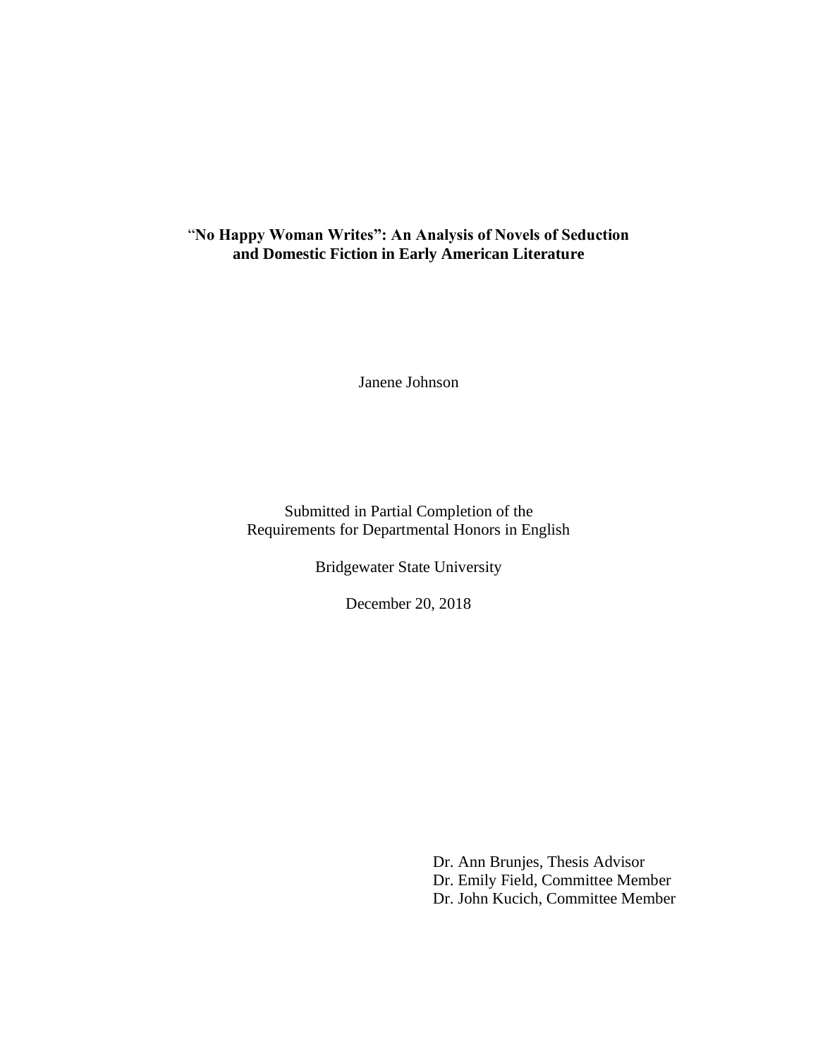**"No Happy Woman Writes": An Analysis of Novels of Seduction and Domestic Fiction in Early American Literature**

Janene Johnson

Submitted in Partial Completion of the
Requirements for Departmental Honors in English

Bridgewater State University

December 20, 2018

Dr. Ann Brunjes, Thesis Advisor
Dr. Emily Field, Committee Member
Dr. John Kucich, Committee Member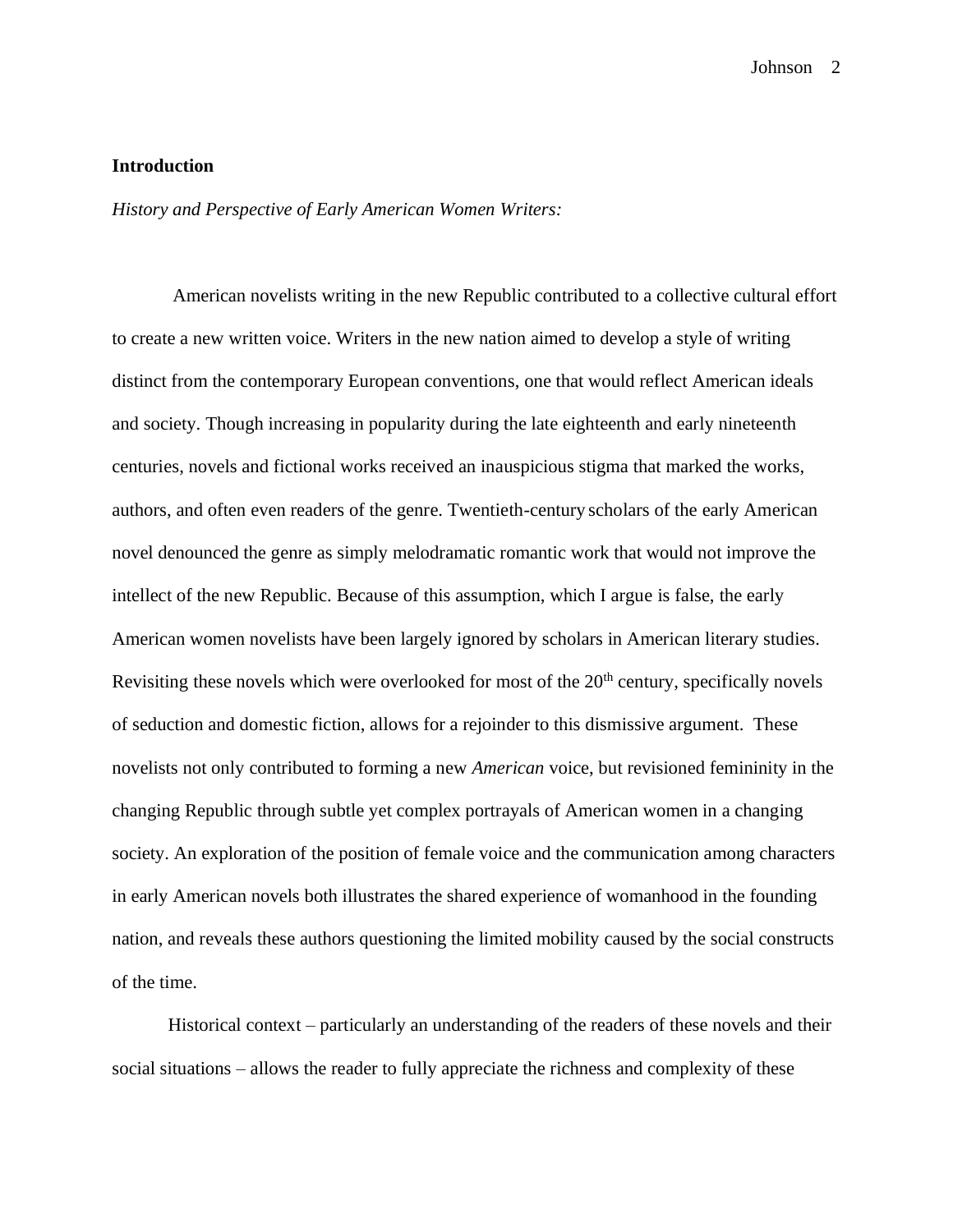## Introduction

*History and Perspective of Early American Women Writers:*

American novelists writing in the new Republic contributed to a collective cultural effort to create a new written voice. Writers in the new nation aimed to develop a style of writing distinct from the contemporary European conventions, one that would reflect American ideals and society. Though increasing in popularity during the late eighteenth and early nineteenth centuries, novels and fictional works received an inauspicious stigma that marked the works, authors, and often even readers of the genre. Twentieth-century scholars of the early American novel denounced the genre as simply melodramatic romantic work that would not improve the intellect of the new Republic. Because of this assumption, which I argue is false, the early American women novelists have been largely ignored by scholars in American literary studies. Revisiting these novels which were overlooked for most of the 20th century, specifically novels of seduction and domestic fiction, allows for a rejoinder to this dismissive argument. These novelists not only contributed to forming a new *American* voice, but revisioned femininity in the changing Republic through subtle yet complex portrayals of American women in a changing society. An exploration of the position of female voice and the communication among characters in early American novels both illustrates the shared experience of womanhood in the founding nation, and reveals these authors questioning the limited mobility caused by the social constructs of the time.

Historical context – particularly an understanding of the readers of these novels and their social situations – allows the reader to fully appreciate the richness and complexity of these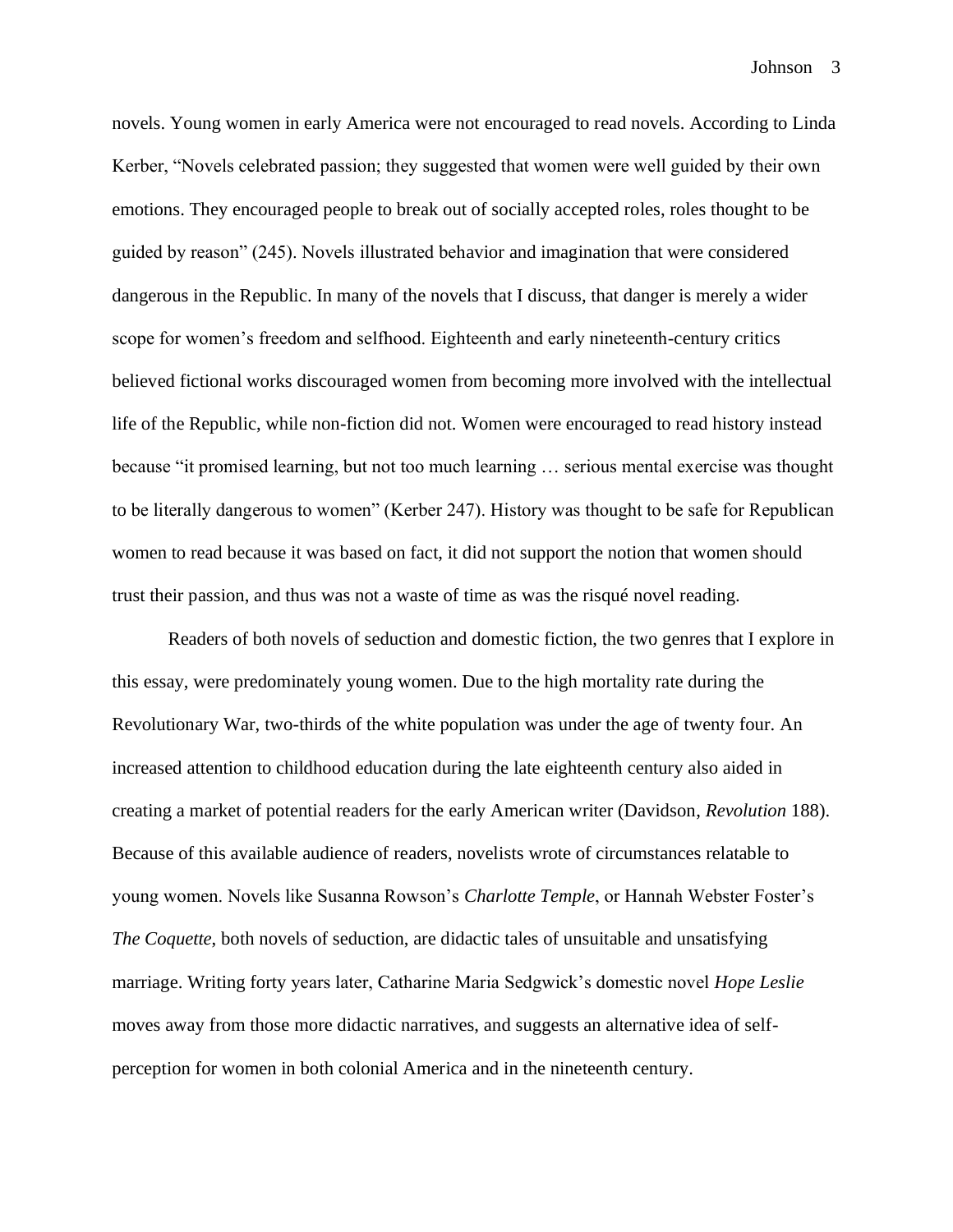novels. Young women in early America were not encouraged to read novels. According to Linda Kerber, "Novels celebrated passion; they suggested that women were well guided by their own emotions. They encouraged people to break out of socially accepted roles, roles thought to be guided by reason" (245). Novels illustrated behavior and imagination that were considered dangerous in the Republic. In many of the novels that I discuss, that danger is merely a wider scope for women's freedom and selfhood. Eighteenth and early nineteenth-century critics believed fictional works discouraged women from becoming more involved with the intellectual life of the Republic, while non-fiction did not. Women were encouraged to read history instead because "it promised learning, but not too much learning … serious mental exercise was thought to be literally dangerous to women" (Kerber 247). History was thought to be safe for Republican women to read because it was based on fact, it did not support the notion that women should trust their passion, and thus was not a waste of time as was the risqué novel reading.

Readers of both novels of seduction and domestic fiction, the two genres that I explore in this essay, were predominately young women. Due to the high mortality rate during the Revolutionary War, two-thirds of the white population was under the age of twenty four. An increased attention to childhood education during the late eighteenth century also aided in creating a market of potential readers for the early American writer (Davidson, *Revolution* 188). Because of this available audience of readers, novelists wrote of circumstances relatable to young women. Novels like Susanna Rowson's *Charlotte Temple*, or Hannah Webster Foster's *The Coquette*, both novels of seduction, are didactic tales of unsuitable and unsatisfying marriage. Writing forty years later, Catharine Maria Sedgwick's domestic novel *Hope Leslie* moves away from those more didactic narratives, and suggests an alternative idea of self-perception for women in both colonial America and in the nineteenth century.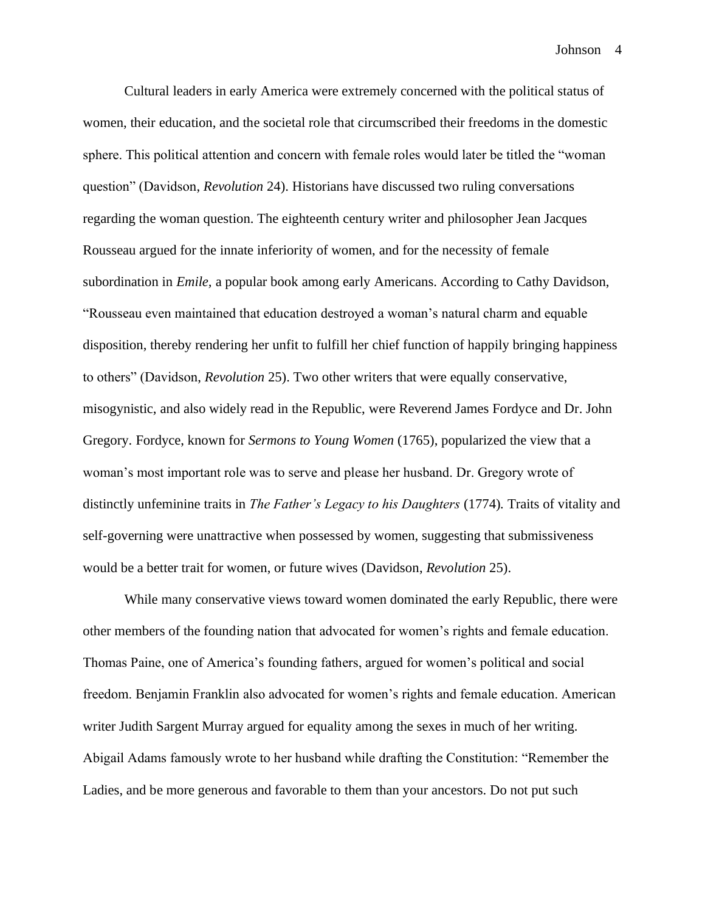Cultural leaders in early America were extremely concerned with the political status of women, their education, and the societal role that circumscribed their freedoms in the domestic sphere. This political attention and concern with female roles would later be titled the "woman question" (Davidson, *Revolution* 24). Historians have discussed two ruling conversations regarding the woman question. The eighteenth century writer and philosopher Jean Jacques Rousseau argued for the innate inferiority of women, and for the necessity of female subordination in *Emile*, a popular book among early Americans. According to Cathy Davidson, "Rousseau even maintained that education destroyed a woman's natural charm and equable disposition, thereby rendering her unfit to fulfill her chief function of happily bringing happiness to others" (Davidson, *Revolution* 25). Two other writers that were equally conservative, misogynistic, and also widely read in the Republic, were Reverend James Fordyce and Dr. John Gregory. Fordyce, known for *Sermons to Young Women* (1765), popularized the view that a woman's most important role was to serve and please her husband. Dr. Gregory wrote of distinctly unfeminine traits in *The Father's Legacy to his Daughters* (1774). Traits of vitality and self-governing were unattractive when possessed by women, suggesting that submissiveness would be a better trait for women, or future wives (Davidson, *Revolution* 25).

While many conservative views toward women dominated the early Republic, there were other members of the founding nation that advocated for women's rights and female education. Thomas Paine, one of America's founding fathers, argued for women's political and social freedom. Benjamin Franklin also advocated for women's rights and female education. American writer Judith Sargent Murray argued for equality among the sexes in much of her writing. Abigail Adams famously wrote to her husband while drafting the Constitution: "Remember the Ladies, and be more generous and favorable to them than your ancestors. Do not put such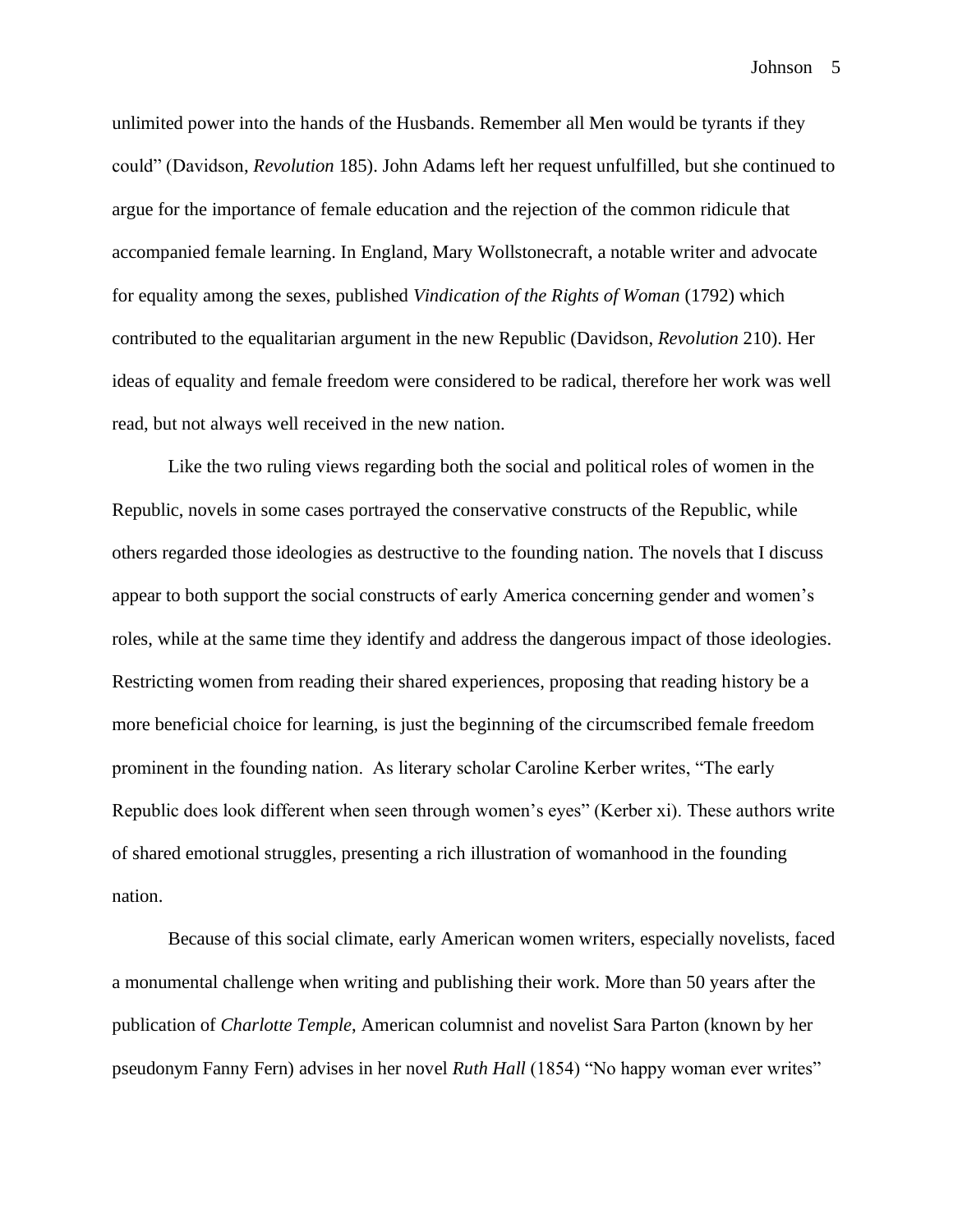unlimited power into the hands of the Husbands. Remember all Men would be tyrants if they could" (Davidson, *Revolution* 185). John Adams left her request unfulfilled, but she continued to argue for the importance of female education and the rejection of the common ridicule that accompanied female learning. In England, Mary Wollstonecraft, a notable writer and advocate for equality among the sexes, published *Vindication of the Rights of Woman* (1792) which contributed to the equalitarian argument in the new Republic (Davidson, *Revolution* 210). Her ideas of equality and female freedom were considered to be radical, therefore her work was well read, but not always well received in the new nation.

Like the two ruling views regarding both the social and political roles of women in the Republic, novels in some cases portrayed the conservative constructs of the Republic, while others regarded those ideologies as destructive to the founding nation. The novels that I discuss appear to both support the social constructs of early America concerning gender and women's roles, while at the same time they identify and address the dangerous impact of those ideologies. Restricting women from reading their shared experiences, proposing that reading history be a more beneficial choice for learning, is just the beginning of the circumscribed female freedom prominent in the founding nation. As literary scholar Caroline Kerber writes, "The early Republic does look different when seen through women's eyes" (Kerber xi). These authors write of shared emotional struggles, presenting a rich illustration of womanhood in the founding nation.

Because of this social climate, early American women writers, especially novelists, faced a monumental challenge when writing and publishing their work. More than 50 years after the publication of *Charlotte Temple*, American columnist and novelist Sara Parton (known by her pseudonym Fanny Fern) advises in her novel *Ruth Hall* (1854) "No happy woman ever writes"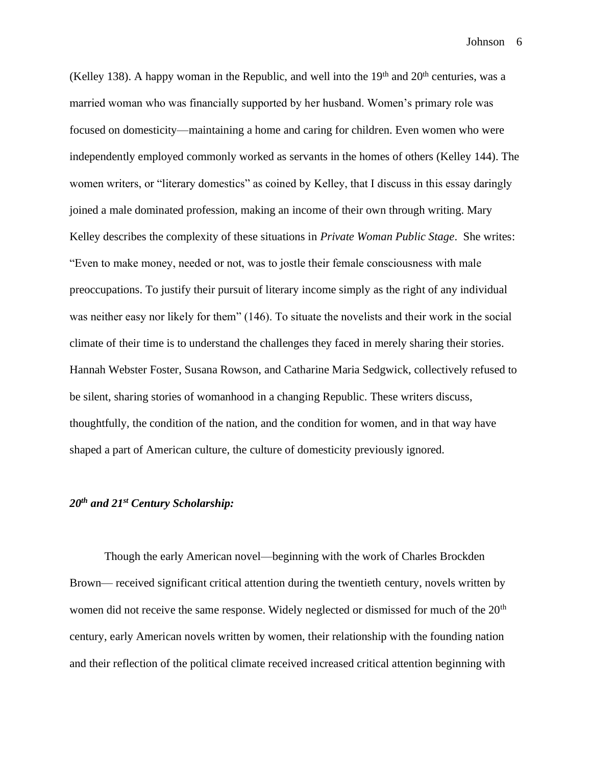(Kelley 138). A happy woman in the Republic, and well into the 19th and 20th centuries, was a married woman who was financially supported by her husband. Women's primary role was focused on domesticity—maintaining a home and caring for children. Even women who were independently employed commonly worked as servants in the homes of others (Kelley 144). The women writers, or "literary domestics" as coined by Kelley, that I discuss in this essay daringly joined a male dominated profession, making an income of their own through writing. Mary Kelley describes the complexity of these situations in *Private Woman Public Stage*. She writes: "Even to make money, needed or not, was to jostle their female consciousness with male preoccupations. To justify their pursuit of literary income simply as the right of any individual was neither easy nor likely for them" (146). To situate the novelists and their work in the social climate of their time is to understand the challenges they faced in merely sharing their stories. Hannah Webster Foster, Susana Rowson, and Catharine Maria Sedgwick, collectively refused to be silent, sharing stories of womanhood in a changing Republic. These writers discuss, thoughtfully, the condition of the nation, and the condition for women, and in that way have shaped a part of American culture, the culture of domesticity previously ignored.

### *20th and 21st Century Scholarship:*

Though the early American novel—beginning with the work of Charles Brockden Brown— received significant critical attention during the twentieth century, novels written by women did not receive the same response. Widely neglected or dismissed for much of the 20th century, early American novels written by women, their relationship with the founding nation and their reflection of the political climate received increased critical attention beginning with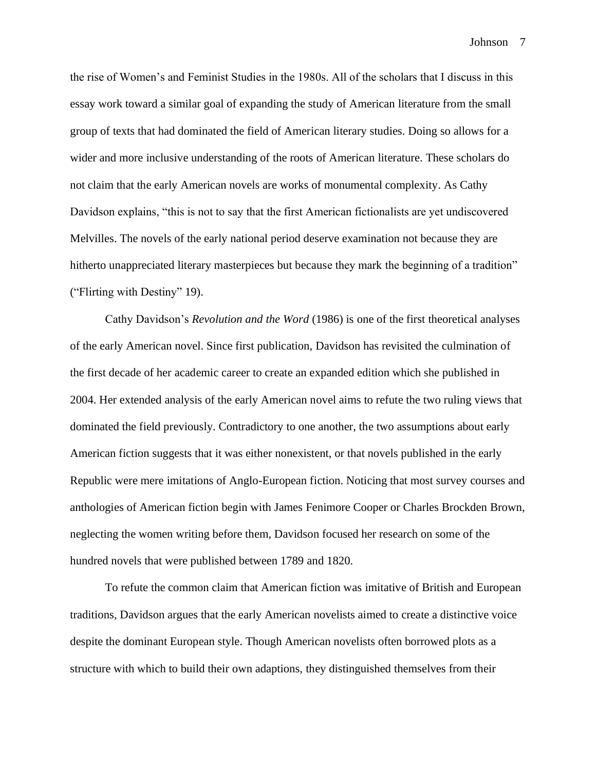the rise of Women's and Feminist Studies in the 1980s. All of the scholars that I discuss in this essay work toward a similar goal of expanding the study of American literature from the small group of texts that had dominated the field of American literary studies. Doing so allows for a wider and more inclusive understanding of the roots of American literature. These scholars do not claim that the early American novels are works of monumental complexity. As Cathy Davidson explains, "this is not to say that the first American fictionalists are yet undiscovered Melvilles. The novels of the early national period deserve examination not because they are hitherto unappreciated literary masterpieces but because they mark the beginning of a tradition" ("Flirting with Destiny" 19).

Cathy Davidson's *Revolution and the Word* (1986) is one of the first theoretical analyses of the early American novel. Since first publication, Davidson has revisited the culmination of the first decade of her academic career to create an expanded edition which she published in 2004. Her extended analysis of the early American novel aims to refute the two ruling views that dominated the field previously. Contradictory to one another, the two assumptions about early American fiction suggests that it was either nonexistent, or that novels published in the early Republic were mere imitations of Anglo-European fiction. Noticing that most survey courses and anthologies of American fiction begin with James Fenimore Cooper or Charles Brockden Brown, neglecting the women writing before them, Davidson focused her research on some of the hundred novels that were published between 1789 and 1820.

To refute the common claim that American fiction was imitative of British and European traditions, Davidson argues that the early American novelists aimed to create a distinctive voice despite the dominant European style. Though American novelists often borrowed plots as a structure with which to build their own adaptions, they distinguished themselves from their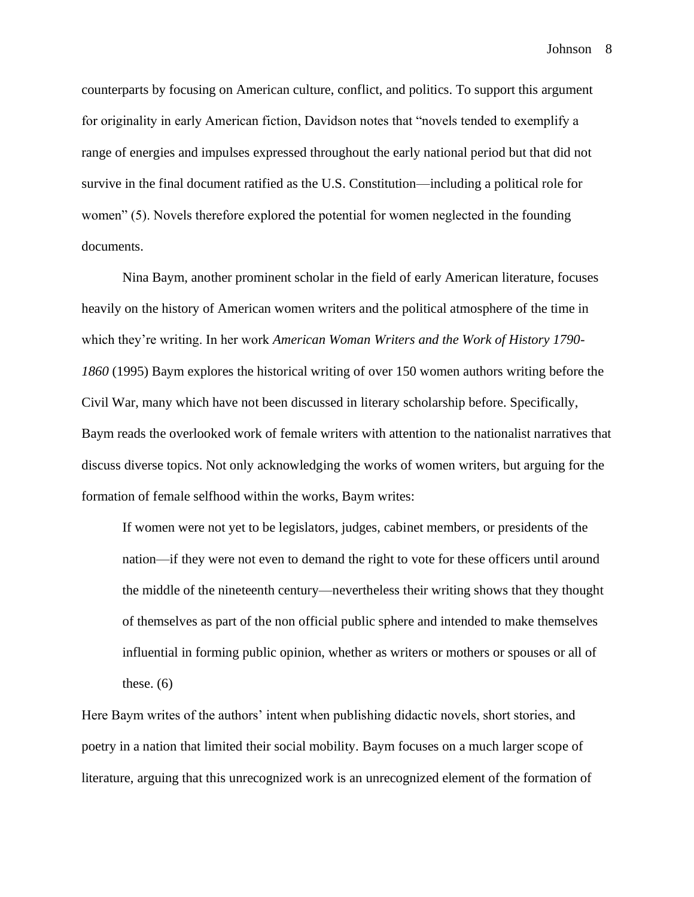counterparts by focusing on American culture, conflict, and politics. To support this argument for originality in early American fiction, Davidson notes that "novels tended to exemplify a range of energies and impulses expressed throughout the early national period but that did not survive in the final document ratified as the U.S. Constitution—including a political role for women" (5). Novels therefore explored the potential for women neglected in the founding documents.

Nina Baym, another prominent scholar in the field of early American literature, focuses heavily on the history of American women writers and the political atmosphere of the time in which they're writing. In her work *American Woman Writers and the Work of History 1790-1860* (1995) Baym explores the historical writing of over 150 women authors writing before the Civil War, many which have not been discussed in literary scholarship before. Specifically, Baym reads the overlooked work of female writers with attention to the nationalist narratives that discuss diverse topics. Not only acknowledging the works of women writers, but arguing for the formation of female selfhood within the works, Baym writes:

> If women were not yet to be legislators, judges, cabinet members, or presidents of the nation—if they were not even to demand the right to vote for these officers until around the middle of the nineteenth century—nevertheless their writing shows that they thought of themselves as part of the non official public sphere and intended to make themselves influential in forming public opinion, whether as writers or mothers or spouses or all of these. (6)

Here Baym writes of the authors' intent when publishing didactic novels, short stories, and poetry in a nation that limited their social mobility. Baym focuses on a much larger scope of literature, arguing that this unrecognized work is an unrecognized element of the formation of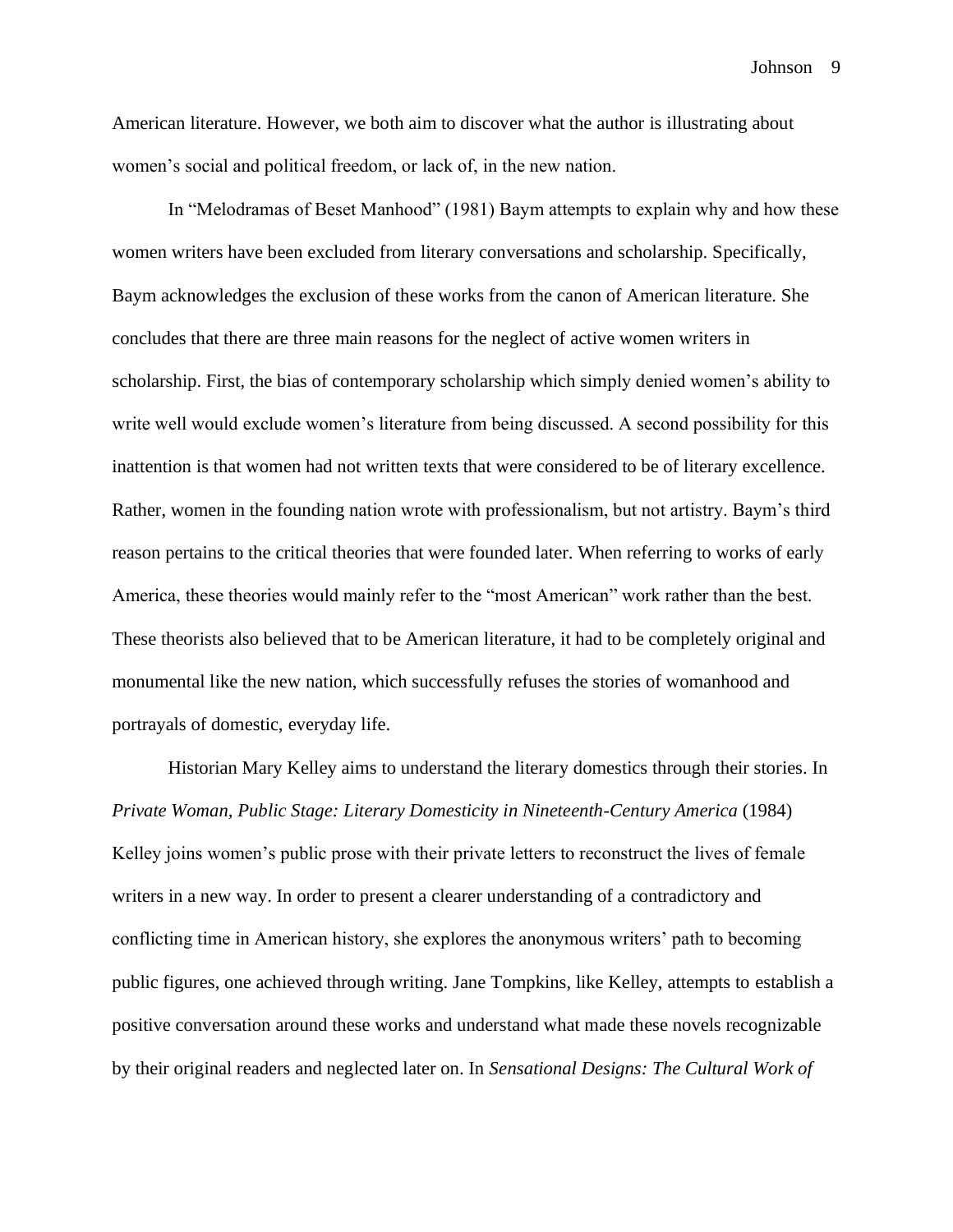American literature. However, we both aim to discover what the author is illustrating about women's social and political freedom, or lack of, in the new nation.

In "Melodramas of Beset Manhood" (1981) Baym attempts to explain why and how these women writers have been excluded from literary conversations and scholarship. Specifically, Baym acknowledges the exclusion of these works from the canon of American literature. She concludes that there are three main reasons for the neglect of active women writers in scholarship. First, the bias of contemporary scholarship which simply denied women's ability to write well would exclude women's literature from being discussed. A second possibility for this inattention is that women had not written texts that were considered to be of literary excellence. Rather, women in the founding nation wrote with professionalism, but not artistry. Baym's third reason pertains to the critical theories that were founded later. When referring to works of early America, these theories would mainly refer to the "most American" work rather than the best. These theorists also believed that to be American literature, it had to be completely original and monumental like the new nation, which successfully refuses the stories of womanhood and portrayals of domestic, everyday life.

Historian Mary Kelley aims to understand the literary domestics through their stories. In *Private Woman, Public Stage: Literary Domesticity in Nineteenth-Century America* (1984) Kelley joins women's public prose with their private letters to reconstruct the lives of female writers in a new way. In order to present a clearer understanding of a contradictory and conflicting time in American history, she explores the anonymous writers' path to becoming public figures, one achieved through writing. Jane Tompkins, like Kelley, attempts to establish a positive conversation around these works and understand what made these novels recognizable by their original readers and neglected later on. In *Sensational Designs: The Cultural Work of*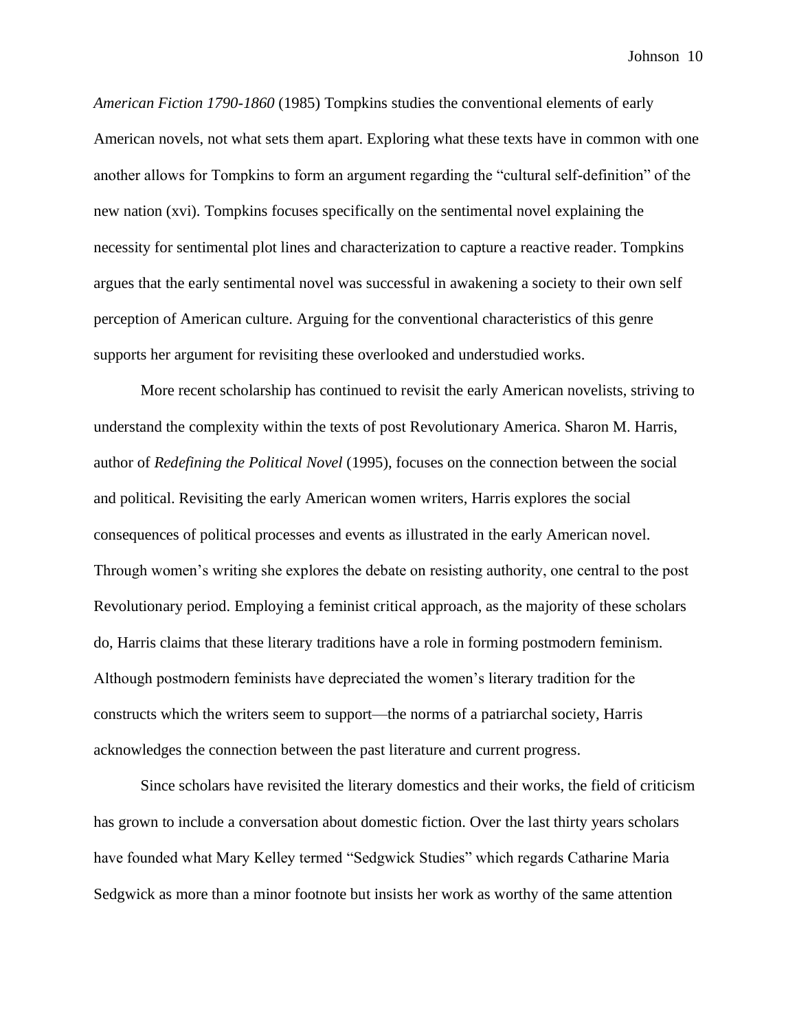*American Fiction 1790-1860* (1985) Tompkins studies the conventional elements of early American novels, not what sets them apart. Exploring what these texts have in common with one another allows for Tompkins to form an argument regarding the "cultural self-definition" of the new nation (xvi). Tompkins focuses specifically on the sentimental novel explaining the necessity for sentimental plot lines and characterization to capture a reactive reader. Tompkins argues that the early sentimental novel was successful in awakening a society to their own self perception of American culture. Arguing for the conventional characteristics of this genre supports her argument for revisiting these overlooked and understudied works.

More recent scholarship has continued to revisit the early American novelists, striving to understand the complexity within the texts of post Revolutionary America. Sharon M. Harris, author of *Redefining the Political Novel* (1995), focuses on the connection between the social and political. Revisiting the early American women writers, Harris explores the social consequences of political processes and events as illustrated in the early American novel. Through women's writing she explores the debate on resisting authority, one central to the post Revolutionary period. Employing a feminist critical approach, as the majority of these scholars do, Harris claims that these literary traditions have a role in forming postmodern feminism. Although postmodern feminists have depreciated the women's literary tradition for the constructs which the writers seem to support—the norms of a patriarchal society, Harris acknowledges the connection between the past literature and current progress.

Since scholars have revisited the literary domestics and their works, the field of criticism has grown to include a conversation about domestic fiction. Over the last thirty years scholars have founded what Mary Kelley termed "Sedgwick Studies" which regards Catharine Maria Sedgwick as more than a minor footnote but insists her work as worthy of the same attention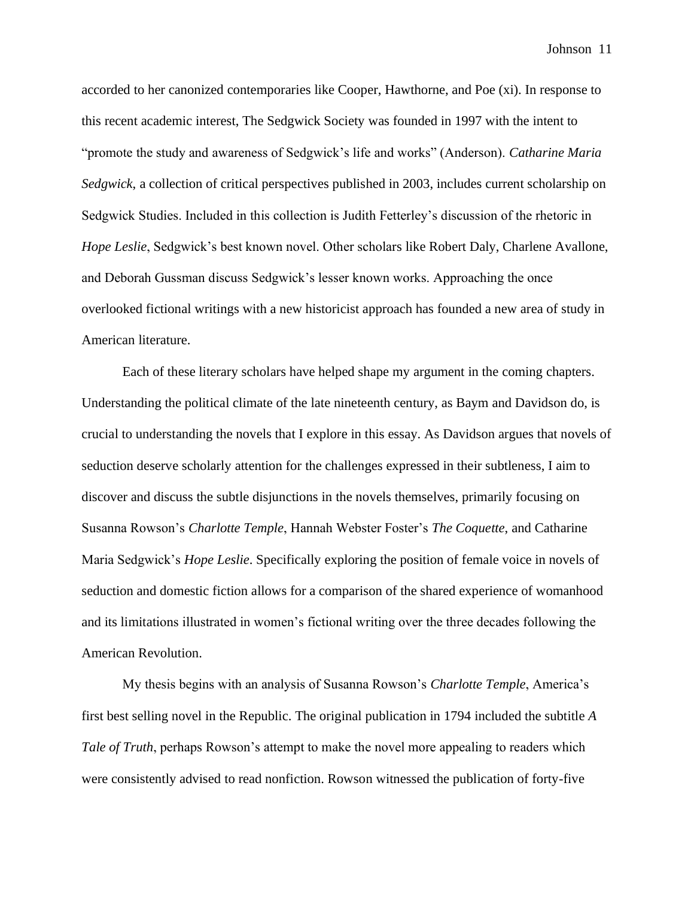accorded to her canonized contemporaries like Cooper, Hawthorne, and Poe (xi). In response to this recent academic interest, The Sedgwick Society was founded in 1997 with the intent to "promote the study and awareness of Sedgwick's life and works" (Anderson). *Catharine Maria Sedgwick,* a collection of critical perspectives published in 2003, includes current scholarship on Sedgwick Studies. Included in this collection is Judith Fetterley's discussion of the rhetoric in *Hope Leslie*, Sedgwick's best known novel. Other scholars like Robert Daly, Charlene Avallone, and Deborah Gussman discuss Sedgwick's lesser known works. Approaching the once overlooked fictional writings with a new historicist approach has founded a new area of study in American literature.

Each of these literary scholars have helped shape my argument in the coming chapters. Understanding the political climate of the late nineteenth century, as Baym and Davidson do, is crucial to understanding the novels that I explore in this essay. As Davidson argues that novels of seduction deserve scholarly attention for the challenges expressed in their subtleness, I aim to discover and discuss the subtle disjunctions in the novels themselves, primarily focusing on Susanna Rowson's *Charlotte Temple*, Hannah Webster Foster's *The Coquette*, and Catharine Maria Sedgwick's *Hope Leslie*. Specifically exploring the position of female voice in novels of seduction and domestic fiction allows for a comparison of the shared experience of womanhood and its limitations illustrated in women's fictional writing over the three decades following the American Revolution.

My thesis begins with an analysis of Susanna Rowson's *Charlotte Temple*, America's first best selling novel in the Republic. The original publication in 1794 included the subtitle *A Tale of Truth*, perhaps Rowson's attempt to make the novel more appealing to readers which were consistently advised to read nonfiction. Rowson witnessed the publication of forty-five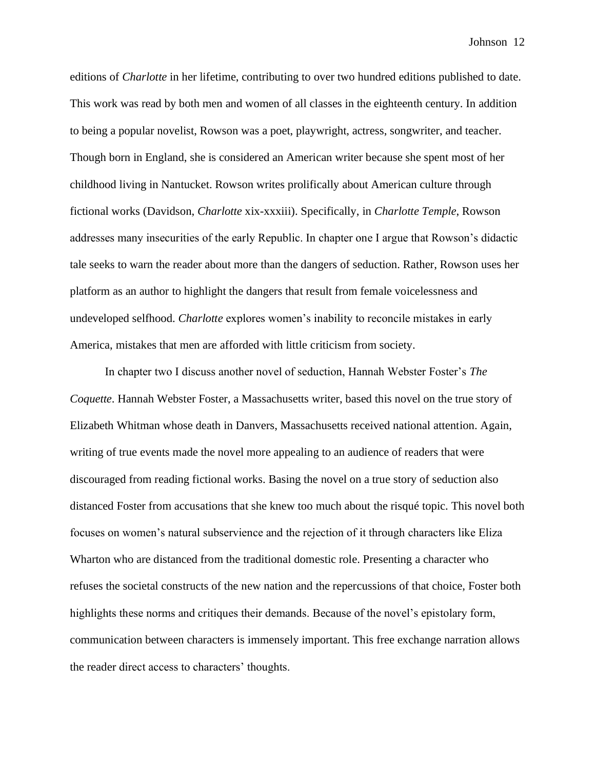editions of *Charlotte* in her lifetime, contributing to over two hundred editions published to date. This work was read by both men and women of all classes in the eighteenth century. In addition to being a popular novelist, Rowson was a poet, playwright, actress, songwriter, and teacher. Though born in England, she is considered an American writer because she spent most of her childhood living in Nantucket. Rowson writes prolifically about American culture through fictional works (Davidson, *Charlotte* xix-xxxiii). Specifically, in *Charlotte Temple*, Rowson addresses many insecurities of the early Republic. In chapter one I argue that Rowson's didactic tale seeks to warn the reader about more than the dangers of seduction. Rather, Rowson uses her platform as an author to highlight the dangers that result from female voicelessness and undeveloped selfhood. *Charlotte* explores women's inability to reconcile mistakes in early America, mistakes that men are afforded with little criticism from society.

In chapter two I discuss another novel of seduction, Hannah Webster Foster's *The Coquette*. Hannah Webster Foster, a Massachusetts writer, based this novel on the true story of Elizabeth Whitman whose death in Danvers, Massachusetts received national attention. Again, writing of true events made the novel more appealing to an audience of readers that were discouraged from reading fictional works. Basing the novel on a true story of seduction also distanced Foster from accusations that she knew too much about the risqué topic. This novel both focuses on women's natural subservience and the rejection of it through characters like Eliza Wharton who are distanced from the traditional domestic role. Presenting a character who refuses the societal constructs of the new nation and the repercussions of that choice, Foster both highlights these norms and critiques their demands. Because of the novel's epistolary form, communication between characters is immensely important. This free exchange narration allows the reader direct access to characters' thoughts.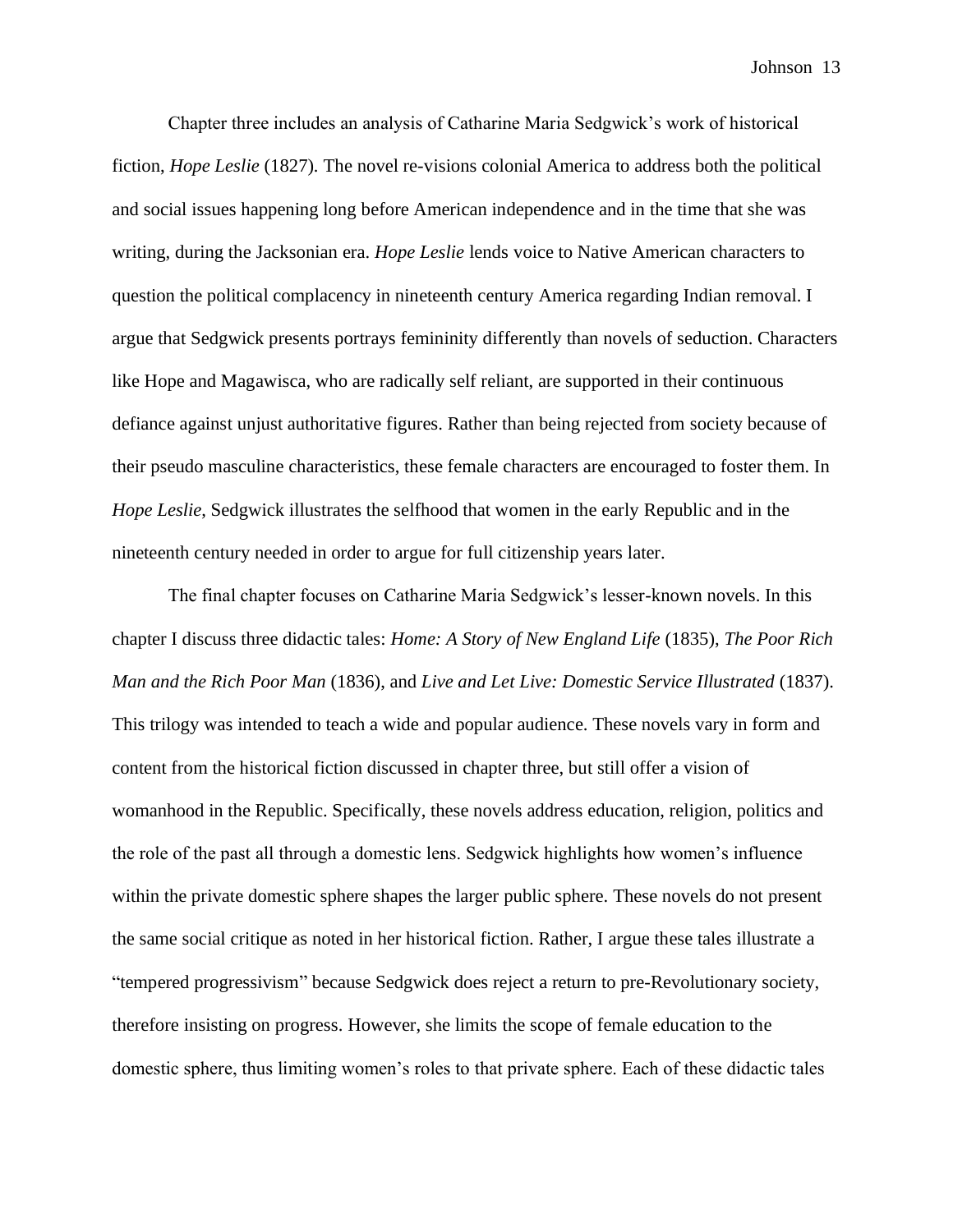Chapter three includes an analysis of Catharine Maria Sedgwick's work of historical fiction, *Hope Leslie* (1827). The novel re-visions colonial America to address both the political and social issues happening long before American independence and in the time that she was writing, during the Jacksonian era. *Hope Leslie* lends voice to Native American characters to question the political complacency in nineteenth century America regarding Indian removal. I argue that Sedgwick presents portrays femininity differently than novels of seduction. Characters like Hope and Magawisca, who are radically self reliant, are supported in their continuous defiance against unjust authoritative figures. Rather than being rejected from society because of their pseudo masculine characteristics, these female characters are encouraged to foster them. In *Hope Leslie*, Sedgwick illustrates the selfhood that women in the early Republic and in the nineteenth century needed in order to argue for full citizenship years later.

The final chapter focuses on Catharine Maria Sedgwick's lesser-known novels. In this chapter I discuss three didactic tales: *Home: A Story of New England Life* (1835), *The Poor Rich Man and the Rich Poor Man* (1836), and *Live and Let Live: Domestic Service Illustrated* (1837). This trilogy was intended to teach a wide and popular audience. These novels vary in form and content from the historical fiction discussed in chapter three, but still offer a vision of womanhood in the Republic. Specifically, these novels address education, religion, politics and the role of the past all through a domestic lens. Sedgwick highlights how women's influence within the private domestic sphere shapes the larger public sphere. These novels do not present the same social critique as noted in her historical fiction. Rather, I argue these tales illustrate a "tempered progressivism" because Sedgwick does reject a return to pre-Revolutionary society, therefore insisting on progress. However, she limits the scope of female education to the domestic sphere, thus limiting women's roles to that private sphere. Each of these didactic tales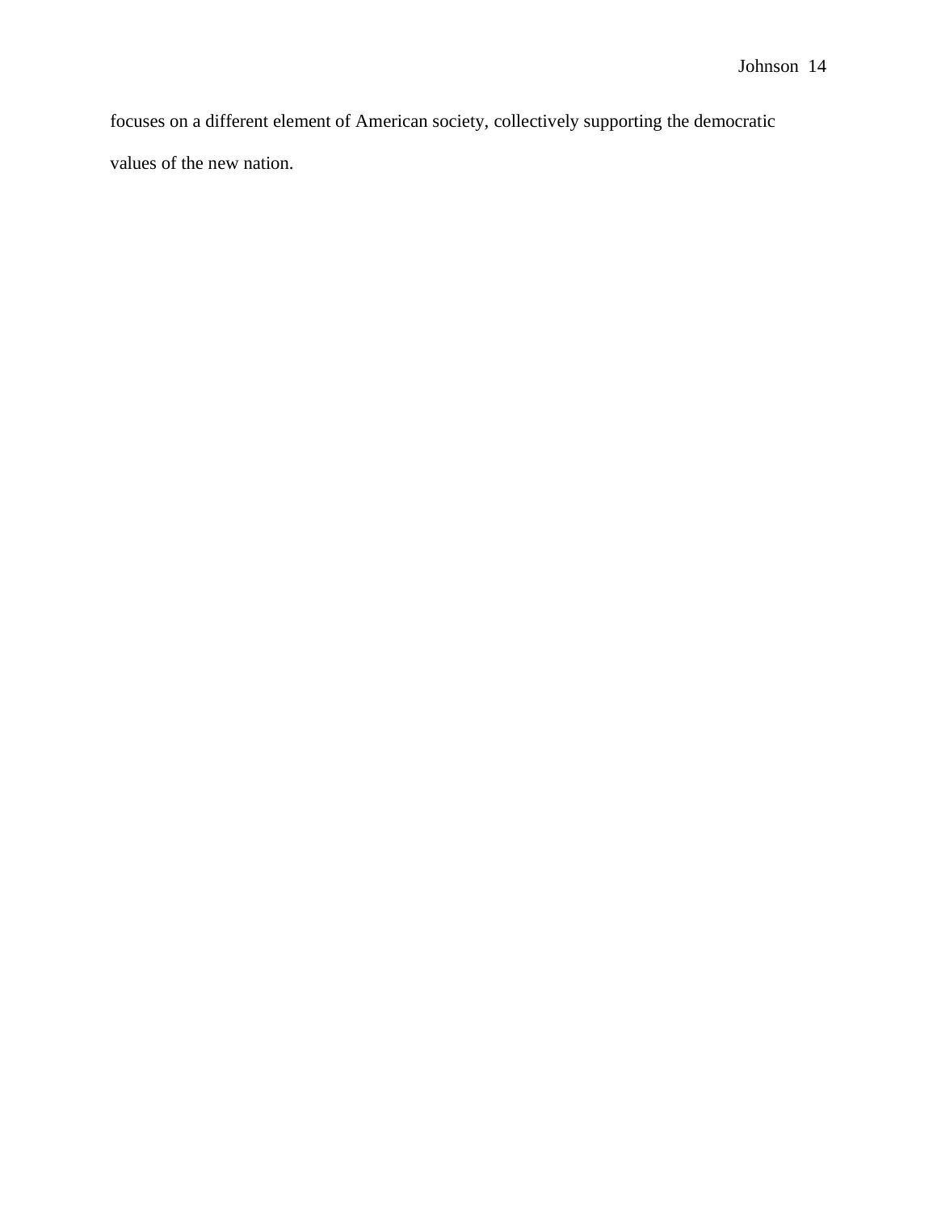focuses on a different element of American society, collectively supporting the democratic values of the new nation.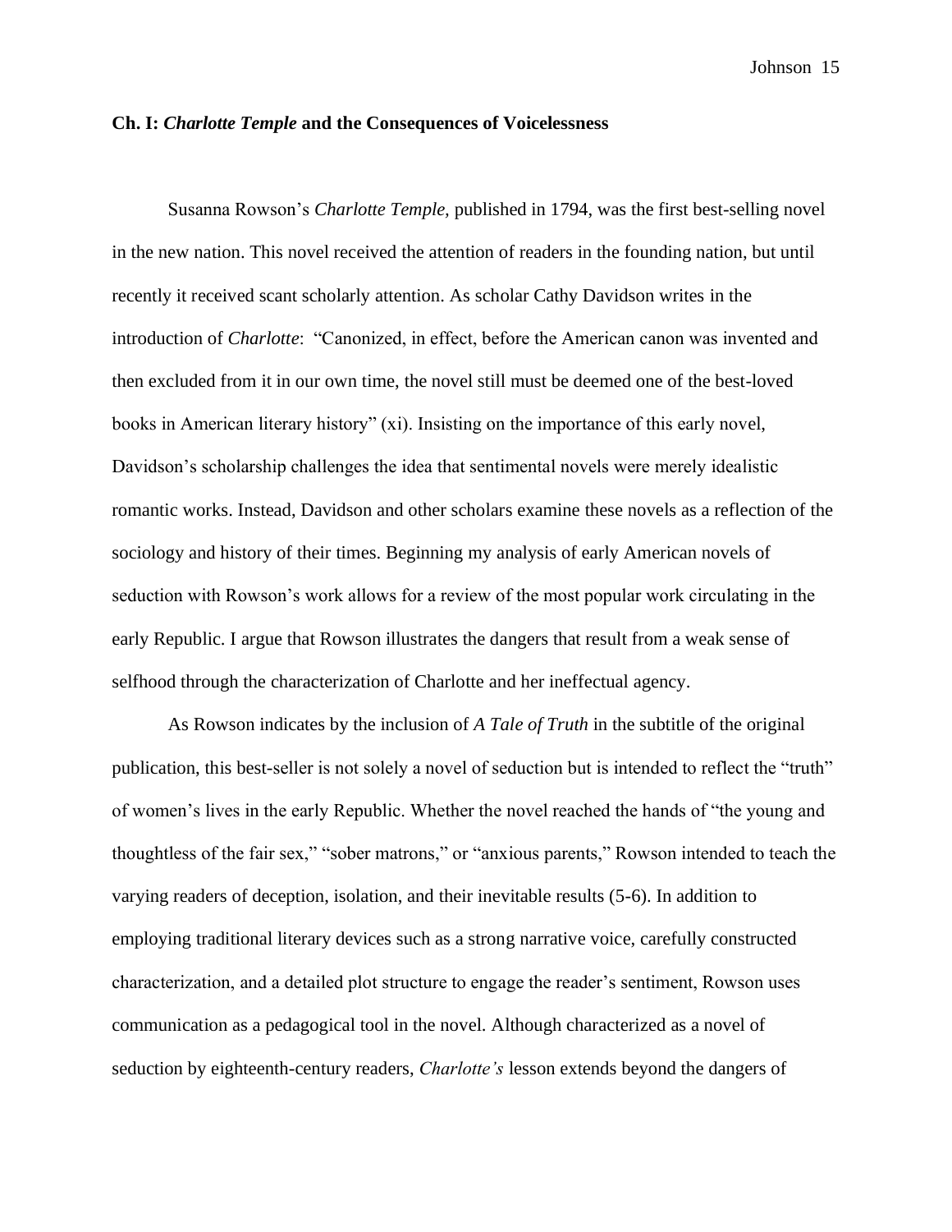## Ch. I: *Charlotte Temple* and the Consequences of Voicelessness

Susanna Rowson's *Charlotte Temple,* published in 1794, was the first best-selling novel in the new nation. This novel received the attention of readers in the founding nation, but until recently it received scant scholarly attention. As scholar Cathy Davidson writes in the introduction of *Charlotte*: "Canonized, in effect, before the American canon was invented and then excluded from it in our own time, the novel still must be deemed one of the best-loved books in American literary history" (xi). Insisting on the importance of this early novel, Davidson's scholarship challenges the idea that sentimental novels were merely idealistic romantic works. Instead, Davidson and other scholars examine these novels as a reflection of the sociology and history of their times. Beginning my analysis of early American novels of seduction with Rowson's work allows for a review of the most popular work circulating in the early Republic. I argue that Rowson illustrates the dangers that result from a weak sense of selfhood through the characterization of Charlotte and her ineffectual agency.

As Rowson indicates by the inclusion of *A Tale of Truth* in the subtitle of the original publication, this best-seller is not solely a novel of seduction but is intended to reflect the "truth" of women's lives in the early Republic. Whether the novel reached the hands of "the young and thoughtless of the fair sex," "sober matrons," or "anxious parents," Rowson intended to teach the varying readers of deception, isolation, and their inevitable results (5-6). In addition to employing traditional literary devices such as a strong narrative voice, carefully constructed characterization, and a detailed plot structure to engage the reader's sentiment, Rowson uses communication as a pedagogical tool in the novel. Although characterized as a novel of seduction by eighteenth-century readers, *Charlotte's* lesson extends beyond the dangers of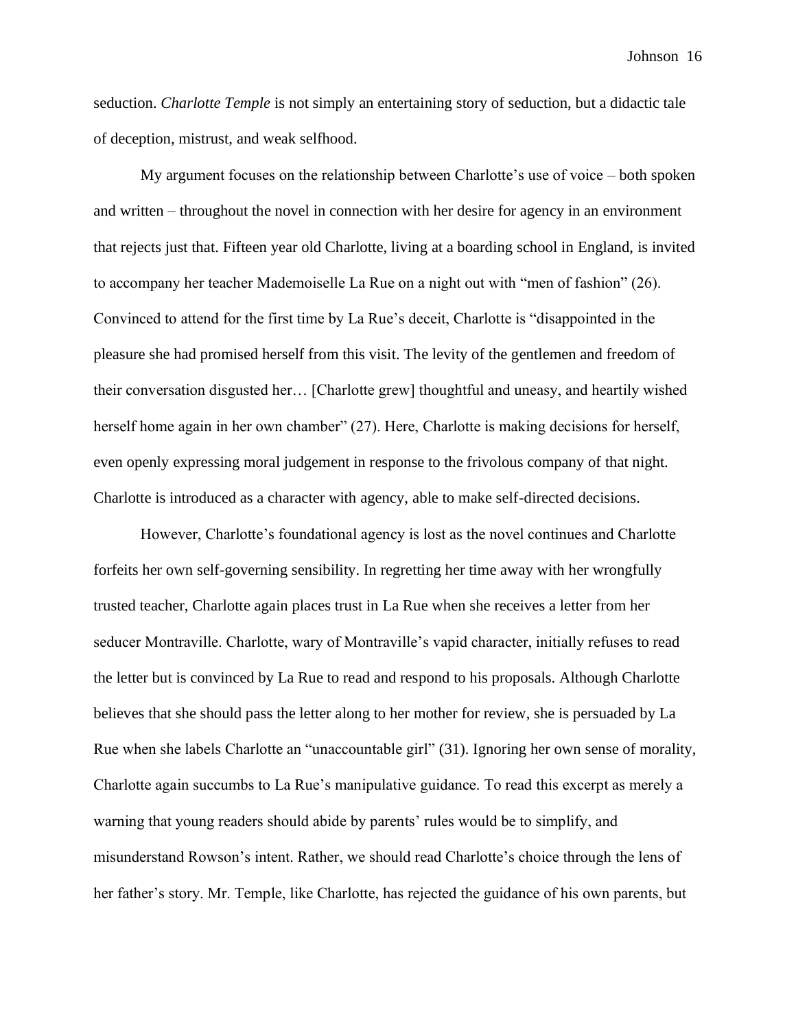seduction. *Charlotte Temple* is not simply an entertaining story of seduction, but a didactic tale of deception, mistrust, and weak selfhood.

My argument focuses on the relationship between Charlotte's use of voice – both spoken and written – throughout the novel in connection with her desire for agency in an environment that rejects just that. Fifteen year old Charlotte, living at a boarding school in England, is invited to accompany her teacher Mademoiselle La Rue on a night out with "men of fashion" (26). Convinced to attend for the first time by La Rue's deceit, Charlotte is "disappointed in the pleasure she had promised herself from this visit. The levity of the gentlemen and freedom of their conversation disgusted her… [Charlotte grew] thoughtful and uneasy, and heartily wished herself home again in her own chamber" (27). Here, Charlotte is making decisions for herself, even openly expressing moral judgement in response to the frivolous company of that night. Charlotte is introduced as a character with agency, able to make self-directed decisions.

However, Charlotte's foundational agency is lost as the novel continues and Charlotte forfeits her own self-governing sensibility. In regretting her time away with her wrongfully trusted teacher, Charlotte again places trust in La Rue when she receives a letter from her seducer Montraville. Charlotte, wary of Montraville's vapid character, initially refuses to read the letter but is convinced by La Rue to read and respond to his proposals. Although Charlotte believes that she should pass the letter along to her mother for review, she is persuaded by La Rue when she labels Charlotte an "unaccountable girl" (31). Ignoring her own sense of morality, Charlotte again succumbs to La Rue's manipulative guidance. To read this excerpt as merely a warning that young readers should abide by parents' rules would be to simplify, and misunderstand Rowson's intent. Rather, we should read Charlotte's choice through the lens of her father's story. Mr. Temple, like Charlotte, has rejected the guidance of his own parents, but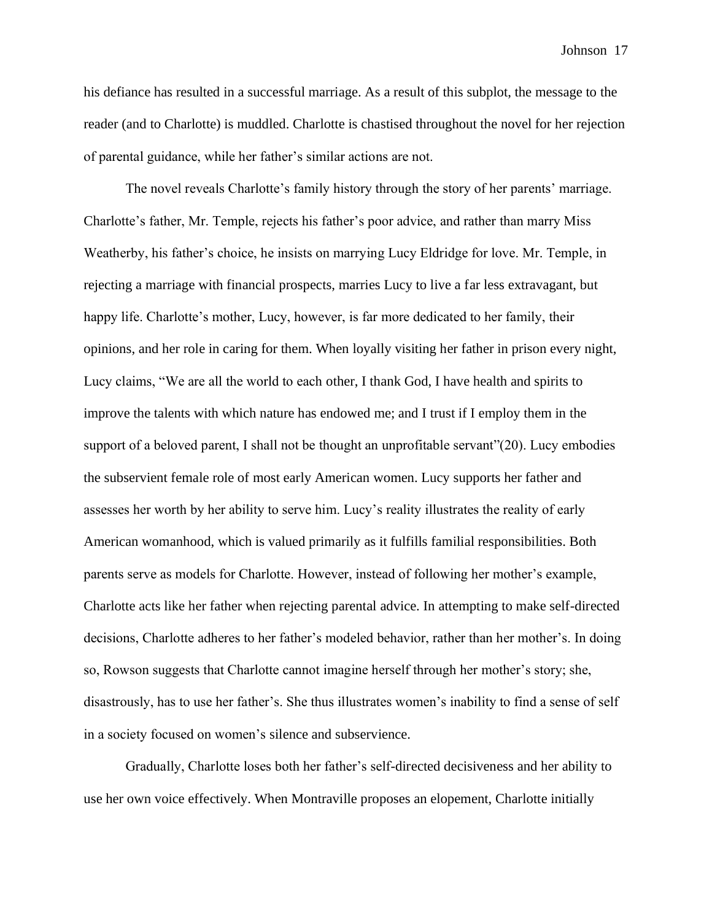his defiance has resulted in a successful marriage. As a result of this subplot, the message to the reader (and to Charlotte) is muddled. Charlotte is chastised throughout the novel for her rejection of parental guidance, while her father's similar actions are not.

The novel reveals Charlotte's family history through the story of her parents' marriage. Charlotte's father, Mr. Temple, rejects his father's poor advice, and rather than marry Miss Weatherby, his father's choice, he insists on marrying Lucy Eldridge for love. Mr. Temple, in rejecting a marriage with financial prospects, marries Lucy to live a far less extravagant, but happy life. Charlotte's mother, Lucy, however, is far more dedicated to her family, their opinions, and her role in caring for them. When loyally visiting her father in prison every night, Lucy claims, "We are all the world to each other, I thank God, I have health and spirits to improve the talents with which nature has endowed me; and I trust if I employ them in the support of a beloved parent, I shall not be thought an unprofitable servant"(20). Lucy embodies the subservient female role of most early American women. Lucy supports her father and assesses her worth by her ability to serve him. Lucy's reality illustrates the reality of early American womanhood, which is valued primarily as it fulfills familial responsibilities. Both parents serve as models for Charlotte. However, instead of following her mother's example, Charlotte acts like her father when rejecting parental advice. In attempting to make self-directed decisions, Charlotte adheres to her father's modeled behavior, rather than her mother's. In doing so, Rowson suggests that Charlotte cannot imagine herself through her mother's story; she, disastrously, has to use her father's. She thus illustrates women's inability to find a sense of self in a society focused on women's silence and subservience.

Gradually, Charlotte loses both her father's self-directed decisiveness and her ability to use her own voice effectively. When Montraville proposes an elopement, Charlotte initially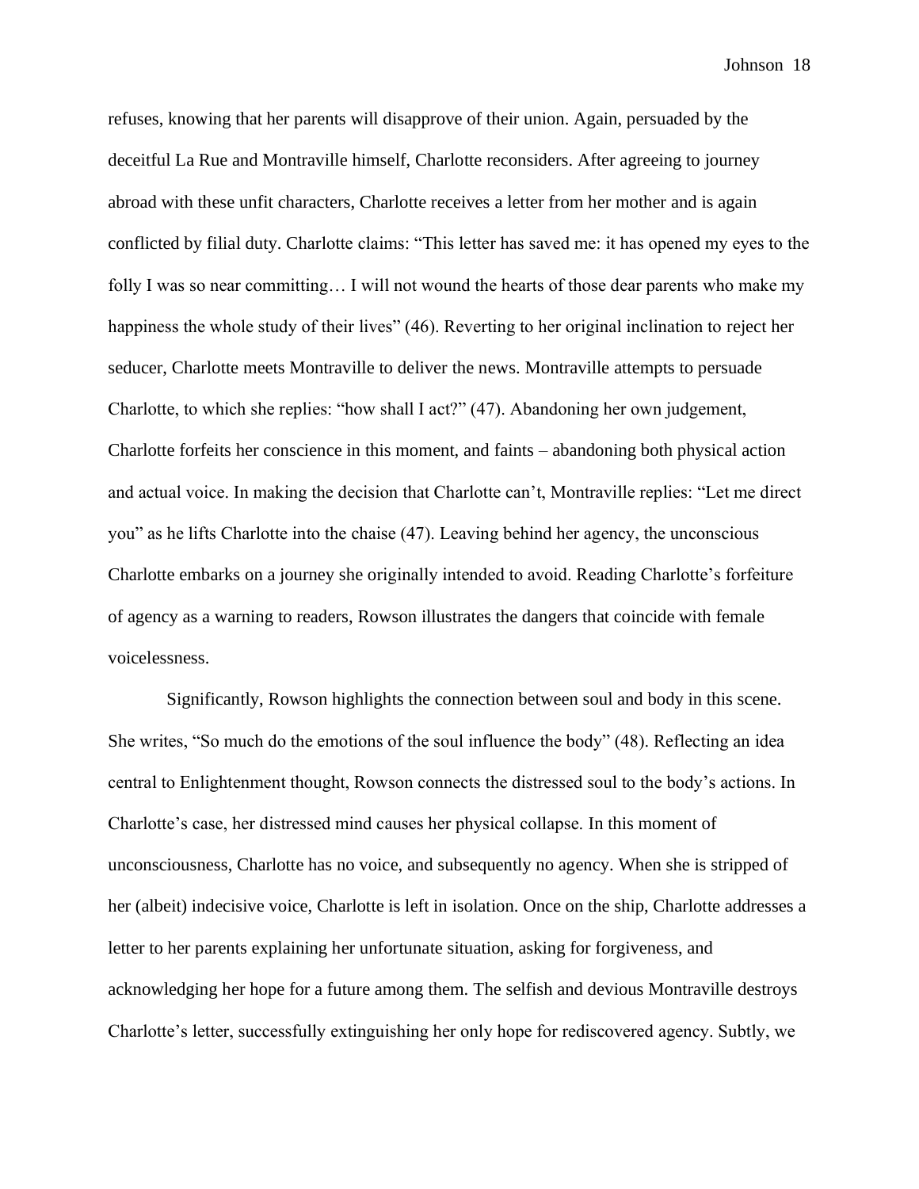refuses, knowing that her parents will disapprove of their union. Again, persuaded by the deceitful La Rue and Montraville himself, Charlotte reconsiders. After agreeing to journey abroad with these unfit characters, Charlotte receives a letter from her mother and is again conflicted by filial duty. Charlotte claims: "This letter has saved me: it has opened my eyes to the folly I was so near committing… I will not wound the hearts of those dear parents who make my happiness the whole study of their lives" (46). Reverting to her original inclination to reject her seducer, Charlotte meets Montraville to deliver the news. Montraville attempts to persuade Charlotte, to which she replies: "how shall I act?" (47). Abandoning her own judgement, Charlotte forfeits her conscience in this moment, and faints – abandoning both physical action and actual voice. In making the decision that Charlotte can't, Montraville replies: "Let me direct you" as he lifts Charlotte into the chaise (47). Leaving behind her agency, the unconscious Charlotte embarks on a journey she originally intended to avoid. Reading Charlotte's forfeiture of agency as a warning to readers, Rowson illustrates the dangers that coincide with female voicelessness.

Significantly, Rowson highlights the connection between soul and body in this scene. She writes, "So much do the emotions of the soul influence the body" (48). Reflecting an idea central to Enlightenment thought, Rowson connects the distressed soul to the body's actions. In Charlotte's case, her distressed mind causes her physical collapse. In this moment of unconsciousness, Charlotte has no voice, and subsequently no agency. When she is stripped of her (albeit) indecisive voice, Charlotte is left in isolation. Once on the ship, Charlotte addresses a letter to her parents explaining her unfortunate situation, asking for forgiveness, and acknowledging her hope for a future among them. The selfish and devious Montraville destroys Charlotte's letter, successfully extinguishing her only hope for rediscovered agency. Subtly, we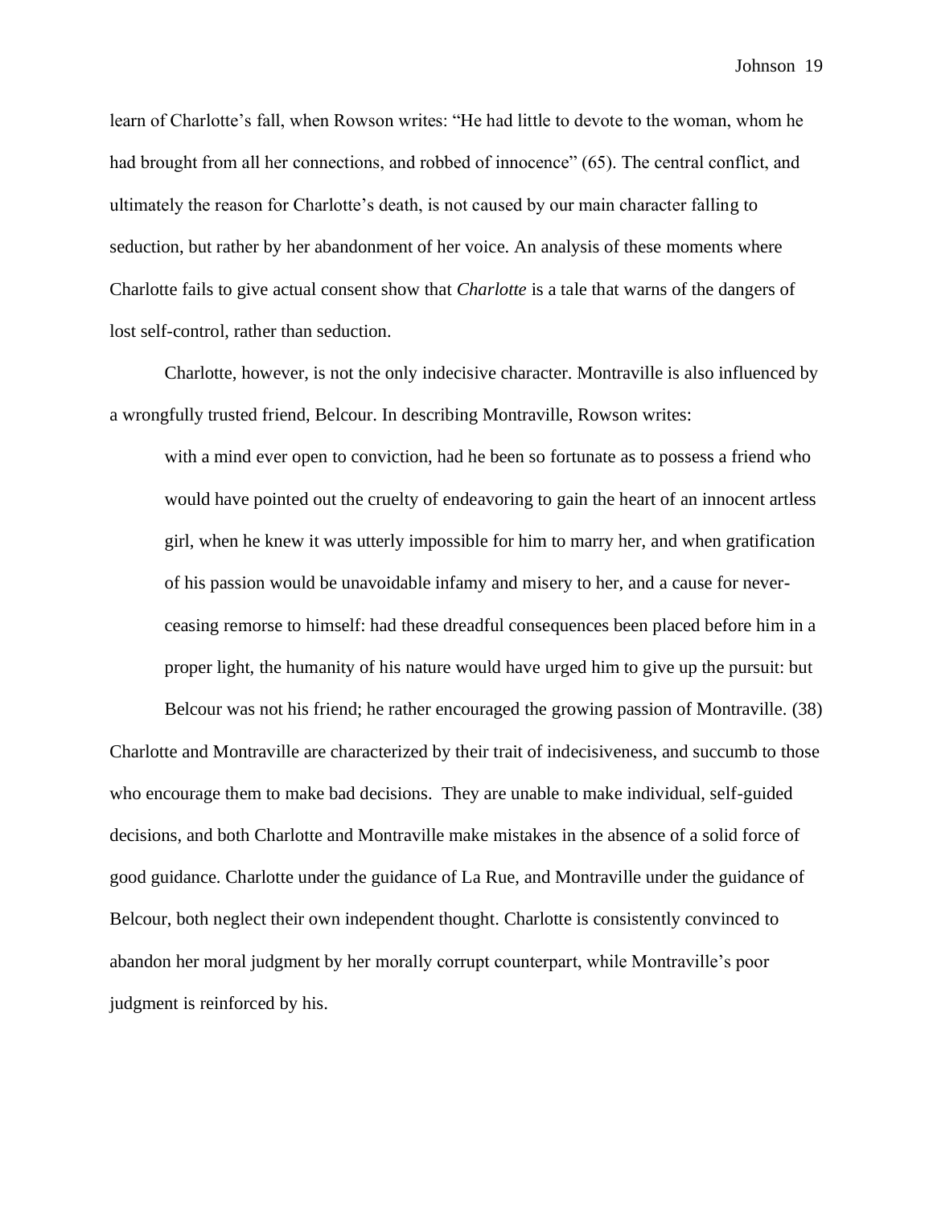learn of Charlotte's fall, when Rowson writes: "He had little to devote to the woman, whom he had brought from all her connections, and robbed of innocence" (65). The central conflict, and ultimately the reason for Charlotte's death, is not caused by our main character falling to seduction, but rather by her abandonment of her voice. An analysis of these moments where Charlotte fails to give actual consent show that *Charlotte* is a tale that warns of the dangers of lost self-control, rather than seduction.

Charlotte, however, is not the only indecisive character. Montraville is also influenced by a wrongfully trusted friend, Belcour. In describing Montraville, Rowson writes:

> with a mind ever open to conviction, had he been so fortunate as to possess a friend who would have pointed out the cruelty of endeavoring to gain the heart of an innocent artless girl, when he knew it was utterly impossible for him to marry her, and when gratification of his passion would be unavoidable infamy and misery to her, and a cause for never-ceasing remorse to himself: had these dreadful consequences been placed before him in a proper light, the humanity of his nature would have urged him to give up the pursuit: but
>
> Belcour was not his friend; he rather encouraged the growing passion of Montraville. (38)

Charlotte and Montraville are characterized by their trait of indecisiveness, and succumb to those who encourage them to make bad decisions. They are unable to make individual, self-guided decisions, and both Charlotte and Montraville make mistakes in the absence of a solid force of good guidance. Charlotte under the guidance of La Rue, and Montraville under the guidance of Belcour, both neglect their own independent thought. Charlotte is consistently convinced to abandon her moral judgment by her morally corrupt counterpart, while Montraville's poor judgment is reinforced by his.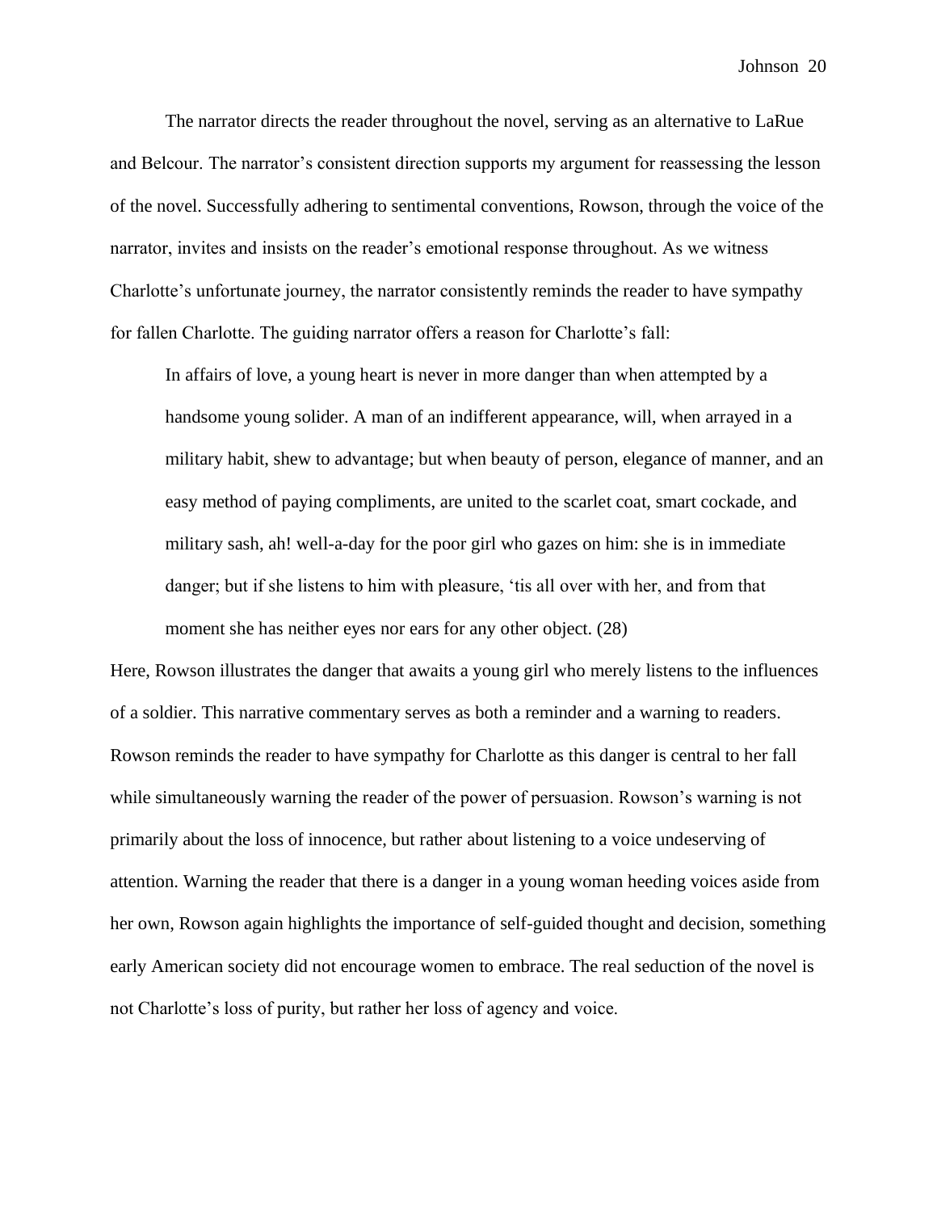The narrator directs the reader throughout the novel, serving as an alternative to LaRue and Belcour. The narrator's consistent direction supports my argument for reassessing the lesson of the novel. Successfully adhering to sentimental conventions, Rowson, through the voice of the narrator, invites and insists on the reader's emotional response throughout. As we witness Charlotte's unfortunate journey, the narrator consistently reminds the reader to have sympathy for fallen Charlotte. The guiding narrator offers a reason for Charlotte's fall:

> In affairs of love, a young heart is never in more danger than when attempted by a handsome young solider. A man of an indifferent appearance, will, when arrayed in a military habit, shew to advantage; but when beauty of person, elegance of manner, and an easy method of paying compliments, are united to the scarlet coat, smart cockade, and military sash, ah! well-a-day for the poor girl who gazes on him: she is in immediate danger; but if she listens to him with pleasure, 'tis all over with her, and from that moment she has neither eyes nor ears for any other object. (28)

Here, Rowson illustrates the danger that awaits a young girl who merely listens to the influences of a soldier. This narrative commentary serves as both a reminder and a warning to readers. Rowson reminds the reader to have sympathy for Charlotte as this danger is central to her fall while simultaneously warning the reader of the power of persuasion. Rowson's warning is not primarily about the loss of innocence, but rather about listening to a voice undeserving of attention. Warning the reader that there is a danger in a young woman heeding voices aside from her own, Rowson again highlights the importance of self-guided thought and decision, something early American society did not encourage women to embrace. The real seduction of the novel is not Charlotte's loss of purity, but rather her loss of agency and voice.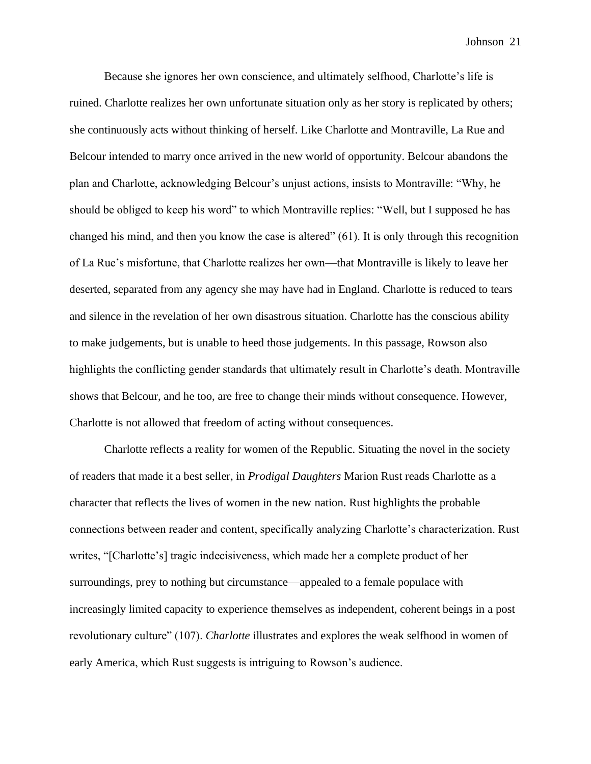Because she ignores her own conscience, and ultimately selfhood, Charlotte's life is ruined. Charlotte realizes her own unfortunate situation only as her story is replicated by others; she continuously acts without thinking of herself. Like Charlotte and Montraville, La Rue and Belcour intended to marry once arrived in the new world of opportunity. Belcour abandons the plan and Charlotte, acknowledging Belcour's unjust actions, insists to Montraville: "Why, he should be obliged to keep his word" to which Montraville replies: "Well, but I supposed he has changed his mind, and then you know the case is altered" (61). It is only through this recognition of La Rue's misfortune, that Charlotte realizes her own—that Montraville is likely to leave her deserted, separated from any agency she may have had in England. Charlotte is reduced to tears and silence in the revelation of her own disastrous situation. Charlotte has the conscious ability to make judgements, but is unable to heed those judgements. In this passage, Rowson also highlights the conflicting gender standards that ultimately result in Charlotte's death. Montraville shows that Belcour, and he too, are free to change their minds without consequence. However, Charlotte is not allowed that freedom of acting without consequences.

Charlotte reflects a reality for women of the Republic. Situating the novel in the society of readers that made it a best seller, in *Prodigal Daughters* Marion Rust reads Charlotte as a character that reflects the lives of women in the new nation. Rust highlights the probable connections between reader and content, specifically analyzing Charlotte's characterization. Rust writes, "[Charlotte's] tragic indecisiveness, which made her a complete product of her surroundings, prey to nothing but circumstance—appealed to a female populace with increasingly limited capacity to experience themselves as independent, coherent beings in a post revolutionary culture" (107). *Charlotte* illustrates and explores the weak selfhood in women of early America, which Rust suggests is intriguing to Rowson's audience.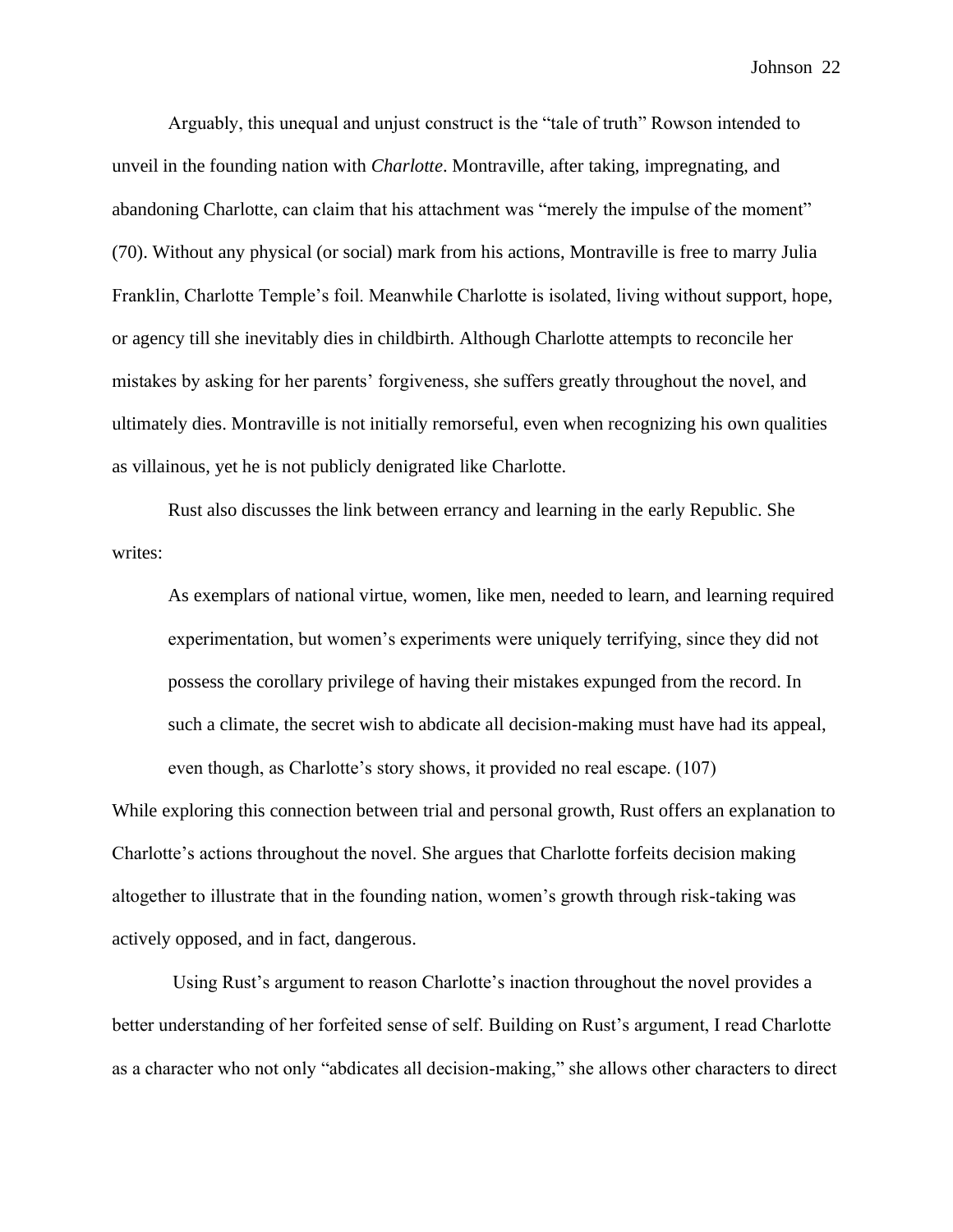Arguably, this unequal and unjust construct is the "tale of truth" Rowson intended to unveil in the founding nation with *Charlotte*. Montraville, after taking, impregnating, and abandoning Charlotte, can claim that his attachment was "merely the impulse of the moment" (70). Without any physical (or social) mark from his actions, Montraville is free to marry Julia Franklin, Charlotte Temple's foil. Meanwhile Charlotte is isolated, living without support, hope, or agency till she inevitably dies in childbirth. Although Charlotte attempts to reconcile her mistakes by asking for her parents' forgiveness, she suffers greatly throughout the novel, and ultimately dies. Montraville is not initially remorseful, even when recognizing his own qualities as villainous, yet he is not publicly denigrated like Charlotte.

Rust also discusses the link between errancy and learning in the early Republic. She writes:

> As exemplars of national virtue, women, like men, needed to learn, and learning required experimentation, but women's experiments were uniquely terrifying, since they did not possess the corollary privilege of having their mistakes expunged from the record. In such a climate, the secret wish to abdicate all decision-making must have had its appeal, even though, as Charlotte's story shows, it provided no real escape. (107)

While exploring this connection between trial and personal growth, Rust offers an explanation to Charlotte's actions throughout the novel. She argues that Charlotte forfeits decision making altogether to illustrate that in the founding nation, women's growth through risk-taking was actively opposed, and in fact, dangerous.

Using Rust's argument to reason Charlotte's inaction throughout the novel provides a better understanding of her forfeited sense of self. Building on Rust's argument, I read Charlotte as a character who not only "abdicates all decision-making," she allows other characters to direct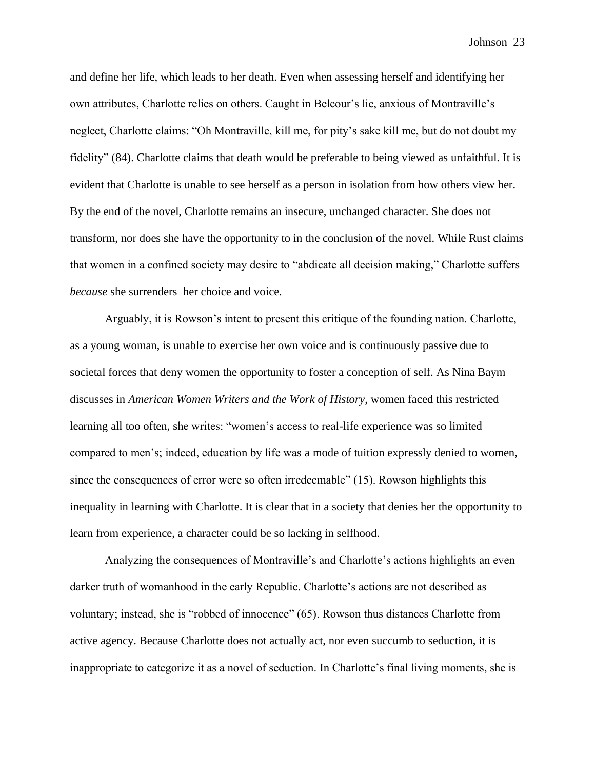and define her life, which leads to her death. Even when assessing herself and identifying her own attributes, Charlotte relies on others. Caught in Belcour's lie, anxious of Montraville's neglect, Charlotte claims: "Oh Montraville, kill me, for pity's sake kill me, but do not doubt my fidelity" (84). Charlotte claims that death would be preferable to being viewed as unfaithful. It is evident that Charlotte is unable to see herself as a person in isolation from how others view her. By the end of the novel, Charlotte remains an insecure, unchanged character. She does not transform, nor does she have the opportunity to in the conclusion of the novel. While Rust claims that women in a confined society may desire to "abdicate all decision making," Charlotte suffers *because* she surrenders her choice and voice.

Arguably, it is Rowson's intent to present this critique of the founding nation. Charlotte, as a young woman, is unable to exercise her own voice and is continuously passive due to societal forces that deny women the opportunity to foster a conception of self. As Nina Baym discusses in *American Women Writers and the Work of History*, women faced this restricted learning all too often, she writes: "women's access to real-life experience was so limited compared to men's; indeed, education by life was a mode of tuition expressly denied to women, since the consequences of error were so often irredeemable" (15). Rowson highlights this inequality in learning with Charlotte. It is clear that in a society that denies her the opportunity to learn from experience, a character could be so lacking in selfhood.

Analyzing the consequences of Montraville's and Charlotte's actions highlights an even darker truth of womanhood in the early Republic. Charlotte's actions are not described as voluntary; instead, she is "robbed of innocence" (65). Rowson thus distances Charlotte from active agency. Because Charlotte does not actually act, nor even succumb to seduction, it is inappropriate to categorize it as a novel of seduction. In Charlotte's final living moments, she is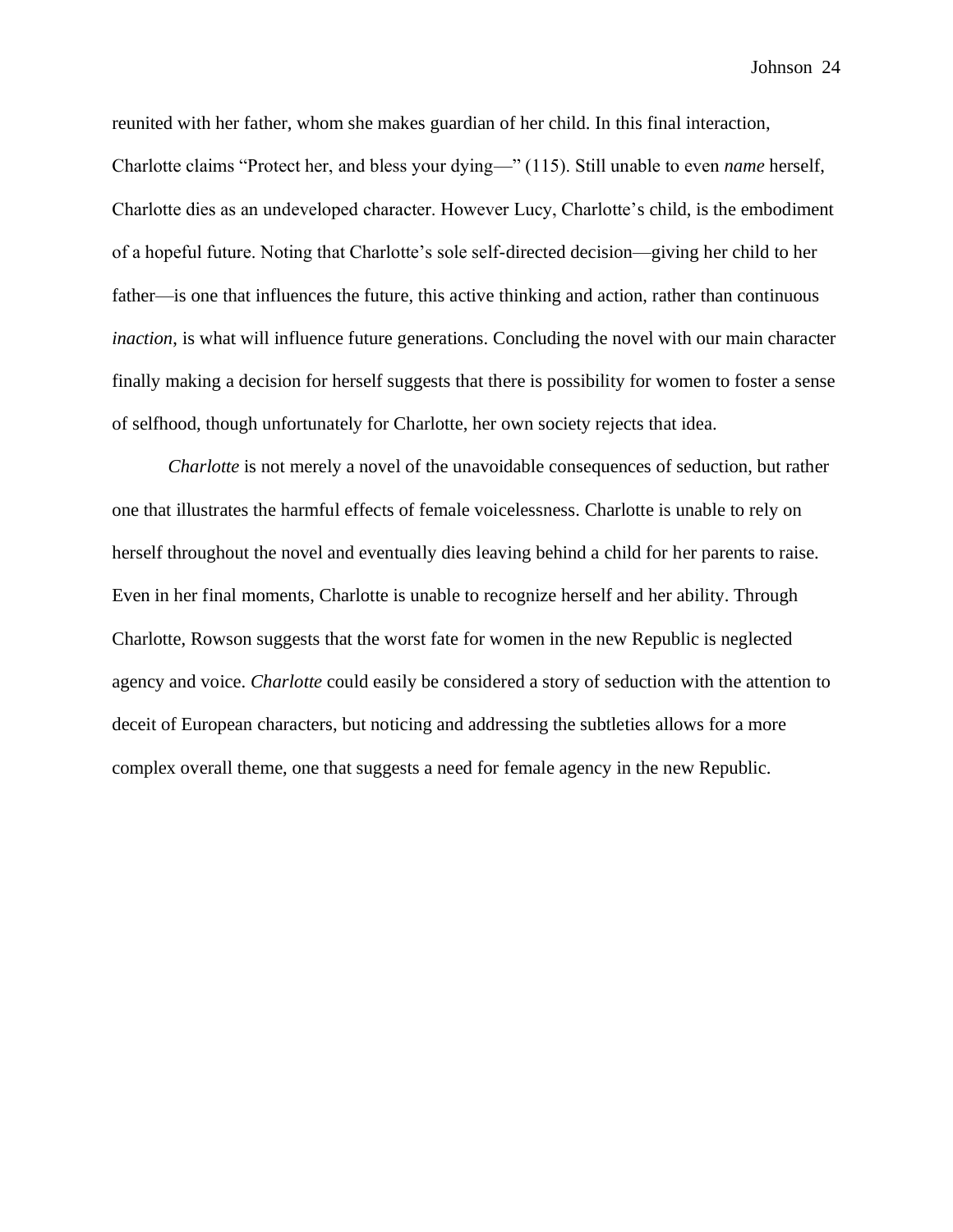reunited with her father, whom she makes guardian of her child. In this final interaction, Charlotte claims "Protect her, and bless your dying—" (115). Still unable to even *name* herself, Charlotte dies as an undeveloped character. However Lucy, Charlotte's child, is the embodiment of a hopeful future. Noting that Charlotte's sole self-directed decision—giving her child to her father—is one that influences the future, this active thinking and action, rather than continuous *inaction*, is what will influence future generations. Concluding the novel with our main character finally making a decision for herself suggests that there is possibility for women to foster a sense of selfhood, though unfortunately for Charlotte, her own society rejects that idea.

*Charlotte* is not merely a novel of the unavoidable consequences of seduction, but rather one that illustrates the harmful effects of female voicelessness. Charlotte is unable to rely on herself throughout the novel and eventually dies leaving behind a child for her parents to raise. Even in her final moments, Charlotte is unable to recognize herself and her ability. Through Charlotte, Rowson suggests that the worst fate for women in the new Republic is neglected agency and voice. *Charlotte* could easily be considered a story of seduction with the attention to deceit of European characters, but noticing and addressing the subtleties allows for a more complex overall theme, one that suggests a need for female agency in the new Republic.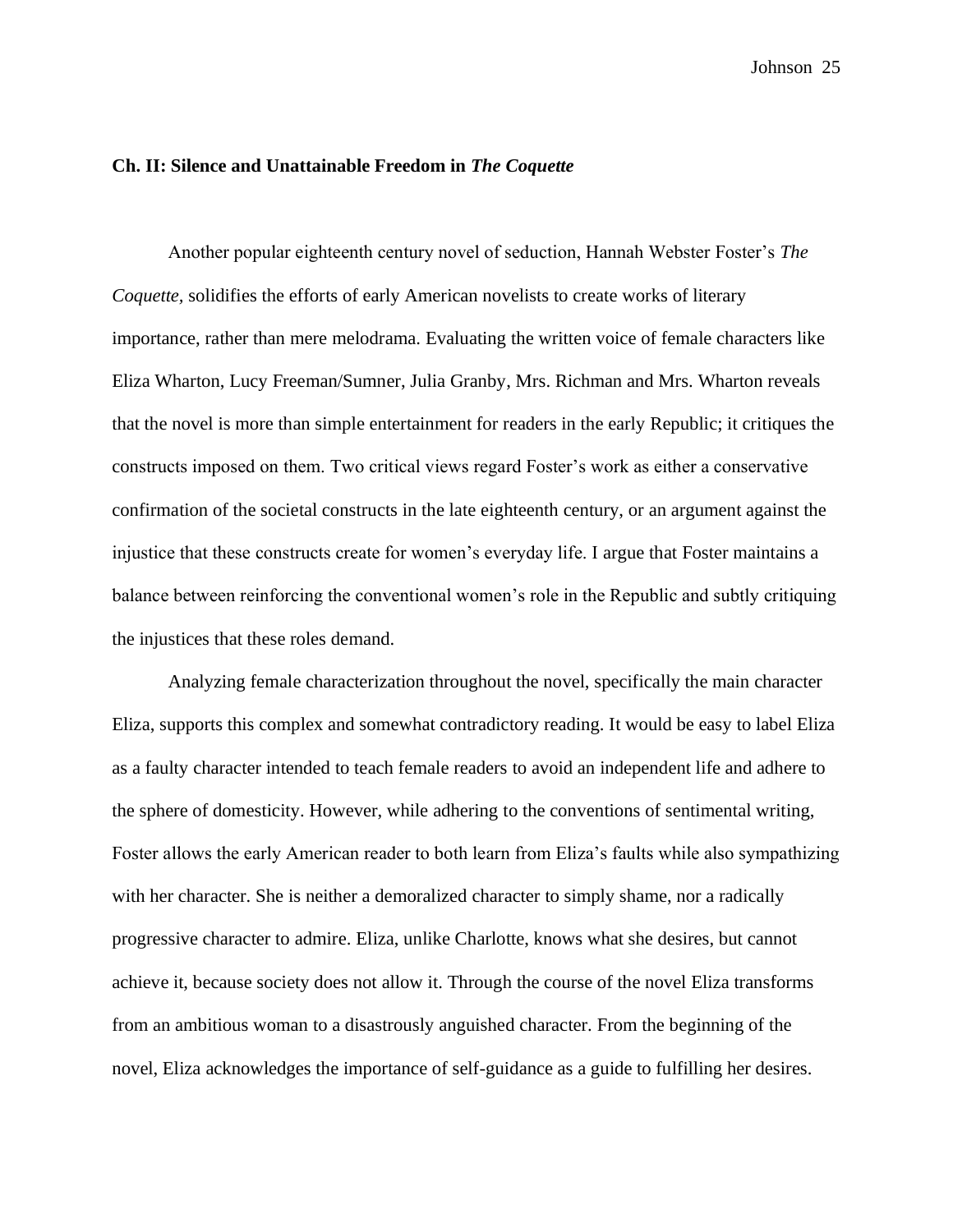## Ch. II: Silence and Unattainable Freedom in *The Coquette*

Another popular eighteenth century novel of seduction, Hannah Webster Foster's *The Coquette,* solidifies the efforts of early American novelists to create works of literary importance, rather than mere melodrama. Evaluating the written voice of female characters like Eliza Wharton, Lucy Freeman/Sumner, Julia Granby, Mrs. Richman and Mrs. Wharton reveals that the novel is more than simple entertainment for readers in the early Republic; it critiques the constructs imposed on them. Two critical views regard Foster's work as either a conservative confirmation of the societal constructs in the late eighteenth century, or an argument against the injustice that these constructs create for women's everyday life. I argue that Foster maintains a balance between reinforcing the conventional women's role in the Republic and subtly critiquing the injustices that these roles demand.

Analyzing female characterization throughout the novel, specifically the main character Eliza, supports this complex and somewhat contradictory reading. It would be easy to label Eliza as a faulty character intended to teach female readers to avoid an independent life and adhere to the sphere of domesticity. However, while adhering to the conventions of sentimental writing, Foster allows the early American reader to both learn from Eliza's faults while also sympathizing with her character. She is neither a demoralized character to simply shame, nor a radically progressive character to admire. Eliza, unlike Charlotte, knows what she desires, but cannot achieve it, because society does not allow it. Through the course of the novel Eliza transforms from an ambitious woman to a disastrously anguished character. From the beginning of the novel, Eliza acknowledges the importance of self-guidance as a guide to fulfilling her desires.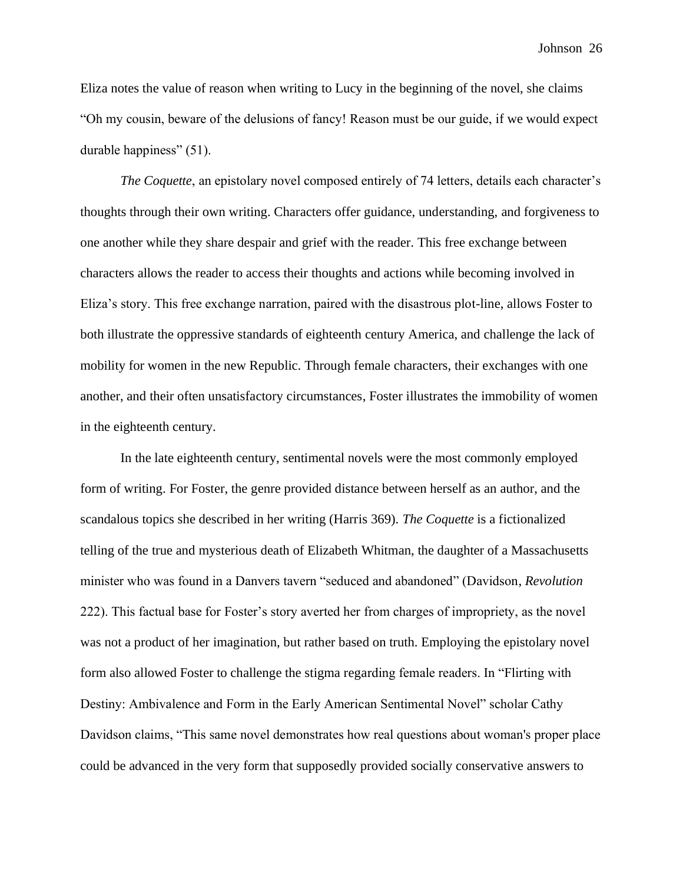Eliza notes the value of reason when writing to Lucy in the beginning of the novel, she claims "Oh my cousin, beware of the delusions of fancy! Reason must be our guide, if we would expect durable happiness" (51).

*The Coquette*, an epistolary novel composed entirely of 74 letters, details each character's thoughts through their own writing. Characters offer guidance, understanding, and forgiveness to one another while they share despair and grief with the reader. This free exchange between characters allows the reader to access their thoughts and actions while becoming involved in Eliza's story. This free exchange narration, paired with the disastrous plot-line, allows Foster to both illustrate the oppressive standards of eighteenth century America, and challenge the lack of mobility for women in the new Republic. Through female characters, their exchanges with one another, and their often unsatisfactory circumstances, Foster illustrates the immobility of women in the eighteenth century.

In the late eighteenth century, sentimental novels were the most commonly employed form of writing. For Foster, the genre provided distance between herself as an author, and the scandalous topics she described in her writing (Harris 369). *The Coquette* is a fictionalized telling of the true and mysterious death of Elizabeth Whitman, the daughter of a Massachusetts minister who was found in a Danvers tavern "seduced and abandoned" (Davidson, *Revolution* 222). This factual base for Foster's story averted her from charges of impropriety, as the novel was not a product of her imagination, but rather based on truth. Employing the epistolary novel form also allowed Foster to challenge the stigma regarding female readers. In "Flirting with Destiny: Ambivalence and Form in the Early American Sentimental Novel" scholar Cathy Davidson claims, "This same novel demonstrates how real questions about woman's proper place could be advanced in the very form that supposedly provided socially conservative answers to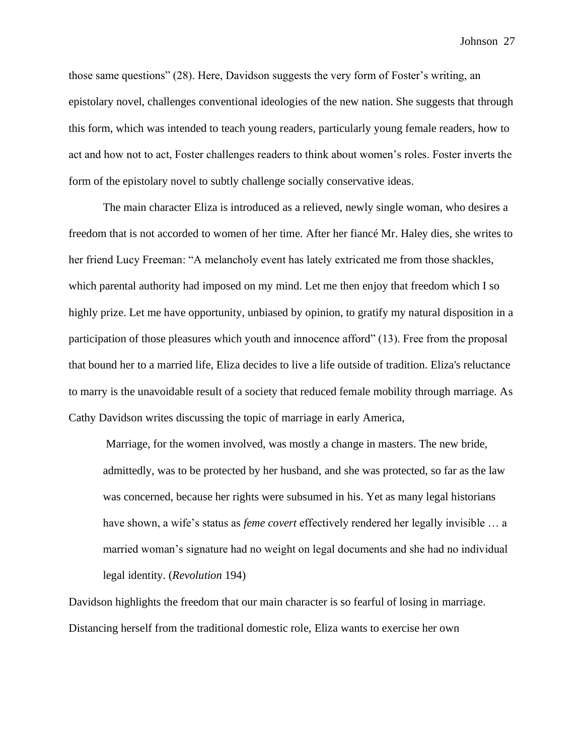those same questions" (28). Here, Davidson suggests the very form of Foster's writing, an epistolary novel, challenges conventional ideologies of the new nation. She suggests that through this form, which was intended to teach young readers, particularly young female readers, how to act and how not to act, Foster challenges readers to think about women's roles. Foster inverts the form of the epistolary novel to subtly challenge socially conservative ideas.

The main character Eliza is introduced as a relieved, newly single woman, who desires a freedom that is not accorded to women of her time. After her fiancé Mr. Haley dies, she writes to her friend Lucy Freeman: "A melancholy event has lately extricated me from those shackles, which parental authority had imposed on my mind. Let me then enjoy that freedom which I so highly prize. Let me have opportunity, unbiased by opinion, to gratify my natural disposition in a participation of those pleasures which youth and innocence afford" (13). Free from the proposal that bound her to a married life, Eliza decides to live a life outside of tradition. Eliza's reluctance to marry is the unavoidable result of a society that reduced female mobility through marriage. As Cathy Davidson writes discussing the topic of marriage in early America,

> Marriage, for the women involved, was mostly a change in masters. The new bride, admittedly, was to be protected by her husband, and she was protected, so far as the law was concerned, because her rights were subsumed in his. Yet as many legal historians have shown, a wife's status as *feme covert* effectively rendered her legally invisible … a married woman's signature had no weight on legal documents and she had no individual legal identity. (*Revolution* 194)

Davidson highlights the freedom that our main character is so fearful of losing in marriage. Distancing herself from the traditional domestic role, Eliza wants to exercise her own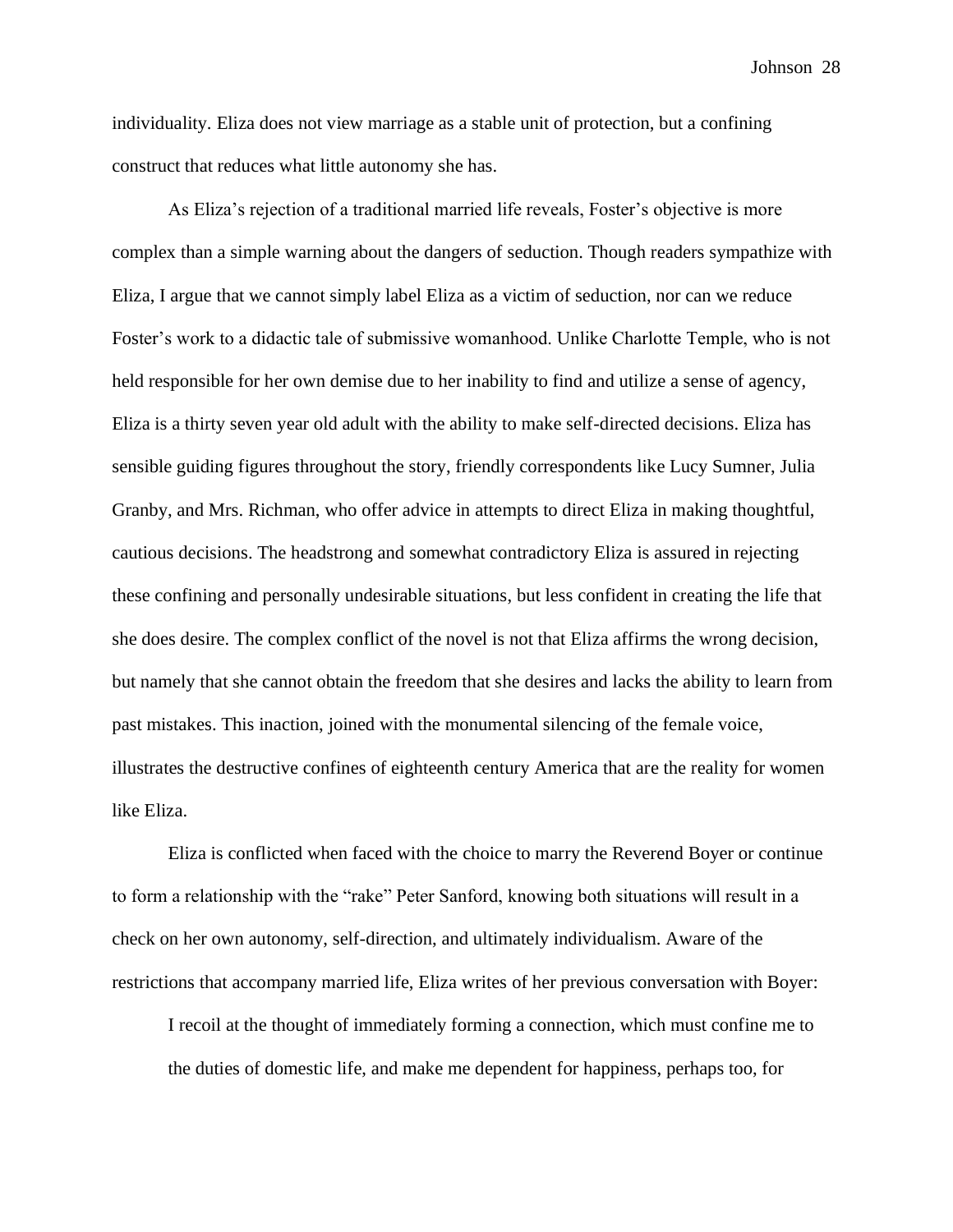individuality. Eliza does not view marriage as a stable unit of protection, but a confining construct that reduces what little autonomy she has.

As Eliza's rejection of a traditional married life reveals, Foster's objective is more complex than a simple warning about the dangers of seduction. Though readers sympathize with Eliza, I argue that we cannot simply label Eliza as a victim of seduction, nor can we reduce Foster's work to a didactic tale of submissive womanhood. Unlike Charlotte Temple, who is not held responsible for her own demise due to her inability to find and utilize a sense of agency, Eliza is a thirty seven year old adult with the ability to make self-directed decisions. Eliza has sensible guiding figures throughout the story, friendly correspondents like Lucy Sumner, Julia Granby, and Mrs. Richman, who offer advice in attempts to direct Eliza in making thoughtful, cautious decisions. The headstrong and somewhat contradictory Eliza is assured in rejecting these confining and personally undesirable situations, but less confident in creating the life that she does desire. The complex conflict of the novel is not that Eliza affirms the wrong decision, but namely that she cannot obtain the freedom that she desires and lacks the ability to learn from past mistakes. This inaction, joined with the monumental silencing of the female voice, illustrates the destructive confines of eighteenth century America that are the reality for women like Eliza.

Eliza is conflicted when faced with the choice to marry the Reverend Boyer or continue to form a relationship with the "rake" Peter Sanford, knowing both situations will result in a check on her own autonomy, self-direction, and ultimately individualism. Aware of the restrictions that accompany married life, Eliza writes of her previous conversation with Boyer:

> I recoil at the thought of immediately forming a connection, which must confine me to the duties of domestic life, and make me dependent for happiness, perhaps too, for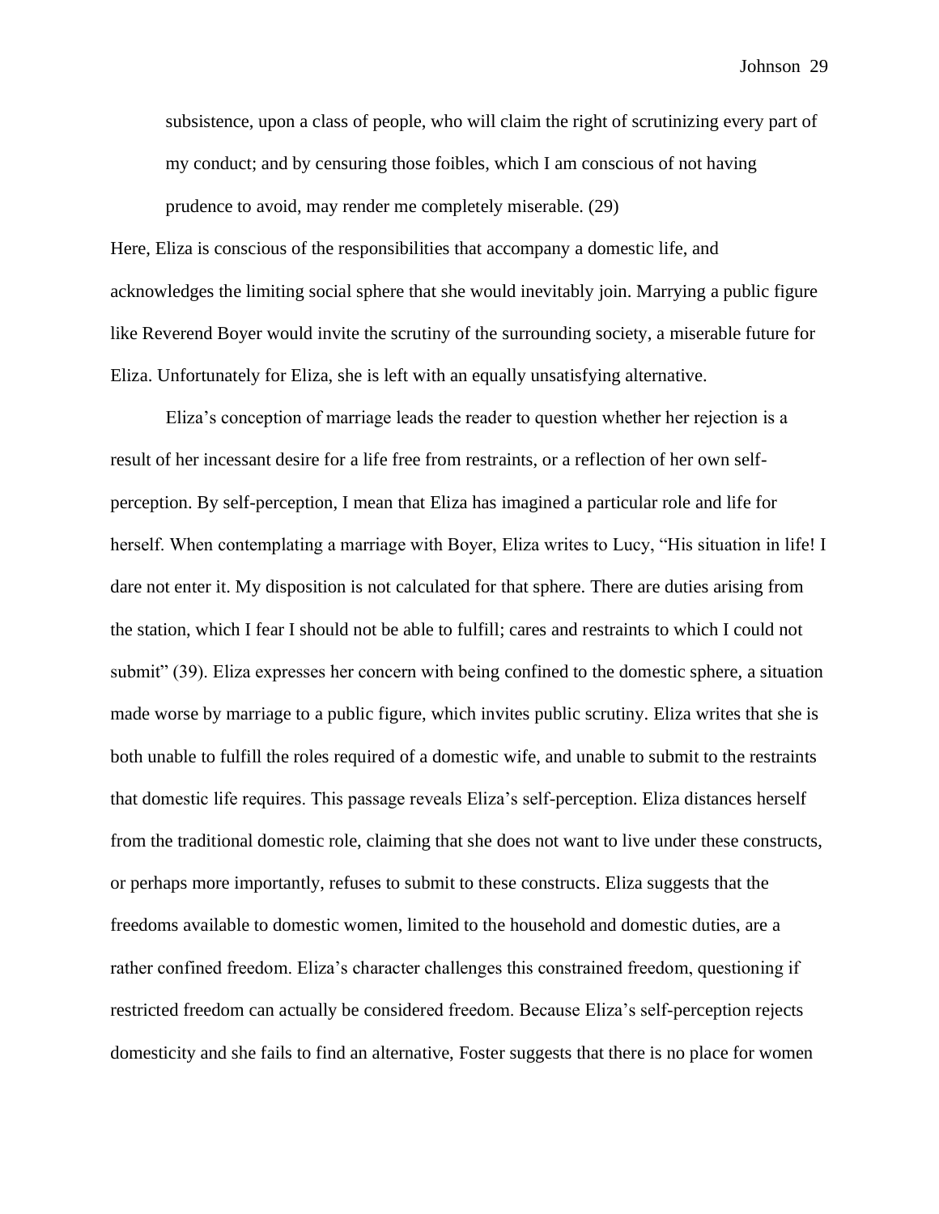> subsistence, upon a class of people, who will claim the right of scrutinizing every part of my conduct; and by censuring those foibles, which I am conscious of not having prudence to avoid, may render me completely miserable. (29)

Here, Eliza is conscious of the responsibilities that accompany a domestic life, and acknowledges the limiting social sphere that she would inevitably join. Marrying a public figure like Reverend Boyer would invite the scrutiny of the surrounding society, a miserable future for Eliza. Unfortunately for Eliza, she is left with an equally unsatisfying alternative.

Eliza's conception of marriage leads the reader to question whether her rejection is a result of her incessant desire for a life free from restraints, or a reflection of her own self-perception. By self-perception, I mean that Eliza has imagined a particular role and life for herself. When contemplating a marriage with Boyer, Eliza writes to Lucy, "His situation in life! I dare not enter it. My disposition is not calculated for that sphere. There are duties arising from the station, which I fear I should not be able to fulfill; cares and restraints to which I could not submit" (39). Eliza expresses her concern with being confined to the domestic sphere, a situation made worse by marriage to a public figure, which invites public scrutiny. Eliza writes that she is both unable to fulfill the roles required of a domestic wife, and unable to submit to the restraints that domestic life requires. This passage reveals Eliza's self-perception. Eliza distances herself from the traditional domestic role, claiming that she does not want to live under these constructs, or perhaps more importantly, refuses to submit to these constructs. Eliza suggests that the freedoms available to domestic women, limited to the household and domestic duties, are a rather confined freedom. Eliza's character challenges this constrained freedom, questioning if restricted freedom can actually be considered freedom. Because Eliza's self-perception rejects domesticity and she fails to find an alternative, Foster suggests that there is no place for women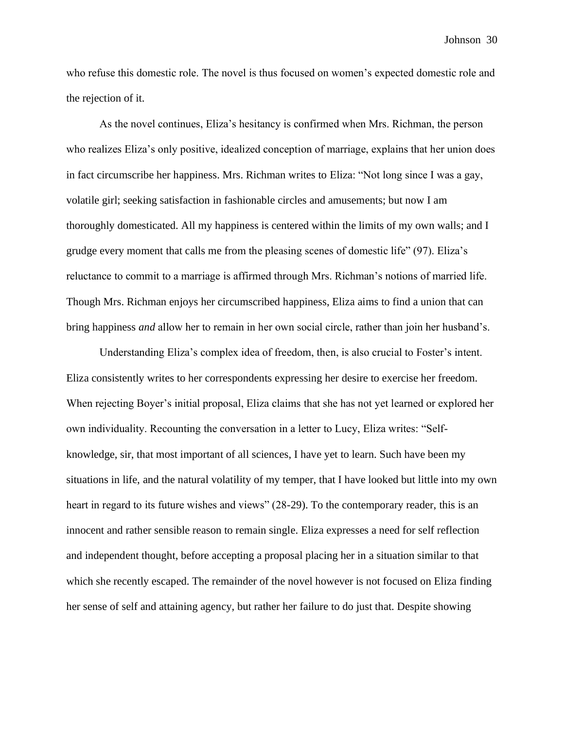who refuse this domestic role. The novel is thus focused on women's expected domestic role and the rejection of it.

As the novel continues, Eliza's hesitancy is confirmed when Mrs. Richman, the person who realizes Eliza's only positive, idealized conception of marriage, explains that her union does in fact circumscribe her happiness. Mrs. Richman writes to Eliza: "Not long since I was a gay, volatile girl; seeking satisfaction in fashionable circles and amusements; but now I am thoroughly domesticated. All my happiness is centered within the limits of my own walls; and I grudge every moment that calls me from the pleasing scenes of domestic life" (97). Eliza's reluctance to commit to a marriage is affirmed through Mrs. Richman's notions of married life. Though Mrs. Richman enjoys her circumscribed happiness, Eliza aims to find a union that can bring happiness *and* allow her to remain in her own social circle, rather than join her husband's.

Understanding Eliza's complex idea of freedom, then, is also crucial to Foster's intent. Eliza consistently writes to her correspondents expressing her desire to exercise her freedom. When rejecting Boyer's initial proposal, Eliza claims that she has not yet learned or explored her own individuality. Recounting the conversation in a letter to Lucy, Eliza writes: "Self-knowledge, sir, that most important of all sciences, I have yet to learn. Such have been my situations in life, and the natural volatility of my temper, that I have looked but little into my own heart in regard to its future wishes and views" (28-29). To the contemporary reader, this is an innocent and rather sensible reason to remain single. Eliza expresses a need for self reflection and independent thought, before accepting a proposal placing her in a situation similar to that which she recently escaped. The remainder of the novel however is not focused on Eliza finding her sense of self and attaining agency, but rather her failure to do just that. Despite showing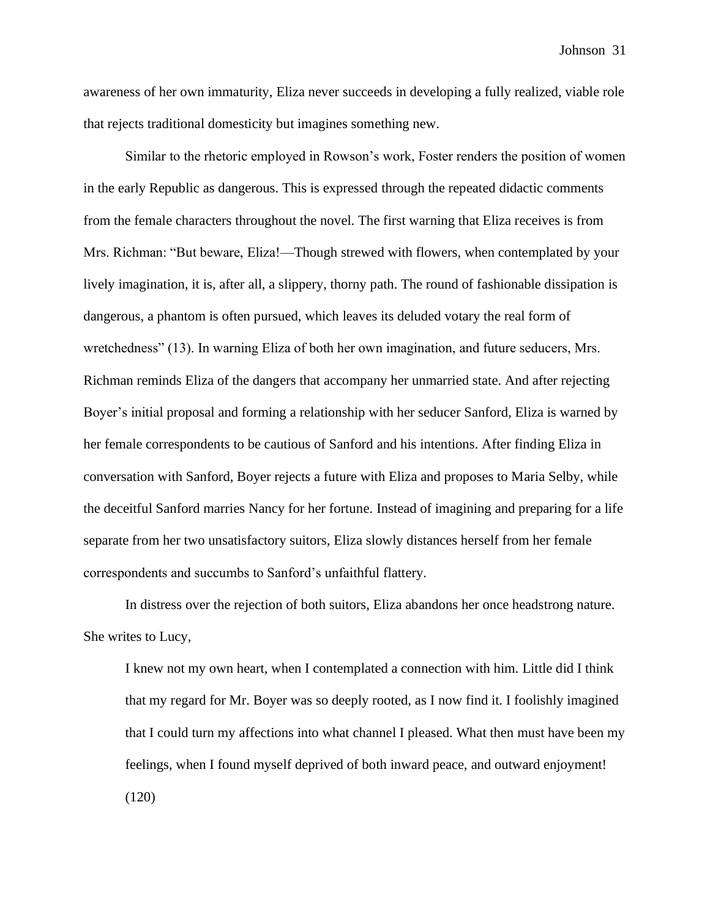awareness of her own immaturity, Eliza never succeeds in developing a fully realized, viable role that rejects traditional domesticity but imagines something new.

Similar to the rhetoric employed in Rowson's work, Foster renders the position of women in the early Republic as dangerous. This is expressed through the repeated didactic comments from the female characters throughout the novel. The first warning that Eliza receives is from Mrs. Richman: "But beware, Eliza!—Though strewed with flowers, when contemplated by your lively imagination, it is, after all, a slippery, thorny path. The round of fashionable dissipation is dangerous, a phantom is often pursued, which leaves its deluded votary the real form of wretchedness" (13). In warning Eliza of both her own imagination, and future seducers, Mrs. Richman reminds Eliza of the dangers that accompany her unmarried state. And after rejecting Boyer's initial proposal and forming a relationship with her seducer Sanford, Eliza is warned by her female correspondents to be cautious of Sanford and his intentions. After finding Eliza in conversation with Sanford, Boyer rejects a future with Eliza and proposes to Maria Selby, while the deceitful Sanford marries Nancy for her fortune. Instead of imagining and preparing for a life separate from her two unsatisfactory suitors, Eliza slowly distances herself from her female correspondents and succumbs to Sanford's unfaithful flattery.

In distress over the rejection of both suitors, Eliza abandons her once headstrong nature. She writes to Lucy,

> I knew not my own heart, when I contemplated a connection with him. Little did I think that my regard for Mr. Boyer was so deeply rooted, as I now find it. I foolishly imagined that I could turn my affections into what channel I pleased. What then must have been my feelings, when I found myself deprived of both inward peace, and outward enjoyment! (120)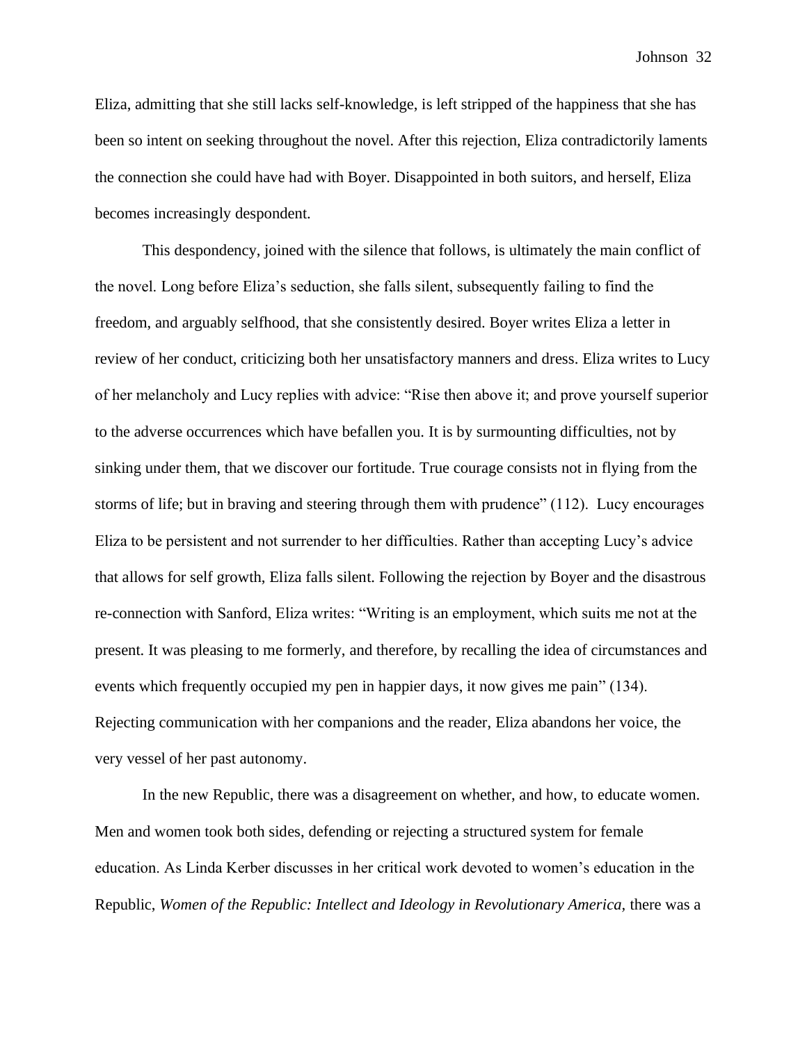Eliza, admitting that she still lacks self-knowledge, is left stripped of the happiness that she has been so intent on seeking throughout the novel. After this rejection, Eliza contradictorily laments the connection she could have had with Boyer. Disappointed in both suitors, and herself, Eliza becomes increasingly despondent.

This despondency, joined with the silence that follows, is ultimately the main conflict of the novel. Long before Eliza's seduction, she falls silent, subsequently failing to find the freedom, and arguably selfhood, that she consistently desired. Boyer writes Eliza a letter in review of her conduct, criticizing both her unsatisfactory manners and dress. Eliza writes to Lucy of her melancholy and Lucy replies with advice: "Rise then above it; and prove yourself superior to the adverse occurrences which have befallen you. It is by surmounting difficulties, not by sinking under them, that we discover our fortitude. True courage consists not in flying from the storms of life; but in braving and steering through them with prudence" (112). Lucy encourages Eliza to be persistent and not surrender to her difficulties. Rather than accepting Lucy's advice that allows for self growth, Eliza falls silent. Following the rejection by Boyer and the disastrous re-connection with Sanford, Eliza writes: "Writing is an employment, which suits me not at the present. It was pleasing to me formerly, and therefore, by recalling the idea of circumstances and events which frequently occupied my pen in happier days, it now gives me pain" (134). Rejecting communication with her companions and the reader, Eliza abandons her voice, the very vessel of her past autonomy.

In the new Republic, there was a disagreement on whether, and how, to educate women. Men and women took both sides, defending or rejecting a structured system for female education. As Linda Kerber discusses in her critical work devoted to women's education in the Republic, *Women of the Republic: Intellect and Ideology in Revolutionary America,* there was a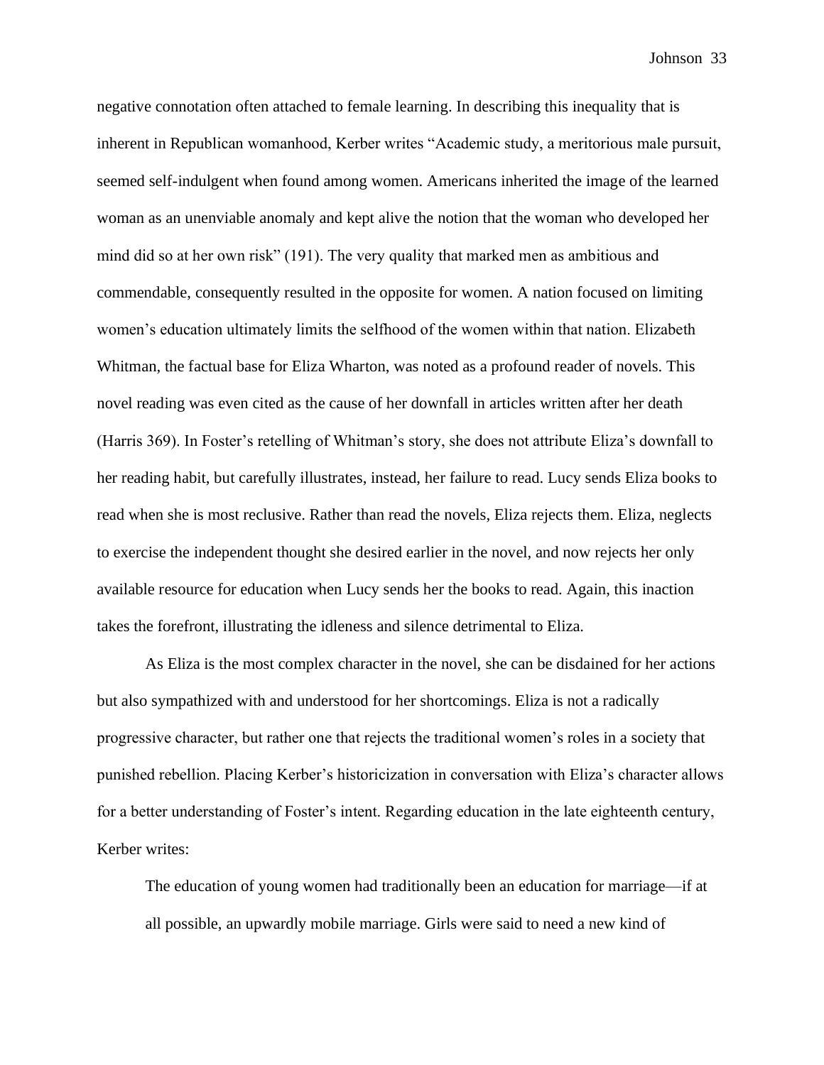negative connotation often attached to female learning. In describing this inequality that is inherent in Republican womanhood, Kerber writes "Academic study, a meritorious male pursuit, seemed self-indulgent when found among women. Americans inherited the image of the learned woman as an unenviable anomaly and kept alive the notion that the woman who developed her mind did so at her own risk" (191). The very quality that marked men as ambitious and commendable, consequently resulted in the opposite for women. A nation focused on limiting women's education ultimately limits the selfhood of the women within that nation. Elizabeth Whitman, the factual base for Eliza Wharton, was noted as a profound reader of novels. This novel reading was even cited as the cause of her downfall in articles written after her death (Harris 369). In Foster's retelling of Whitman's story, she does not attribute Eliza's downfall to her reading habit, but carefully illustrates, instead, her failure to read. Lucy sends Eliza books to read when she is most reclusive. Rather than read the novels, Eliza rejects them. Eliza, neglects to exercise the independent thought she desired earlier in the novel, and now rejects her only available resource for education when Lucy sends her the books to read. Again, this inaction takes the forefront, illustrating the idleness and silence detrimental to Eliza.

As Eliza is the most complex character in the novel, she can be disdained for her actions but also sympathized with and understood for her shortcomings. Eliza is not a radically progressive character, but rather one that rejects the traditional women's roles in a society that punished rebellion. Placing Kerber's historicization in conversation with Eliza's character allows for a better understanding of Foster's intent. Regarding education in the late eighteenth century, Kerber writes:

> The education of young women had traditionally been an education for marriage—if at all possible, an upwardly mobile marriage. Girls were said to need a new kind of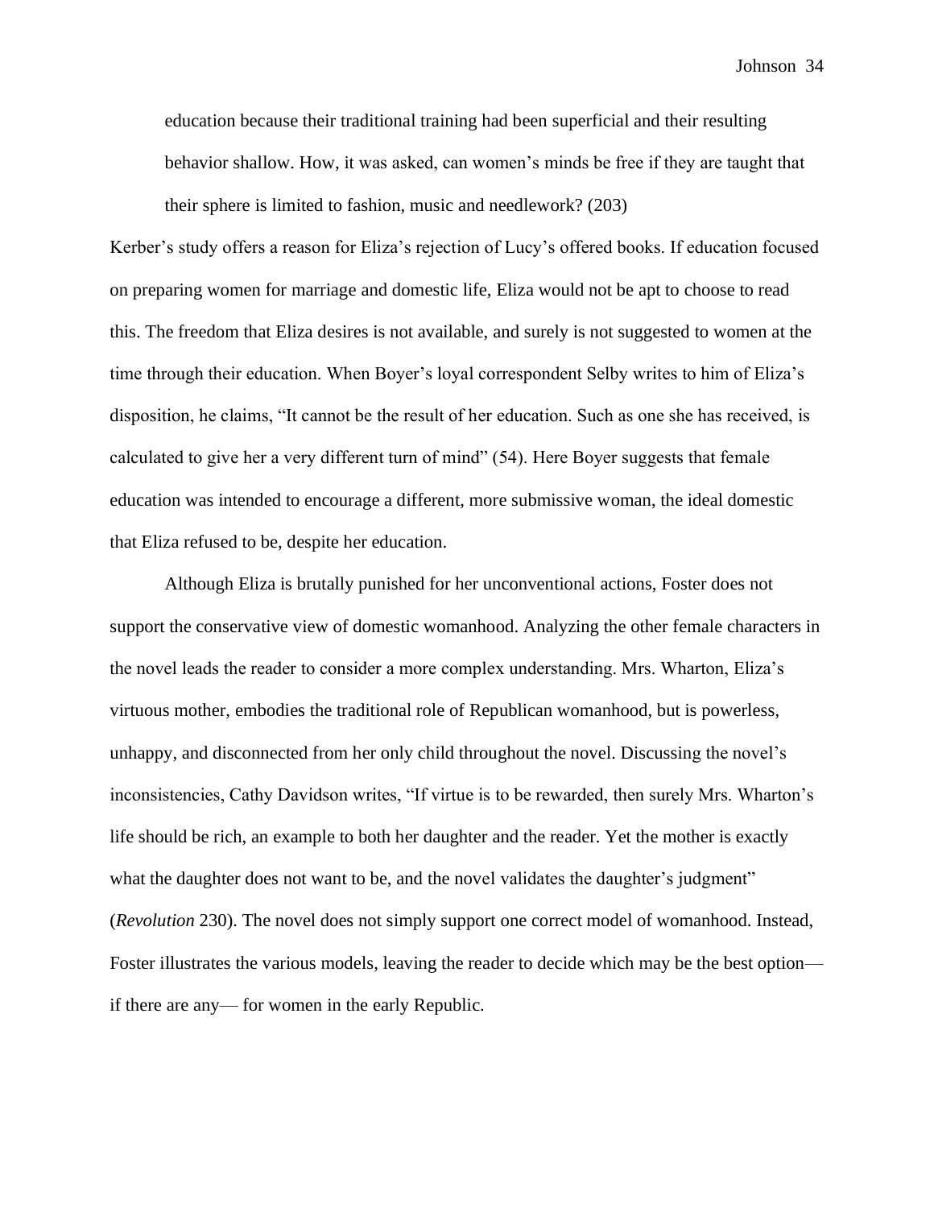> education because their traditional training had been superficial and their resulting behavior shallow. How, it was asked, can women's minds be free if they are taught that their sphere is limited to fashion, music and needlework? (203)

Kerber's study offers a reason for Eliza's rejection of Lucy's offered books. If education focused on preparing women for marriage and domestic life, Eliza would not be apt to choose to read this. The freedom that Eliza desires is not available, and surely is not suggested to women at the time through their education. When Boyer's loyal correspondent Selby writes to him of Eliza's disposition, he claims, "It cannot be the result of her education. Such as one she has received, is calculated to give her a very different turn of mind" (54). Here Boyer suggests that female education was intended to encourage a different, more submissive woman, the ideal domestic that Eliza refused to be, despite her education.

Although Eliza is brutally punished for her unconventional actions, Foster does not support the conservative view of domestic womanhood. Analyzing the other female characters in the novel leads the reader to consider a more complex understanding. Mrs. Wharton, Eliza's virtuous mother, embodies the traditional role of Republican womanhood, but is powerless, unhappy, and disconnected from her only child throughout the novel. Discussing the novel's inconsistencies, Cathy Davidson writes, "If virtue is to be rewarded, then surely Mrs. Wharton's life should be rich, an example to both her daughter and the reader. Yet the mother is exactly what the daughter does not want to be, and the novel validates the daughter's judgment" (*Revolution* 230). The novel does not simply support one correct model of womanhood. Instead, Foster illustrates the various models, leaving the reader to decide which may be the best option—if there are any— for women in the early Republic.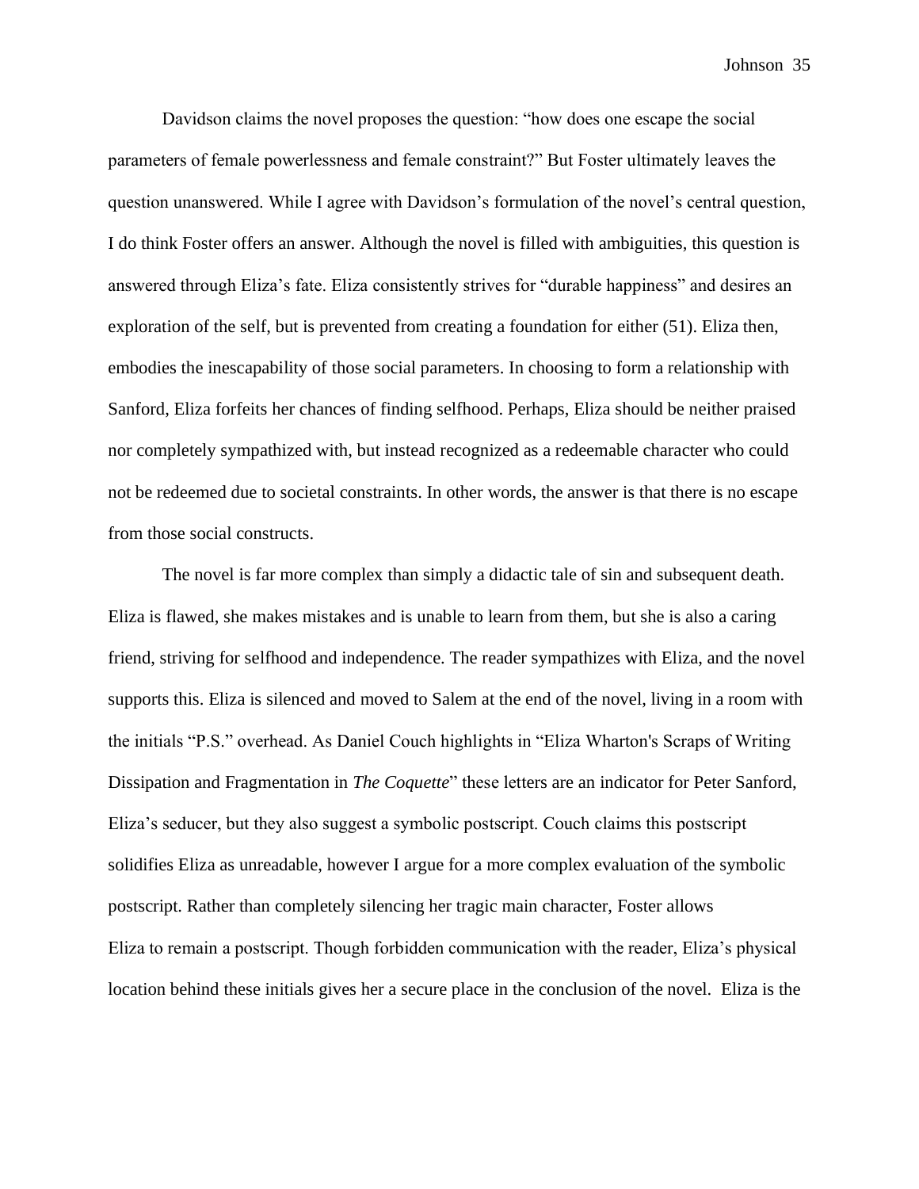Davidson claims the novel proposes the question: "how does one escape the social parameters of female powerlessness and female constraint?" But Foster ultimately leaves the question unanswered. While I agree with Davidson's formulation of the novel's central question, I do think Foster offers an answer. Although the novel is filled with ambiguities, this question is answered through Eliza's fate. Eliza consistently strives for "durable happiness" and desires an exploration of the self, but is prevented from creating a foundation for either (51). Eliza then, embodies the inescapability of those social parameters. In choosing to form a relationship with Sanford, Eliza forfeits her chances of finding selfhood. Perhaps, Eliza should be neither praised nor completely sympathized with, but instead recognized as a redeemable character who could not be redeemed due to societal constraints. In other words, the answer is that there is no escape from those social constructs.

The novel is far more complex than simply a didactic tale of sin and subsequent death. Eliza is flawed, she makes mistakes and is unable to learn from them, but she is also a caring friend, striving for selfhood and independence. The reader sympathizes with Eliza, and the novel supports this. Eliza is silenced and moved to Salem at the end of the novel, living in a room with the initials "P.S." overhead. As Daniel Couch highlights in "Eliza Wharton's Scraps of Writing Dissipation and Fragmentation in *The Coquette*" these letters are an indicator for Peter Sanford, Eliza's seducer, but they also suggest a symbolic postscript. Couch claims this postscript solidifies Eliza as unreadable, however I argue for a more complex evaluation of the symbolic postscript. Rather than completely silencing her tragic main character, Foster allows Eliza to remain a postscript. Though forbidden communication with the reader, Eliza's physical location behind these initials gives her a secure place in the conclusion of the novel. Eliza is the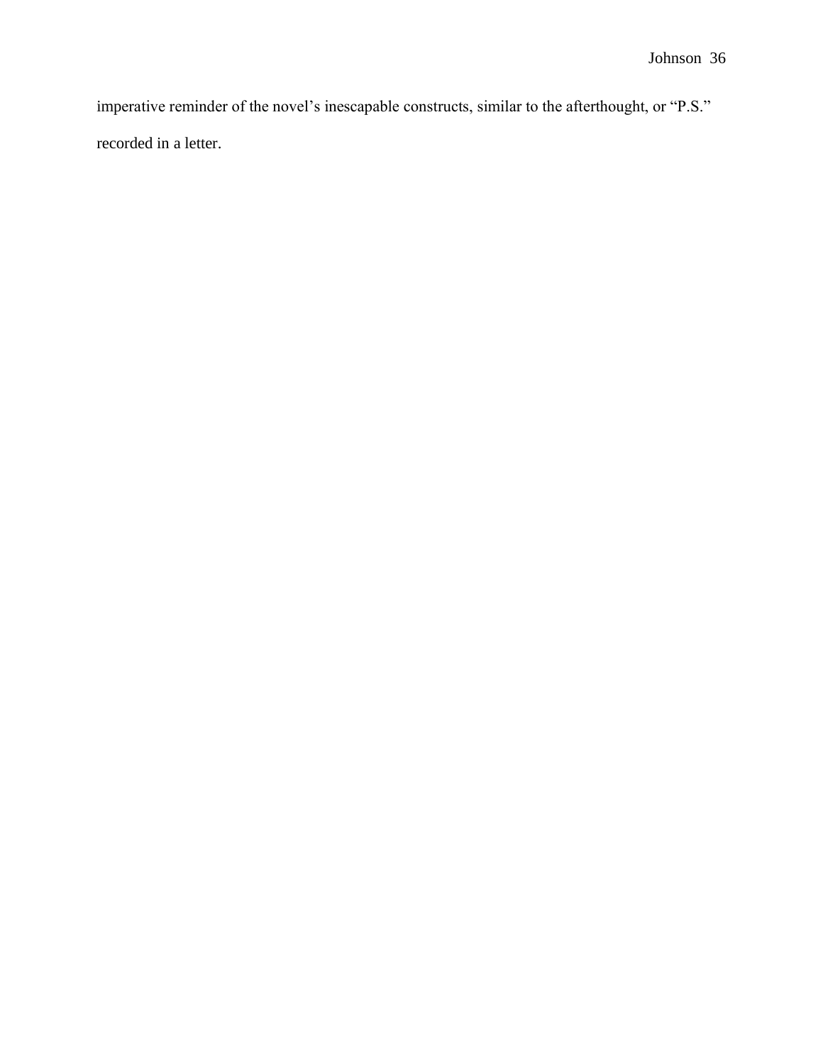imperative reminder of the novel's inescapable constructs, similar to the afterthought, or "P.S." recorded in a letter.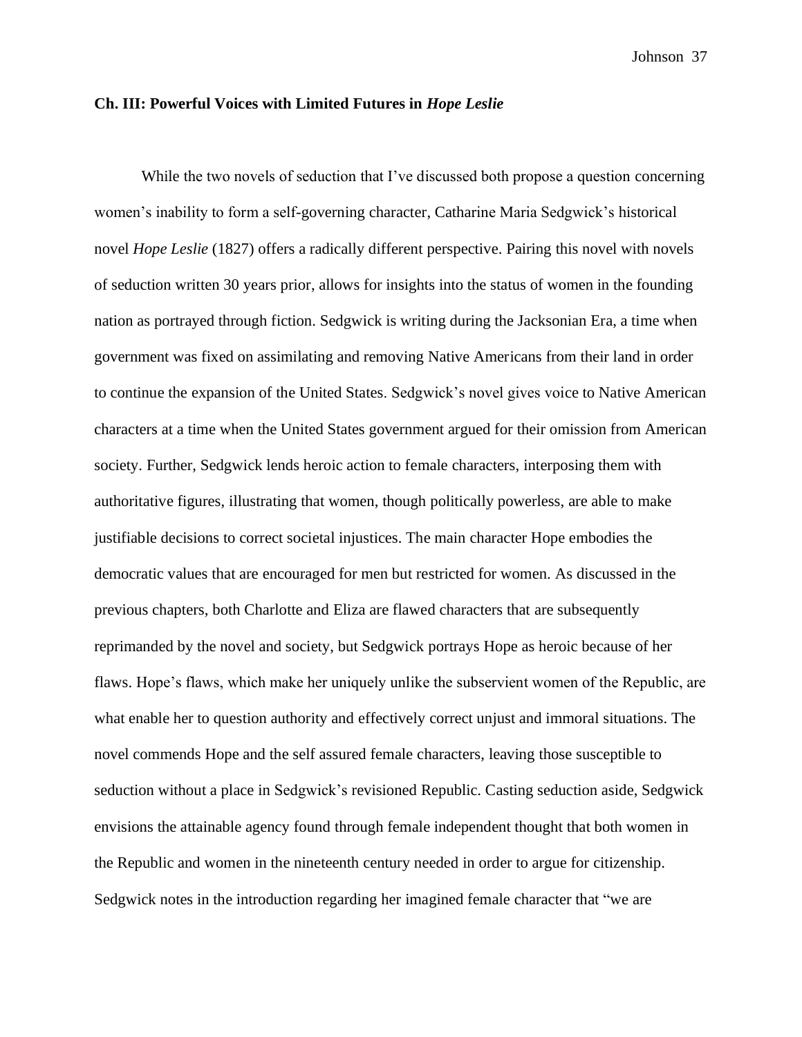**Ch. III: Powerful Voices with Limited Futures in *Hope Leslie***

While the two novels of seduction that I've discussed both propose a question concerning women's inability to form a self-governing character, Catharine Maria Sedgwick's historical novel *Hope Leslie* (1827) offers a radically different perspective. Pairing this novel with novels of seduction written 30 years prior, allows for insights into the status of women in the founding nation as portrayed through fiction. Sedgwick is writing during the Jacksonian Era, a time when government was fixed on assimilating and removing Native Americans from their land in order to continue the expansion of the United States. Sedgwick's novel gives voice to Native American characters at a time when the United States government argued for their omission from American society. Further, Sedgwick lends heroic action to female characters, interposing them with authoritative figures, illustrating that women, though politically powerless, are able to make justifiable decisions to correct societal injustices. The main character Hope embodies the democratic values that are encouraged for men but restricted for women. As discussed in the previous chapters, both Charlotte and Eliza are flawed characters that are subsequently reprimanded by the novel and society, but Sedgwick portrays Hope as heroic because of her flaws. Hope's flaws, which make her uniquely unlike the subservient women of the Republic, are what enable her to question authority and effectively correct unjust and immoral situations. The novel commends Hope and the self assured female characters, leaving those susceptible to seduction without a place in Sedgwick's revisioned Republic. Casting seduction aside, Sedgwick envisions the attainable agency found through female independent thought that both women in the Republic and women in the nineteenth century needed in order to argue for citizenship. Sedgwick notes in the introduction regarding her imagined female character that "we are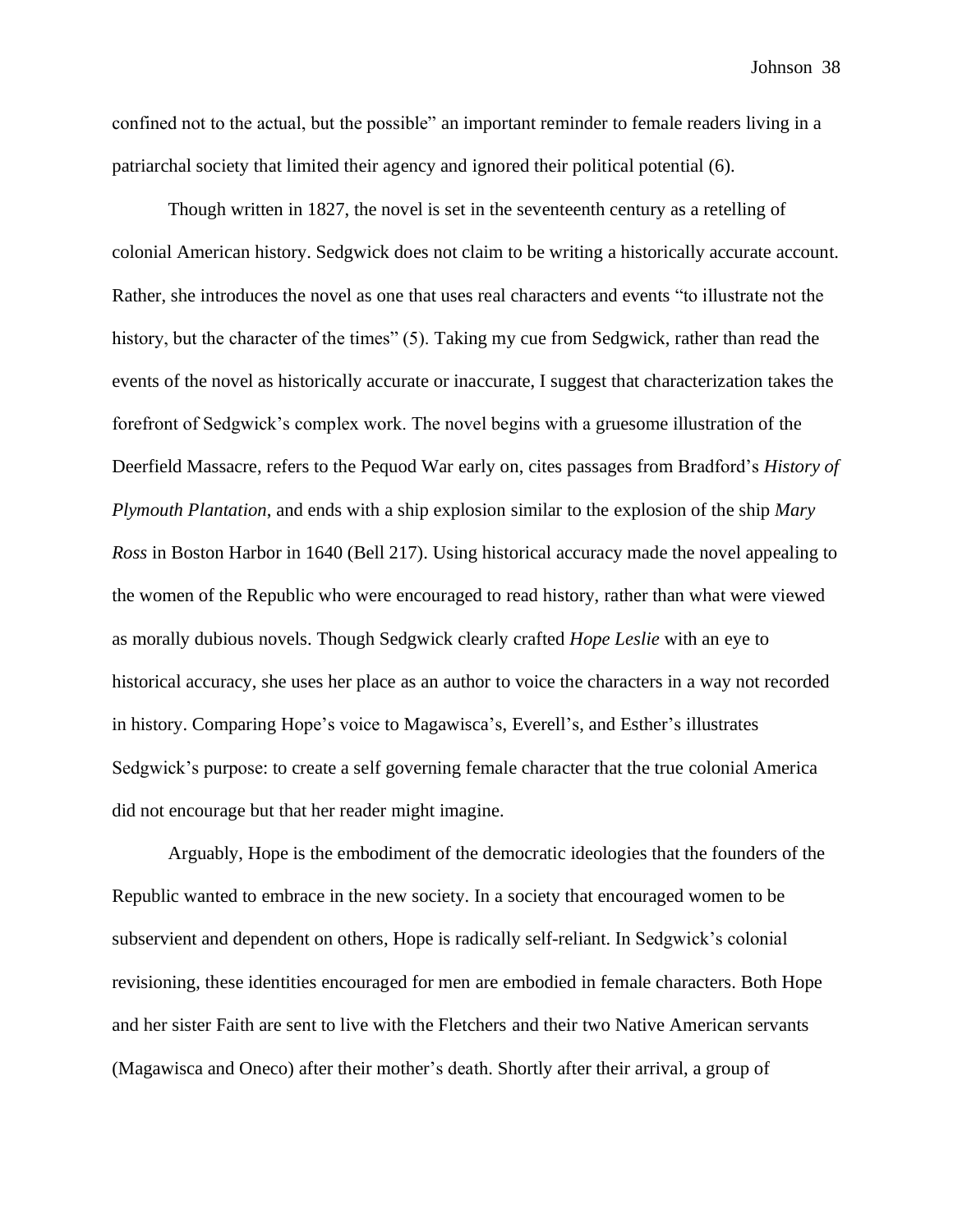confined not to the actual, but the possible" an important reminder to female readers living in a patriarchal society that limited their agency and ignored their political potential (6).

Though written in 1827, the novel is set in the seventeenth century as a retelling of colonial American history. Sedgwick does not claim to be writing a historically accurate account. Rather, she introduces the novel as one that uses real characters and events "to illustrate not the history, but the character of the times" (5). Taking my cue from Sedgwick, rather than read the events of the novel as historically accurate or inaccurate, I suggest that characterization takes the forefront of Sedgwick's complex work. The novel begins with a gruesome illustration of the Deerfield Massacre, refers to the Pequod War early on, cites passages from Bradford's *History of Plymouth Plantation*, and ends with a ship explosion similar to the explosion of the ship *Mary Ross* in Boston Harbor in 1640 (Bell 217). Using historical accuracy made the novel appealing to the women of the Republic who were encouraged to read history, rather than what were viewed as morally dubious novels. Though Sedgwick clearly crafted *Hope Leslie* with an eye to historical accuracy, she uses her place as an author to voice the characters in a way not recorded in history. Comparing Hope's voice to Magawisca's, Everell's, and Esther's illustrates Sedgwick's purpose: to create a self governing female character that the true colonial America did not encourage but that her reader might imagine.

Arguably, Hope is the embodiment of the democratic ideologies that the founders of the Republic wanted to embrace in the new society. In a society that encouraged women to be subservient and dependent on others, Hope is radically self-reliant. In Sedgwick's colonial revisioning, these identities encouraged for men are embodied in female characters. Both Hope and her sister Faith are sent to live with the Fletchers and their two Native American servants (Magawisca and Oneco) after their mother's death. Shortly after their arrival, a group of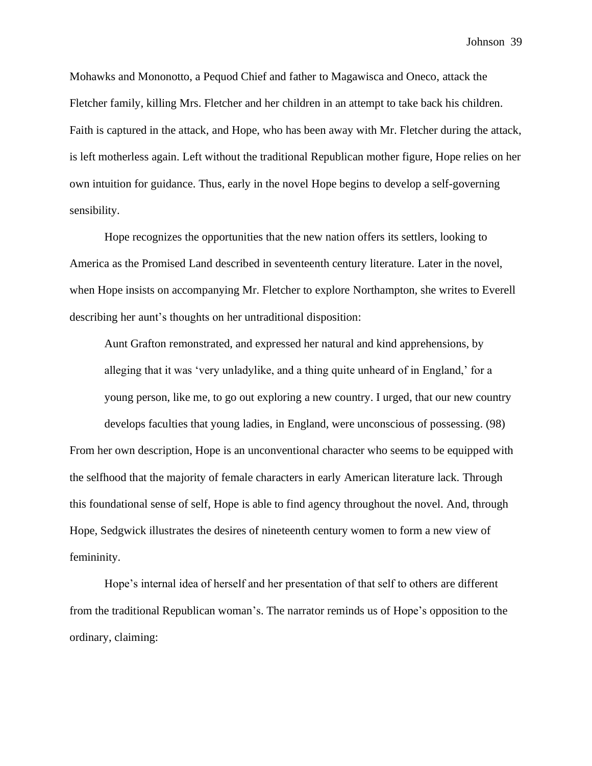Mohawks and Mononotto, a Pequod Chief and father to Magawisca and Oneco, attack the Fletcher family, killing Mrs. Fletcher and her children in an attempt to take back his children. Faith is captured in the attack, and Hope, who has been away with Mr. Fletcher during the attack, is left motherless again. Left without the traditional Republican mother figure, Hope relies on her own intuition for guidance. Thus, early in the novel Hope begins to develop a self-governing sensibility.

Hope recognizes the opportunities that the new nation offers its settlers, looking to America as the Promised Land described in seventeenth century literature. Later in the novel, when Hope insists on accompanying Mr. Fletcher to explore Northampton, she writes to Everell describing her aunt's thoughts on her untraditional disposition:

> Aunt Grafton remonstrated, and expressed her natural and kind apprehensions, by alleging that it was 'very unladylike, and a thing quite unheard of in England,' for a young person, like me, to go out exploring a new country. I urged, that our new country develops faculties that young ladies, in England, were unconscious of possessing. (98)

From her own description, Hope is an unconventional character who seems to be equipped with the selfhood that the majority of female characters in early American literature lack. Through this foundational sense of self, Hope is able to find agency throughout the novel. And, through Hope, Sedgwick illustrates the desires of nineteenth century women to form a new view of femininity.

Hope's internal idea of herself and her presentation of that self to others are different from the traditional Republican woman's. The narrator reminds us of Hope's opposition to the ordinary, claiming: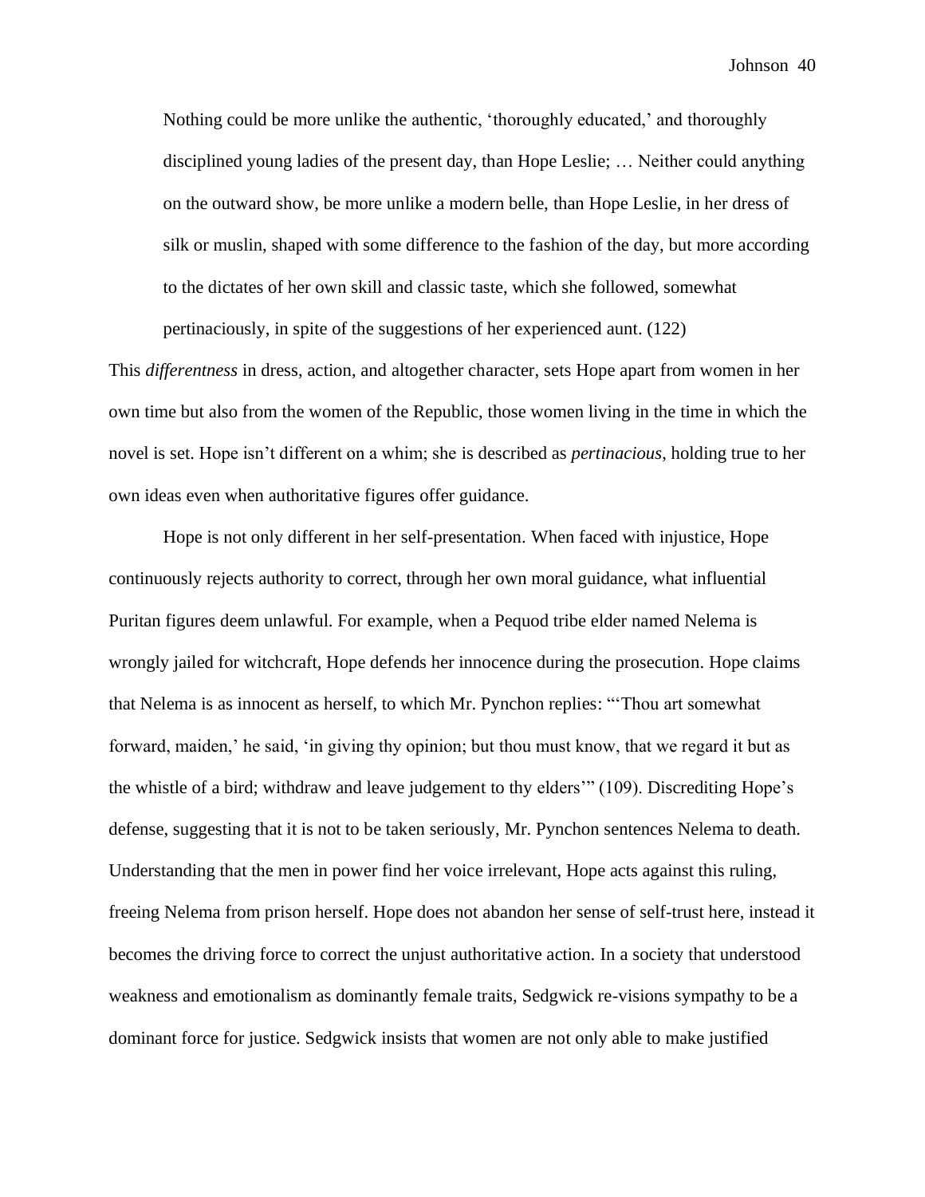> Nothing could be more unlike the authentic, 'thoroughly educated,' and thoroughly disciplined young ladies of the present day, than Hope Leslie; … Neither could anything on the outward show, be more unlike a modern belle, than Hope Leslie, in her dress of silk or muslin, shaped with some difference to the fashion of the day, but more according to the dictates of her own skill and classic taste, which she followed, somewhat pertinaciously, in spite of the suggestions of her experienced aunt. (122)

This *differentness* in dress, action, and altogether character, sets Hope apart from women in her own time but also from the women of the Republic, those women living in the time in which the novel is set. Hope isn't different on a whim; she is described as *pertinacious*, holding true to her own ideas even when authoritative figures offer guidance.

Hope is not only different in her self-presentation. When faced with injustice, Hope continuously rejects authority to correct, through her own moral guidance, what influential Puritan figures deem unlawful. For example, when a Pequod tribe elder named Nelema is wrongly jailed for witchcraft, Hope defends her innocence during the prosecution. Hope claims that Nelema is as innocent as herself, to which Mr. Pynchon replies: "'Thou art somewhat forward, maiden,' he said, 'in giving thy opinion; but thou must know, that we regard it but as the whistle of a bird; withdraw and leave judgement to thy elders'" (109). Discrediting Hope's defense, suggesting that it is not to be taken seriously, Mr. Pynchon sentences Nelema to death. Understanding that the men in power find her voice irrelevant, Hope acts against this ruling, freeing Nelema from prison herself. Hope does not abandon her sense of self-trust here, instead it becomes the driving force to correct the unjust authoritative action. In a society that understood weakness and emotionalism as dominantly female traits, Sedgwick re-visions sympathy to be a dominant force for justice. Sedgwick insists that women are not only able to make justified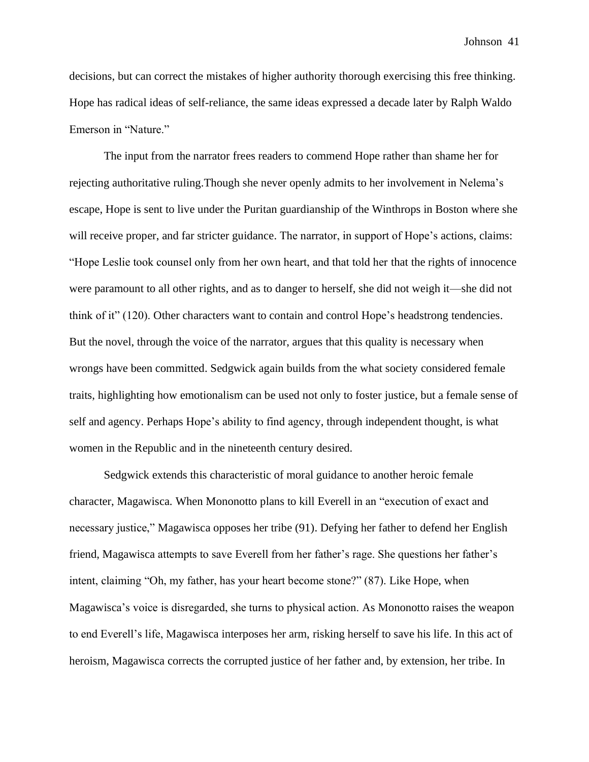decisions, but can correct the mistakes of higher authority thorough exercising this free thinking. Hope has radical ideas of self-reliance, the same ideas expressed a decade later by Ralph Waldo Emerson in "Nature."

The input from the narrator frees readers to commend Hope rather than shame her for rejecting authoritative ruling.Though she never openly admits to her involvement in Nelema's escape, Hope is sent to live under the Puritan guardianship of the Winthrops in Boston where she will receive proper, and far stricter guidance. The narrator, in support of Hope's actions, claims: "Hope Leslie took counsel only from her own heart, and that told her that the rights of innocence were paramount to all other rights, and as to danger to herself, she did not weigh it—she did not think of it" (120). Other characters want to contain and control Hope's headstrong tendencies. But the novel, through the voice of the narrator, argues that this quality is necessary when wrongs have been committed. Sedgwick again builds from the what society considered female traits, highlighting how emotionalism can be used not only to foster justice, but a female sense of self and agency. Perhaps Hope's ability to find agency, through independent thought, is what women in the Republic and in the nineteenth century desired.

Sedgwick extends this characteristic of moral guidance to another heroic female character, Magawisca. When Mononotto plans to kill Everell in an "execution of exact and necessary justice," Magawisca opposes her tribe (91). Defying her father to defend her English friend, Magawisca attempts to save Everell from her father's rage. She questions her father's intent, claiming "Oh, my father, has your heart become stone?" (87). Like Hope, when Magawisca's voice is disregarded, she turns to physical action. As Mononotto raises the weapon to end Everell's life, Magawisca interposes her arm, risking herself to save his life. In this act of heroism, Magawisca corrects the corrupted justice of her father and, by extension, her tribe. In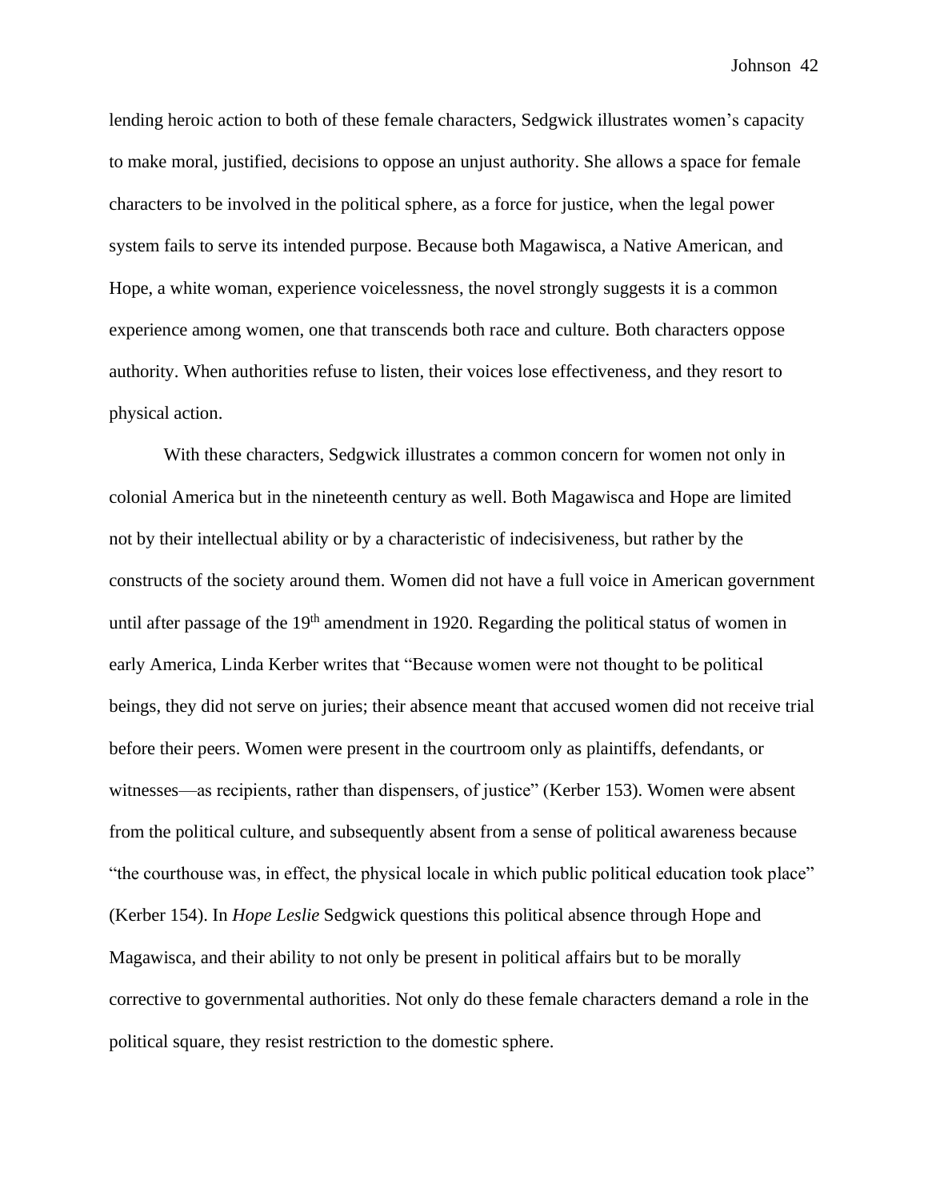lending heroic action to both of these female characters, Sedgwick illustrates women's capacity to make moral, justified, decisions to oppose an unjust authority. She allows a space for female characters to be involved in the political sphere, as a force for justice, when the legal power system fails to serve its intended purpose. Because both Magawisca, a Native American, and Hope, a white woman, experience voicelessness, the novel strongly suggests it is a common experience among women, one that transcends both race and culture. Both characters oppose authority. When authorities refuse to listen, their voices lose effectiveness, and they resort to physical action.

With these characters, Sedgwick illustrates a common concern for women not only in colonial America but in the nineteenth century as well. Both Magawisca and Hope are limited not by their intellectual ability or by a characteristic of indecisiveness, but rather by the constructs of the society around them. Women did not have a full voice in American government until after passage of the 19th amendment in 1920. Regarding the political status of women in early America, Linda Kerber writes that "Because women were not thought to be political beings, they did not serve on juries; their absence meant that accused women did not receive trial before their peers. Women were present in the courtroom only as plaintiffs, defendants, or witnesses—as recipients, rather than dispensers, of justice" (Kerber 153). Women were absent from the political culture, and subsequently absent from a sense of political awareness because "the courthouse was, in effect, the physical locale in which public political education took place" (Kerber 154). In *Hope Leslie* Sedgwick questions this political absence through Hope and Magawisca, and their ability to not only be present in political affairs but to be morally corrective to governmental authorities. Not only do these female characters demand a role in the political square, they resist restriction to the domestic sphere.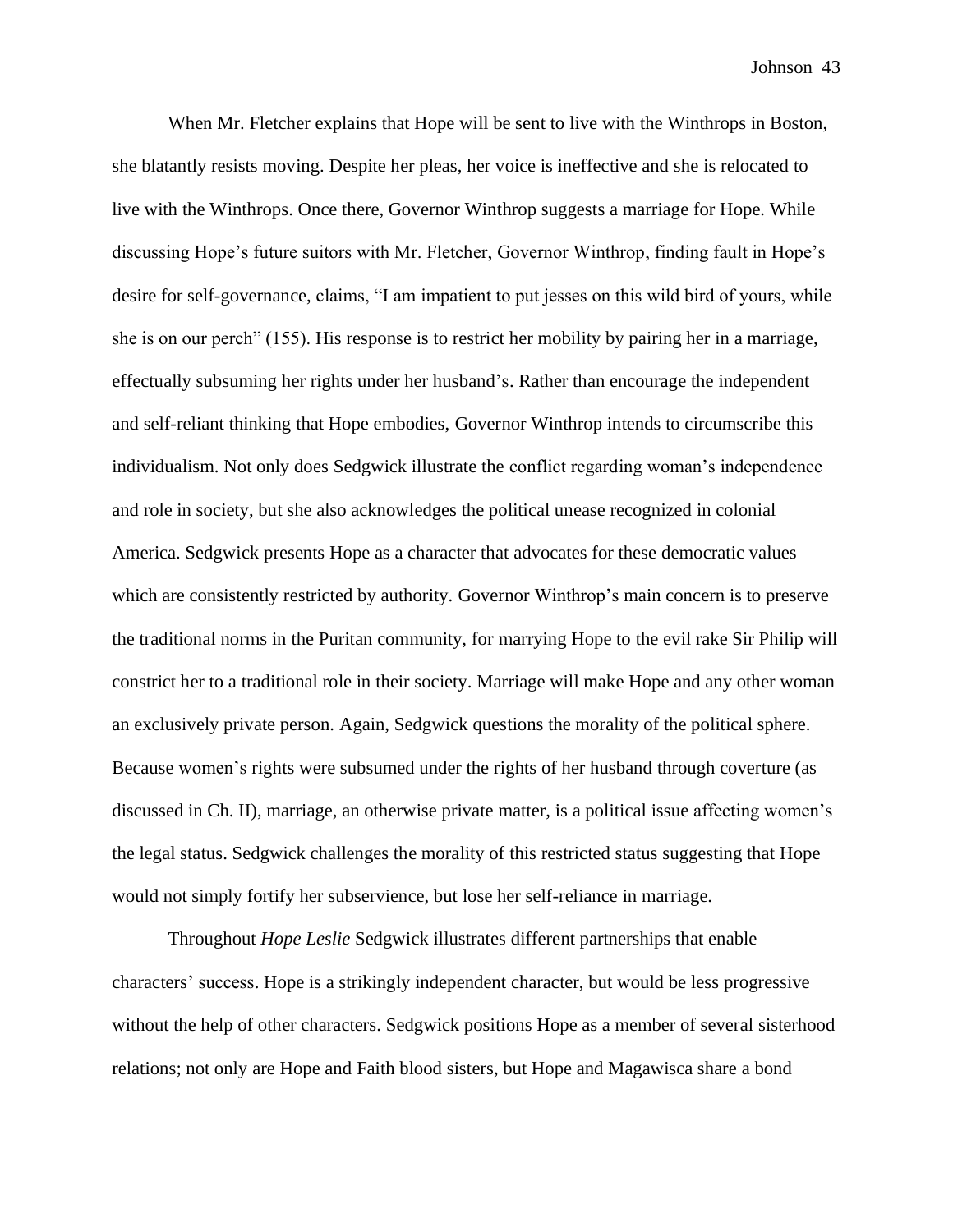When Mr. Fletcher explains that Hope will be sent to live with the Winthrops in Boston, she blatantly resists moving. Despite her pleas, her voice is ineffective and she is relocated to live with the Winthrops. Once there, Governor Winthrop suggests a marriage for Hope. While discussing Hope's future suitors with Mr. Fletcher, Governor Winthrop, finding fault in Hope's desire for self-governance, claims, "I am impatient to put jesses on this wild bird of yours, while she is on our perch" (155). His response is to restrict her mobility by pairing her in a marriage, effectually subsuming her rights under her husband's. Rather than encourage the independent and self-reliant thinking that Hope embodies, Governor Winthrop intends to circumscribe this individualism. Not only does Sedgwick illustrate the conflict regarding woman's independence and role in society, but she also acknowledges the political unease recognized in colonial America. Sedgwick presents Hope as a character that advocates for these democratic values which are consistently restricted by authority. Governor Winthrop's main concern is to preserve the traditional norms in the Puritan community, for marrying Hope to the evil rake Sir Philip will constrict her to a traditional role in their society. Marriage will make Hope and any other woman an exclusively private person. Again, Sedgwick questions the morality of the political sphere. Because women's rights were subsumed under the rights of her husband through coverture (as discussed in Ch. II), marriage, an otherwise private matter, is a political issue affecting women's the legal status. Sedgwick challenges the morality of this restricted status suggesting that Hope would not simply fortify her subservience, but lose her self-reliance in marriage.

Throughout *Hope Leslie* Sedgwick illustrates different partnerships that enable characters' success. Hope is a strikingly independent character, but would be less progressive without the help of other characters. Sedgwick positions Hope as a member of several sisterhood relations; not only are Hope and Faith blood sisters, but Hope and Magawisca share a bond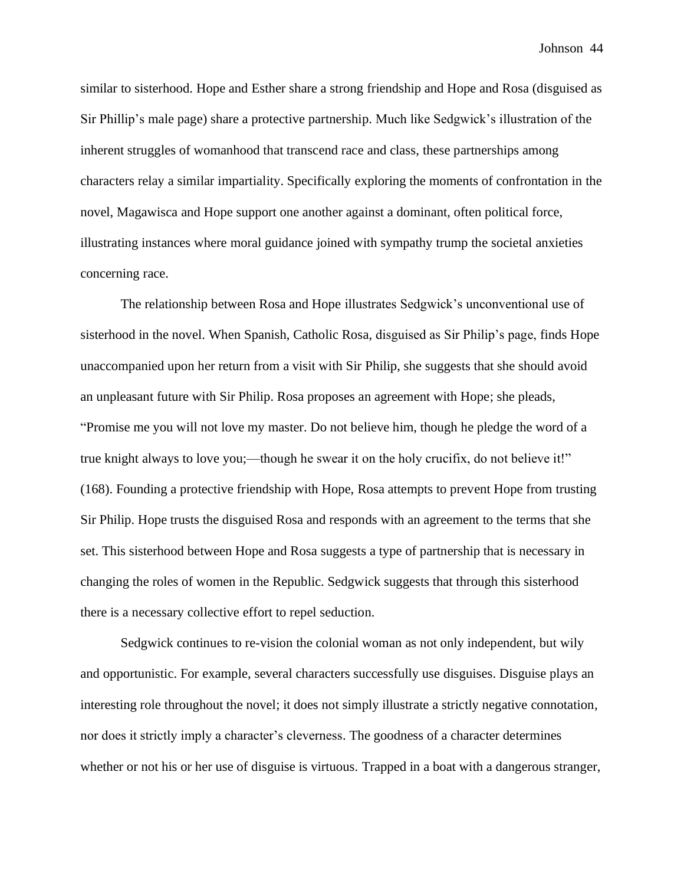similar to sisterhood. Hope and Esther share a strong friendship and Hope and Rosa (disguised as Sir Phillip's male page) share a protective partnership. Much like Sedgwick's illustration of the inherent struggles of womanhood that transcend race and class, these partnerships among characters relay a similar impartiality. Specifically exploring the moments of confrontation in the novel, Magawisca and Hope support one another against a dominant, often political force, illustrating instances where moral guidance joined with sympathy trump the societal anxieties concerning race.

The relationship between Rosa and Hope illustrates Sedgwick's unconventional use of sisterhood in the novel. When Spanish, Catholic Rosa, disguised as Sir Philip's page, finds Hope unaccompanied upon her return from a visit with Sir Philip, she suggests that she should avoid an unpleasant future with Sir Philip. Rosa proposes an agreement with Hope; she pleads, "Promise me you will not love my master. Do not believe him, though he pledge the word of a true knight always to love you;—though he swear it on the holy crucifix, do not believe it!" (168). Founding a protective friendship with Hope, Rosa attempts to prevent Hope from trusting Sir Philip. Hope trusts the disguised Rosa and responds with an agreement to the terms that she set. This sisterhood between Hope and Rosa suggests a type of partnership that is necessary in changing the roles of women in the Republic. Sedgwick suggests that through this sisterhood there is a necessary collective effort to repel seduction.

Sedgwick continues to re-vision the colonial woman as not only independent, but wily and opportunistic. For example, several characters successfully use disguises. Disguise plays an interesting role throughout the novel; it does not simply illustrate a strictly negative connotation, nor does it strictly imply a character's cleverness. The goodness of a character determines whether or not his or her use of disguise is virtuous. Trapped in a boat with a dangerous stranger,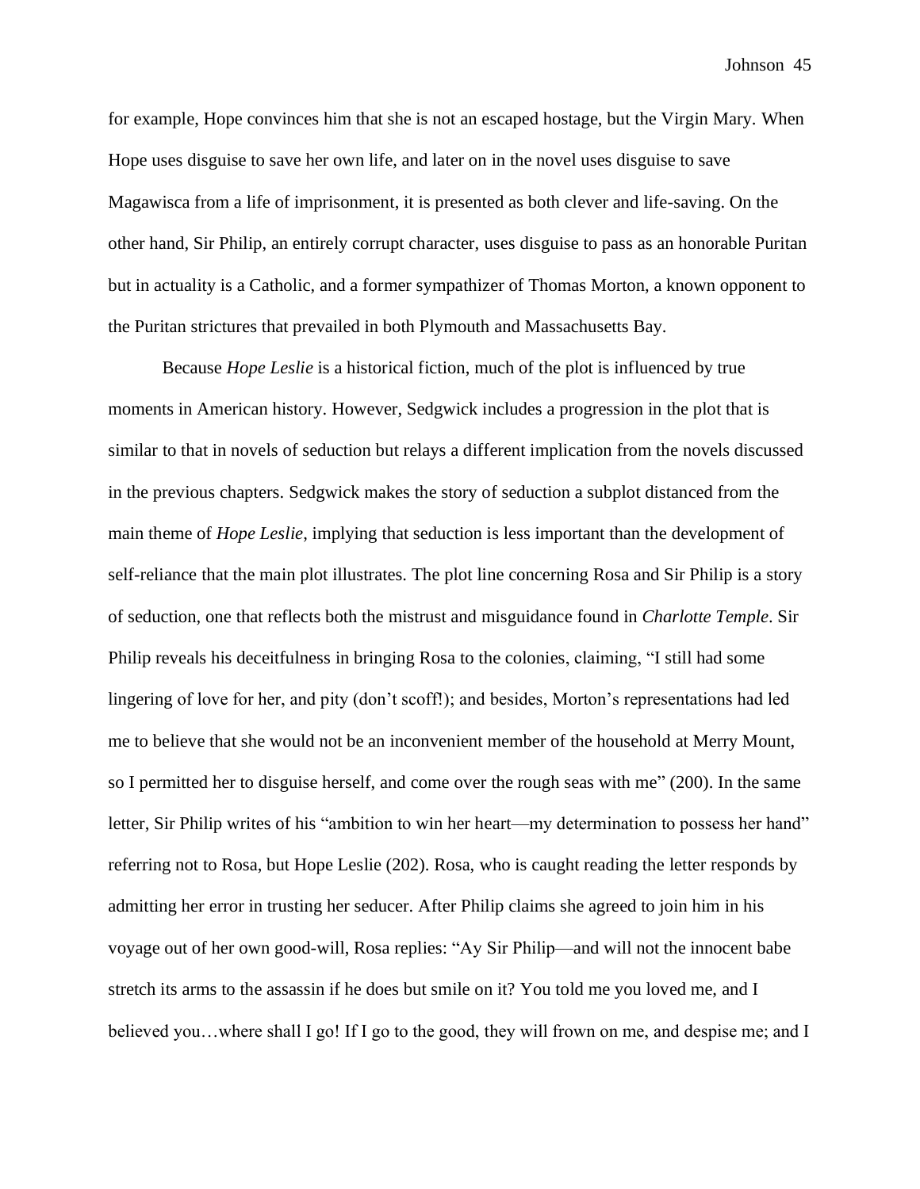for example, Hope convinces him that she is not an escaped hostage, but the Virgin Mary. When Hope uses disguise to save her own life, and later on in the novel uses disguise to save Magawisca from a life of imprisonment, it is presented as both clever and life-saving. On the other hand, Sir Philip, an entirely corrupt character, uses disguise to pass as an honorable Puritan but in actuality is a Catholic, and a former sympathizer of Thomas Morton, a known opponent to the Puritan strictures that prevailed in both Plymouth and Massachusetts Bay.

Because *Hope Leslie* is a historical fiction, much of the plot is influenced by true moments in American history. However, Sedgwick includes a progression in the plot that is similar to that in novels of seduction but relays a different implication from the novels discussed in the previous chapters. Sedgwick makes the story of seduction a subplot distanced from the main theme of *Hope Leslie*, implying that seduction is less important than the development of self-reliance that the main plot illustrates. The plot line concerning Rosa and Sir Philip is a story of seduction, one that reflects both the mistrust and misguidance found in *Charlotte Temple*. Sir Philip reveals his deceitfulness in bringing Rosa to the colonies, claiming, "I still had some lingering of love for her, and pity (don't scoff!); and besides, Morton's representations had led me to believe that she would not be an inconvenient member of the household at Merry Mount, so I permitted her to disguise herself, and come over the rough seas with me" (200). In the same letter, Sir Philip writes of his "ambition to win her heart—my determination to possess her hand" referring not to Rosa, but Hope Leslie (202). Rosa, who is caught reading the letter responds by admitting her error in trusting her seducer. After Philip claims she agreed to join him in his voyage out of her own good-will, Rosa replies: "Ay Sir Philip—and will not the innocent babe stretch its arms to the assassin if he does but smile on it? You told me you loved me, and I believed you…where shall I go! If I go to the good, they will frown on me, and despise me; and I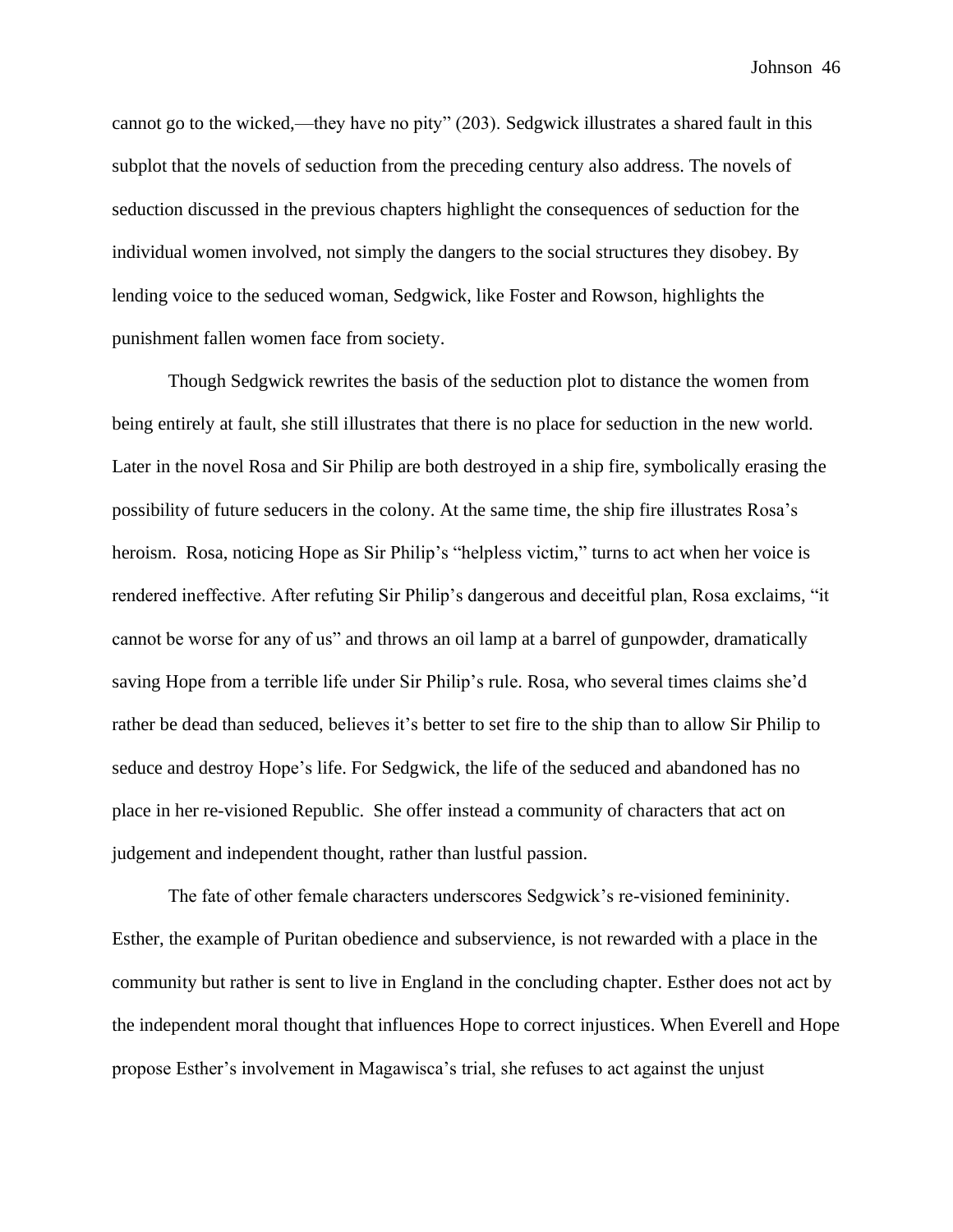cannot go to the wicked,—they have no pity" (203). Sedgwick illustrates a shared fault in this subplot that the novels of seduction from the preceding century also address. The novels of seduction discussed in the previous chapters highlight the consequences of seduction for the individual women involved, not simply the dangers to the social structures they disobey. By lending voice to the seduced woman, Sedgwick, like Foster and Rowson, highlights the punishment fallen women face from society.

Though Sedgwick rewrites the basis of the seduction plot to distance the women from being entirely at fault, she still illustrates that there is no place for seduction in the new world. Later in the novel Rosa and Sir Philip are both destroyed in a ship fire, symbolically erasing the possibility of future seducers in the colony. At the same time, the ship fire illustrates Rosa's heroism. Rosa, noticing Hope as Sir Philip's "helpless victim," turns to act when her voice is rendered ineffective. After refuting Sir Philip's dangerous and deceitful plan, Rosa exclaims, "it cannot be worse for any of us" and throws an oil lamp at a barrel of gunpowder, dramatically saving Hope from a terrible life under Sir Philip's rule. Rosa, who several times claims she'd rather be dead than seduced, believes it's better to set fire to the ship than to allow Sir Philip to seduce and destroy Hope's life. For Sedgwick, the life of the seduced and abandoned has no place in her re-visioned Republic. She offer instead a community of characters that act on judgement and independent thought, rather than lustful passion.

The fate of other female characters underscores Sedgwick's re-visioned femininity. Esther, the example of Puritan obedience and subservience, is not rewarded with a place in the community but rather is sent to live in England in the concluding chapter. Esther does not act by the independent moral thought that influences Hope to correct injustices. When Everell and Hope propose Esther's involvement in Magawisca's trial, she refuses to act against the unjust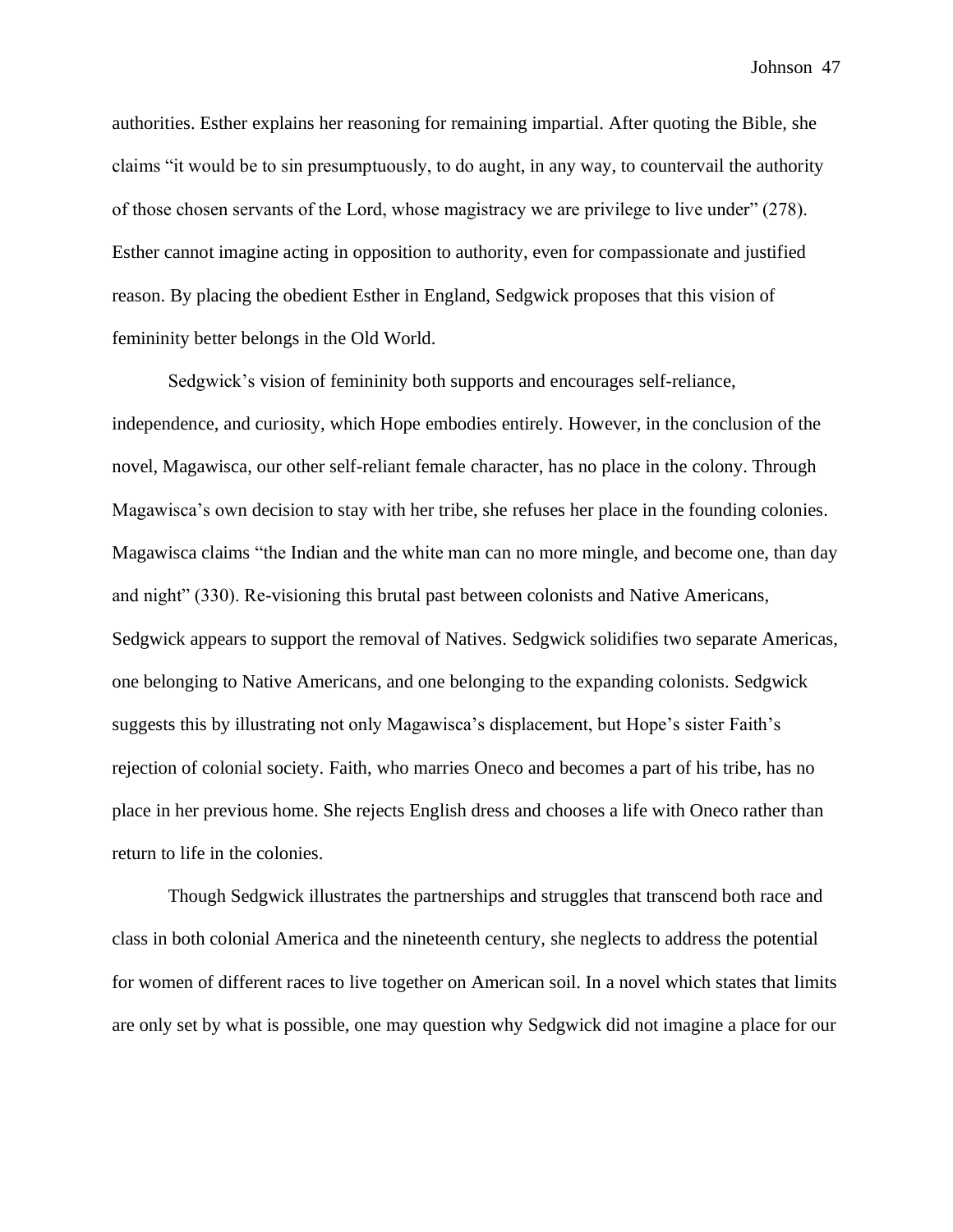authorities. Esther explains her reasoning for remaining impartial. After quoting the Bible, she claims "it would be to sin presumptuously, to do aught, in any way, to countervail the authority of those chosen servants of the Lord, whose magistracy we are privilege to live under" (278). Esther cannot imagine acting in opposition to authority, even for compassionate and justified reason. By placing the obedient Esther in England, Sedgwick proposes that this vision of femininity better belongs in the Old World.

Sedgwick's vision of femininity both supports and encourages self-reliance, independence, and curiosity, which Hope embodies entirely. However, in the conclusion of the novel, Magawisca, our other self-reliant female character, has no place in the colony. Through Magawisca's own decision to stay with her tribe, she refuses her place in the founding colonies. Magawisca claims "the Indian and the white man can no more mingle, and become one, than day and night" (330). Re-visioning this brutal past between colonists and Native Americans, Sedgwick appears to support the removal of Natives. Sedgwick solidifies two separate Americas, one belonging to Native Americans, and one belonging to the expanding colonists. Sedgwick suggests this by illustrating not only Magawisca's displacement, but Hope's sister Faith's rejection of colonial society. Faith, who marries Oneco and becomes a part of his tribe, has no place in her previous home. She rejects English dress and chooses a life with Oneco rather than return to life in the colonies.

Though Sedgwick illustrates the partnerships and struggles that transcend both race and class in both colonial America and the nineteenth century, she neglects to address the potential for women of different races to live together on American soil. In a novel which states that limits are only set by what is possible, one may question why Sedgwick did not imagine a place for our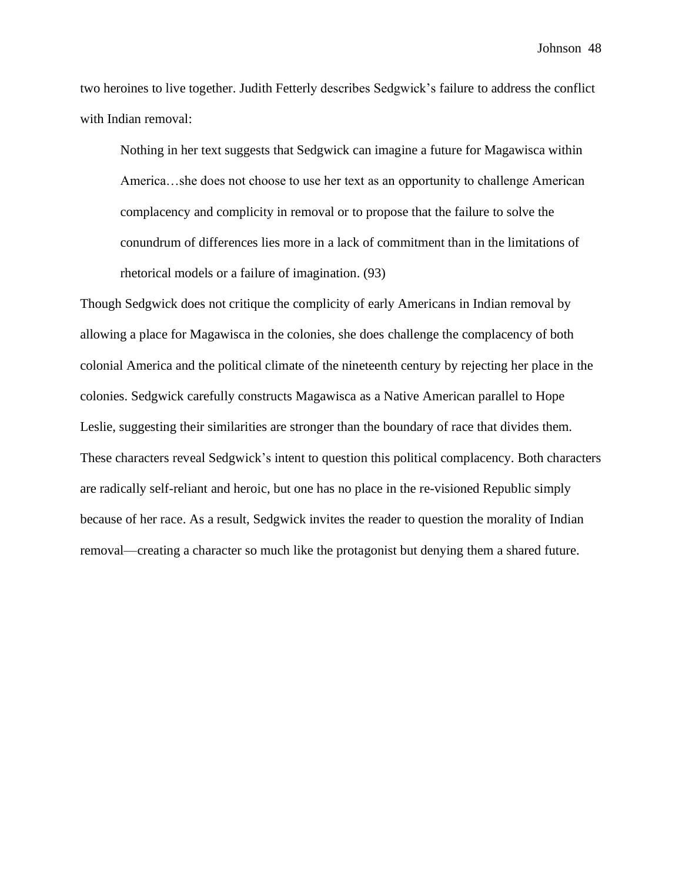two heroines to live together. Judith Fetterly describes Sedgwick's failure to address the conflict with Indian removal:

> Nothing in her text suggests that Sedgwick can imagine a future for Magawisca within America…she does not choose to use her text as an opportunity to challenge American complacency and complicity in removal or to propose that the failure to solve the conundrum of differences lies more in a lack of commitment than in the limitations of rhetorical models or a failure of imagination. (93)

Though Sedgwick does not critique the complicity of early Americans in Indian removal by allowing a place for Magawisca in the colonies, she does challenge the complacency of both colonial America and the political climate of the nineteenth century by rejecting her place in the colonies. Sedgwick carefully constructs Magawisca as a Native American parallel to Hope Leslie, suggesting their similarities are stronger than the boundary of race that divides them. These characters reveal Sedgwick's intent to question this political complacency. Both characters are radically self-reliant and heroic, but one has no place in the re-visioned Republic simply because of her race. As a result, Sedgwick invites the reader to question the morality of Indian removal—creating a character so much like the protagonist but denying them a shared future.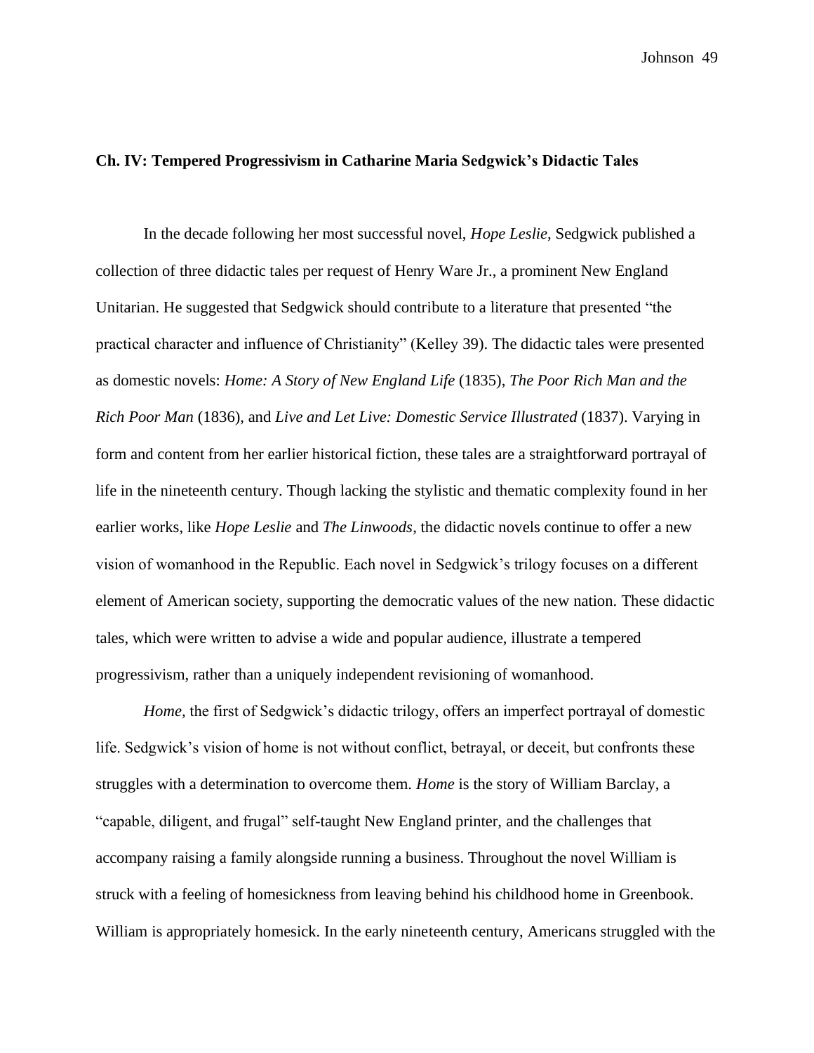## Ch. IV: Tempered Progressivism in Catharine Maria Sedgwick's Didactic Tales

In the decade following her most successful novel, *Hope Leslie,* Sedgwick published a collection of three didactic tales per request of Henry Ware Jr., a prominent New England Unitarian. He suggested that Sedgwick should contribute to a literature that presented "the practical character and influence of Christianity" (Kelley 39). The didactic tales were presented as domestic novels: *Home: A Story of New England Life* (1835), *The Poor Rich Man and the Rich Poor Man* (1836), and *Live and Let Live: Domestic Service Illustrated* (1837). Varying in form and content from her earlier historical fiction, these tales are a straightforward portrayal of life in the nineteenth century. Though lacking the stylistic and thematic complexity found in her earlier works, like *Hope Leslie* and *The Linwoods*, the didactic novels continue to offer a new vision of womanhood in the Republic. Each novel in Sedgwick's trilogy focuses on a different element of American society, supporting the democratic values of the new nation. These didactic tales, which were written to advise a wide and popular audience, illustrate a tempered progressivism, rather than a uniquely independent revisioning of womanhood.

*Home,* the first of Sedgwick's didactic trilogy, offers an imperfect portrayal of domestic life. Sedgwick's vision of home is not without conflict, betrayal, or deceit, but confronts these struggles with a determination to overcome them. *Home* is the story of William Barclay, a "capable, diligent, and frugal" self-taught New England printer, and the challenges that accompany raising a family alongside running a business. Throughout the novel William is struck with a feeling of homesickness from leaving behind his childhood home in Greenbook. William is appropriately homesick. In the early nineteenth century, Americans struggled with the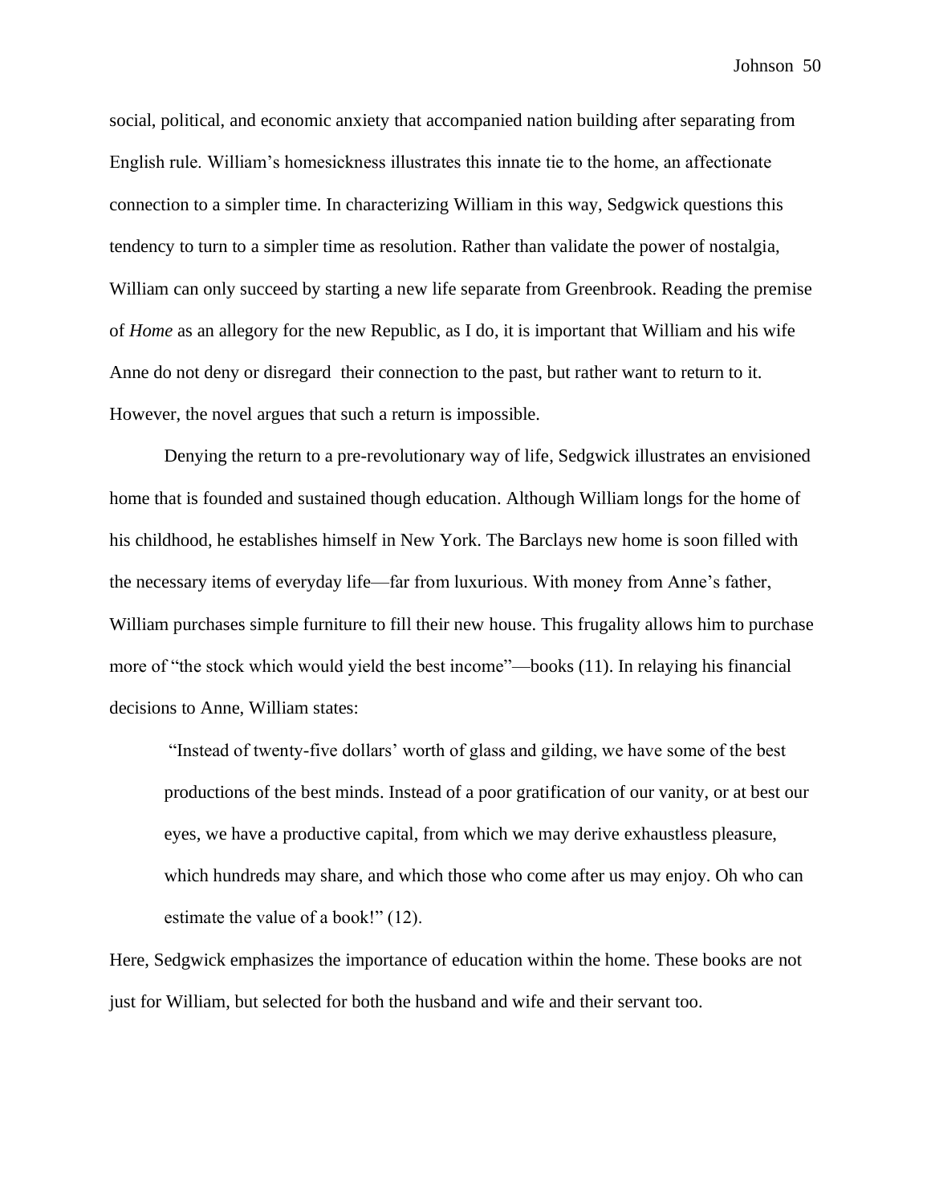social, political, and economic anxiety that accompanied nation building after separating from English rule. William's homesickness illustrates this innate tie to the home, an affectionate connection to a simpler time. In characterizing William in this way, Sedgwick questions this tendency to turn to a simpler time as resolution. Rather than validate the power of nostalgia, William can only succeed by starting a new life separate from Greenbrook. Reading the premise of *Home* as an allegory for the new Republic, as I do, it is important that William and his wife Anne do not deny or disregard their connection to the past, but rather want to return to it. However, the novel argues that such a return is impossible.

Denying the return to a pre-revolutionary way of life, Sedgwick illustrates an envisioned home that is founded and sustained though education. Although William longs for the home of his childhood, he establishes himself in New York. The Barclays new home is soon filled with the necessary items of everyday life—far from luxurious. With money from Anne's father, William purchases simple furniture to fill their new house. This frugality allows him to purchase more of "the stock which would yield the best income"—books (11). In relaying his financial decisions to Anne, William states:

> "Instead of twenty-five dollars' worth of glass and gilding, we have some of the best productions of the best minds. Instead of a poor gratification of our vanity, or at best our eyes, we have a productive capital, from which we may derive exhaustless pleasure, which hundreds may share, and which those who come after us may enjoy. Oh who can estimate the value of a book!" (12).

Here, Sedgwick emphasizes the importance of education within the home. These books are not just for William, but selected for both the husband and wife and their servant too.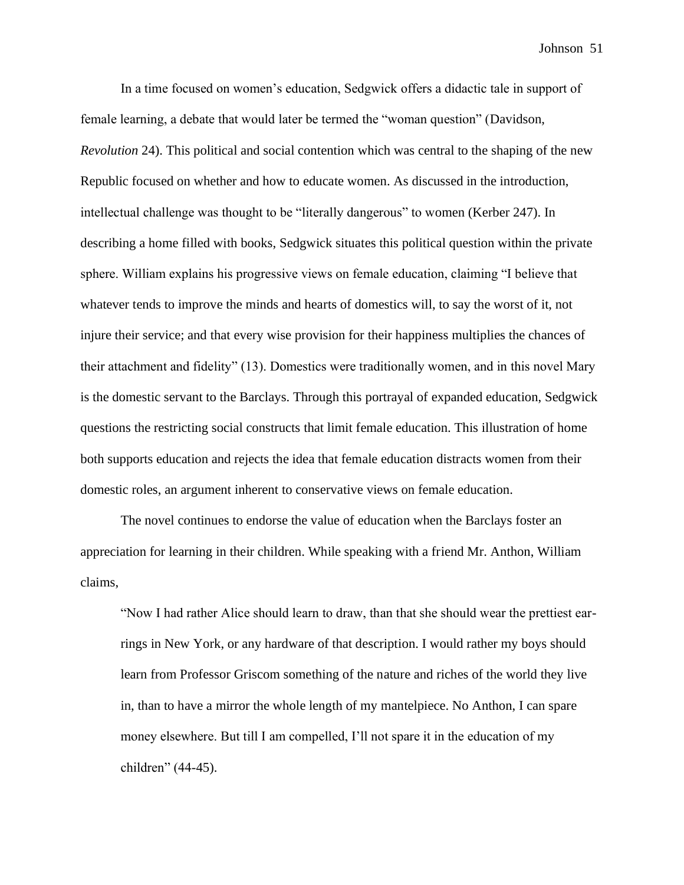In a time focused on women's education, Sedgwick offers a didactic tale in support of female learning, a debate that would later be termed the "woman question" (Davidson, *Revolution* 24). This political and social contention which was central to the shaping of the new Republic focused on whether and how to educate women. As discussed in the introduction, intellectual challenge was thought to be "literally dangerous" to women (Kerber 247). In describing a home filled with books, Sedgwick situates this political question within the private sphere. William explains his progressive views on female education, claiming "I believe that whatever tends to improve the minds and hearts of domestics will, to say the worst of it, not injure their service; and that every wise provision for their happiness multiplies the chances of their attachment and fidelity" (13). Domestics were traditionally women, and in this novel Mary is the domestic servant to the Barclays. Through this portrayal of expanded education, Sedgwick questions the restricting social constructs that limit female education. This illustration of home both supports education and rejects the idea that female education distracts women from their domestic roles, an argument inherent to conservative views on female education.

The novel continues to endorse the value of education when the Barclays foster an appreciation for learning in their children. While speaking with a friend Mr. Anthon, William claims,

> "Now I had rather Alice should learn to draw, than that she should wear the prettiest ear-rings in New York, or any hardware of that description. I would rather my boys should learn from Professor Griscom something of the nature and riches of the world they live in, than to have a mirror the whole length of my mantelpiece. No Anthon, I can spare money elsewhere. But till I am compelled, I'll not spare it in the education of my children" (44-45).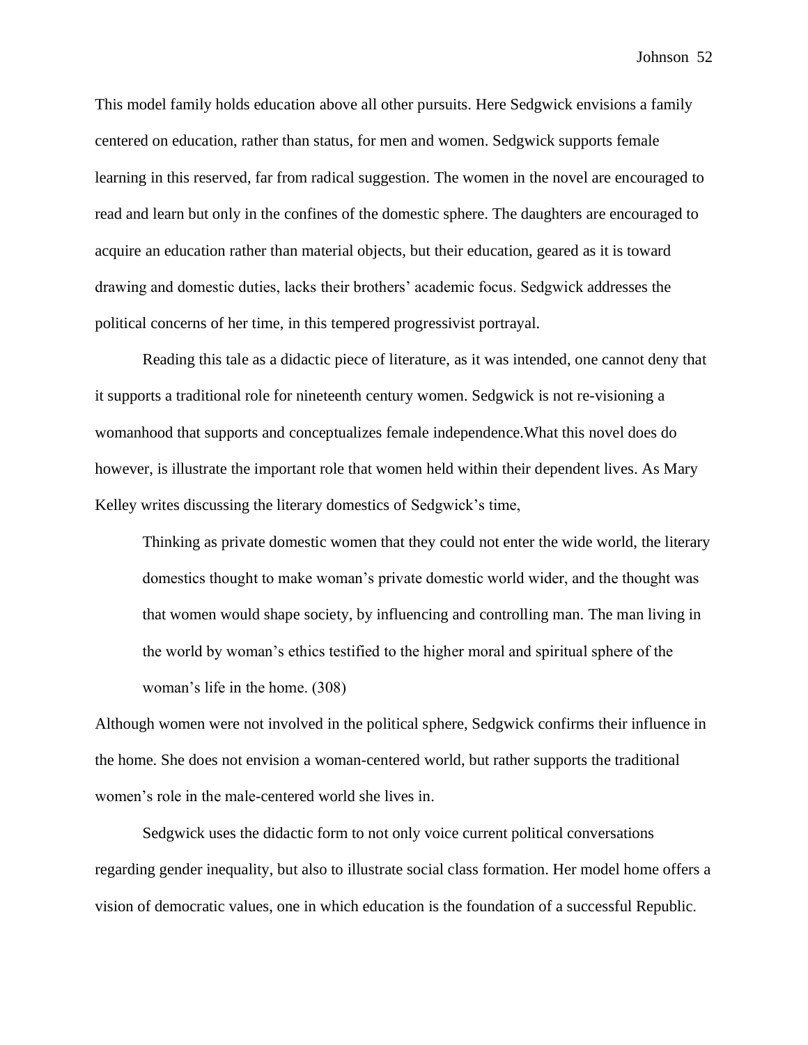This model family holds education above all other pursuits. Here Sedgwick envisions a family centered on education, rather than status, for men and women. Sedgwick supports female learning in this reserved, far from radical suggestion. The women in the novel are encouraged to read and learn but only in the confines of the domestic sphere. The daughters are encouraged to acquire an education rather than material objects, but their education, geared as it is toward drawing and domestic duties, lacks their brothers' academic focus. Sedgwick addresses the political concerns of her time, in this tempered progressivist portrayal.

Reading this tale as a didactic piece of literature, as it was intended, one cannot deny that it supports a traditional role for nineteenth century women. Sedgwick is not re-visioning a womanhood that supports and conceptualizes female independence.What this novel does do however, is illustrate the important role that women held within their dependent lives. As Mary Kelley writes discussing the literary domestics of Sedgwick's time,

> Thinking as private domestic women that they could not enter the wide world, the literary domestics thought to make woman's private domestic world wider, and the thought was that women would shape society, by influencing and controlling man. The man living in the world by woman's ethics testified to the higher moral and spiritual sphere of the woman's life in the home. (308)

Although women were not involved in the political sphere, Sedgwick confirms their influence in the home. She does not envision a woman-centered world, but rather supports the traditional women's role in the male-centered world she lives in.

Sedgwick uses the didactic form to not only voice current political conversations regarding gender inequality, but also to illustrate social class formation. Her model home offers a vision of democratic values, one in which education is the foundation of a successful Republic.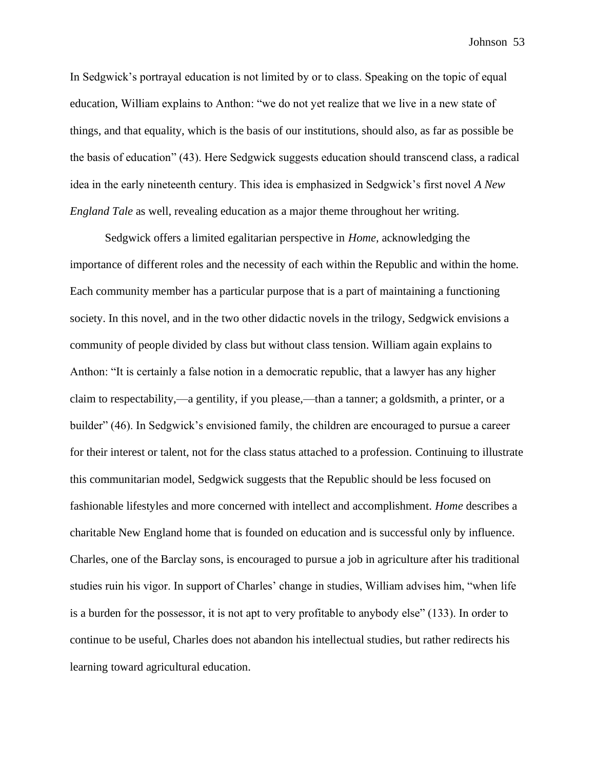In Sedgwick's portrayal education is not limited by or to class. Speaking on the topic of equal education, William explains to Anthon: "we do not yet realize that we live in a new state of things, and that equality, which is the basis of our institutions, should also, as far as possible be the basis of education" (43). Here Sedgwick suggests education should transcend class, a radical idea in the early nineteenth century. This idea is emphasized in Sedgwick's first novel *A New England Tale* as well, revealing education as a major theme throughout her writing.

Sedgwick offers a limited egalitarian perspective in *Home,* acknowledging the importance of different roles and the necessity of each within the Republic and within the home. Each community member has a particular purpose that is a part of maintaining a functioning society. In this novel, and in the two other didactic novels in the trilogy, Sedgwick envisions a community of people divided by class but without class tension. William again explains to Anthon: "It is certainly a false notion in a democratic republic, that a lawyer has any higher claim to respectability,—a gentility, if you please,—than a tanner; a goldsmith, a printer, or a builder" (46). In Sedgwick's envisioned family, the children are encouraged to pursue a career for their interest or talent, not for the class status attached to a profession. Continuing to illustrate this communitarian model, Sedgwick suggests that the Republic should be less focused on fashionable lifestyles and more concerned with intellect and accomplishment. *Home* describes a charitable New England home that is founded on education and is successful only by influence. Charles, one of the Barclay sons, is encouraged to pursue a job in agriculture after his traditional studies ruin his vigor. In support of Charles' change in studies, William advises him, "when life is a burden for the possessor, it is not apt to very profitable to anybody else" (133). In order to continue to be useful, Charles does not abandon his intellectual studies, but rather redirects his learning toward agricultural education.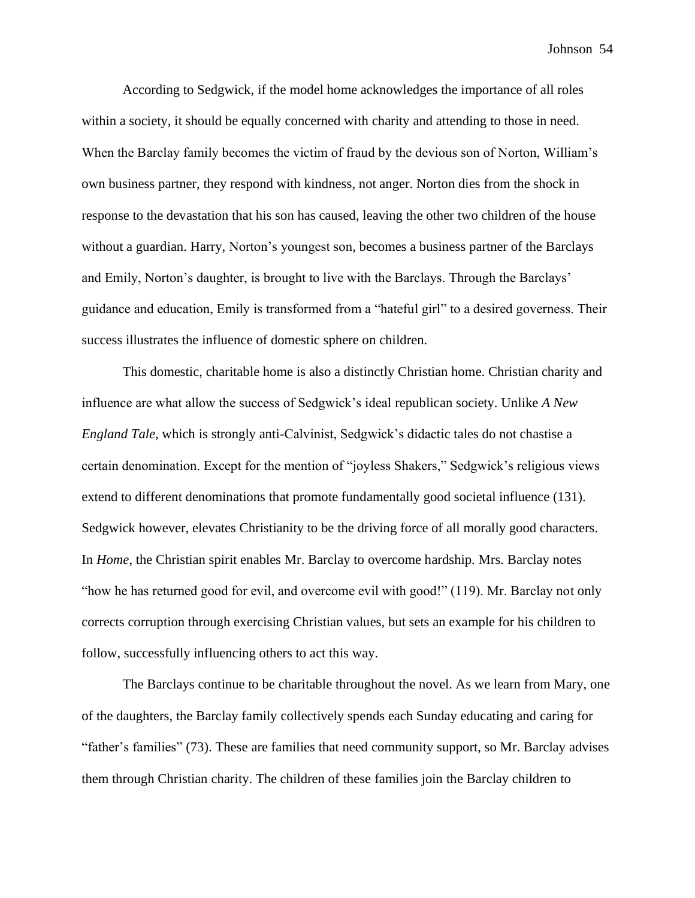According to Sedgwick, if the model home acknowledges the importance of all roles within a society, it should be equally concerned with charity and attending to those in need. When the Barclay family becomes the victim of fraud by the devious son of Norton, William's own business partner, they respond with kindness, not anger. Norton dies from the shock in response to the devastation that his son has caused, leaving the other two children of the house without a guardian. Harry, Norton's youngest son, becomes a business partner of the Barclays and Emily, Norton's daughter, is brought to live with the Barclays. Through the Barclays' guidance and education, Emily is transformed from a "hateful girl" to a desired governess. Their success illustrates the influence of domestic sphere on children.

This domestic, charitable home is also a distinctly Christian home. Christian charity and influence are what allow the success of Sedgwick's ideal republican society. Unlike *A New England Tale,* which is strongly anti-Calvinist, Sedgwick's didactic tales do not chastise a certain denomination. Except for the mention of "joyless Shakers," Sedgwick's religious views extend to different denominations that promote fundamentally good societal influence (131). Sedgwick however, elevates Christianity to be the driving force of all morally good characters. In *Home*, the Christian spirit enables Mr. Barclay to overcome hardship. Mrs. Barclay notes "how he has returned good for evil, and overcome evil with good!" (119). Mr. Barclay not only corrects corruption through exercising Christian values, but sets an example for his children to follow, successfully influencing others to act this way.

The Barclays continue to be charitable throughout the novel. As we learn from Mary, one of the daughters, the Barclay family collectively spends each Sunday educating and caring for "father's families" (73). These are families that need community support, so Mr. Barclay advises them through Christian charity. The children of these families join the Barclay children to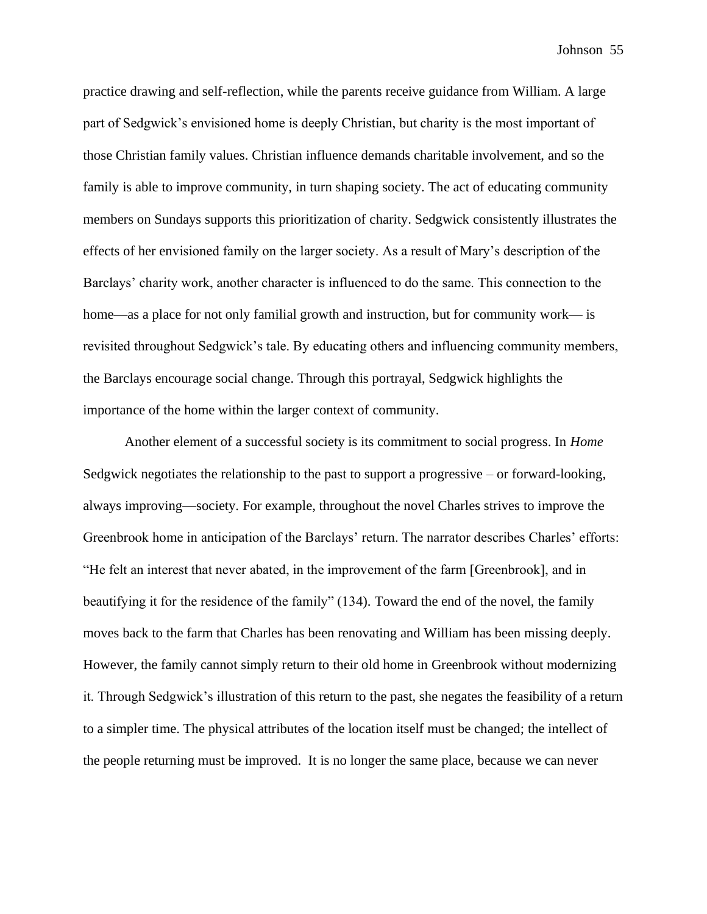practice drawing and self-reflection, while the parents receive guidance from William. A large part of Sedgwick's envisioned home is deeply Christian, but charity is the most important of those Christian family values. Christian influence demands charitable involvement, and so the family is able to improve community, in turn shaping society. The act of educating community members on Sundays supports this prioritization of charity. Sedgwick consistently illustrates the effects of her envisioned family on the larger society. As a result of Mary's description of the Barclays' charity work, another character is influenced to do the same. This connection to the home—as a place for not only familial growth and instruction, but for community work— is revisited throughout Sedgwick's tale. By educating others and influencing community members, the Barclays encourage social change. Through this portrayal, Sedgwick highlights the importance of the home within the larger context of community.

Another element of a successful society is its commitment to social progress. In *Home* Sedgwick negotiates the relationship to the past to support a progressive – or forward-looking, always improving—society. For example, throughout the novel Charles strives to improve the Greenbrook home in anticipation of the Barclays' return. The narrator describes Charles' efforts: "He felt an interest that never abated, in the improvement of the farm [Greenbrook], and in beautifying it for the residence of the family" (134). Toward the end of the novel, the family moves back to the farm that Charles has been renovating and William has been missing deeply. However, the family cannot simply return to their old home in Greenbrook without modernizing it. Through Sedgwick's illustration of this return to the past, she negates the feasibility of a return to a simpler time. The physical attributes of the location itself must be changed; the intellect of the people returning must be improved. It is no longer the same place, because we can never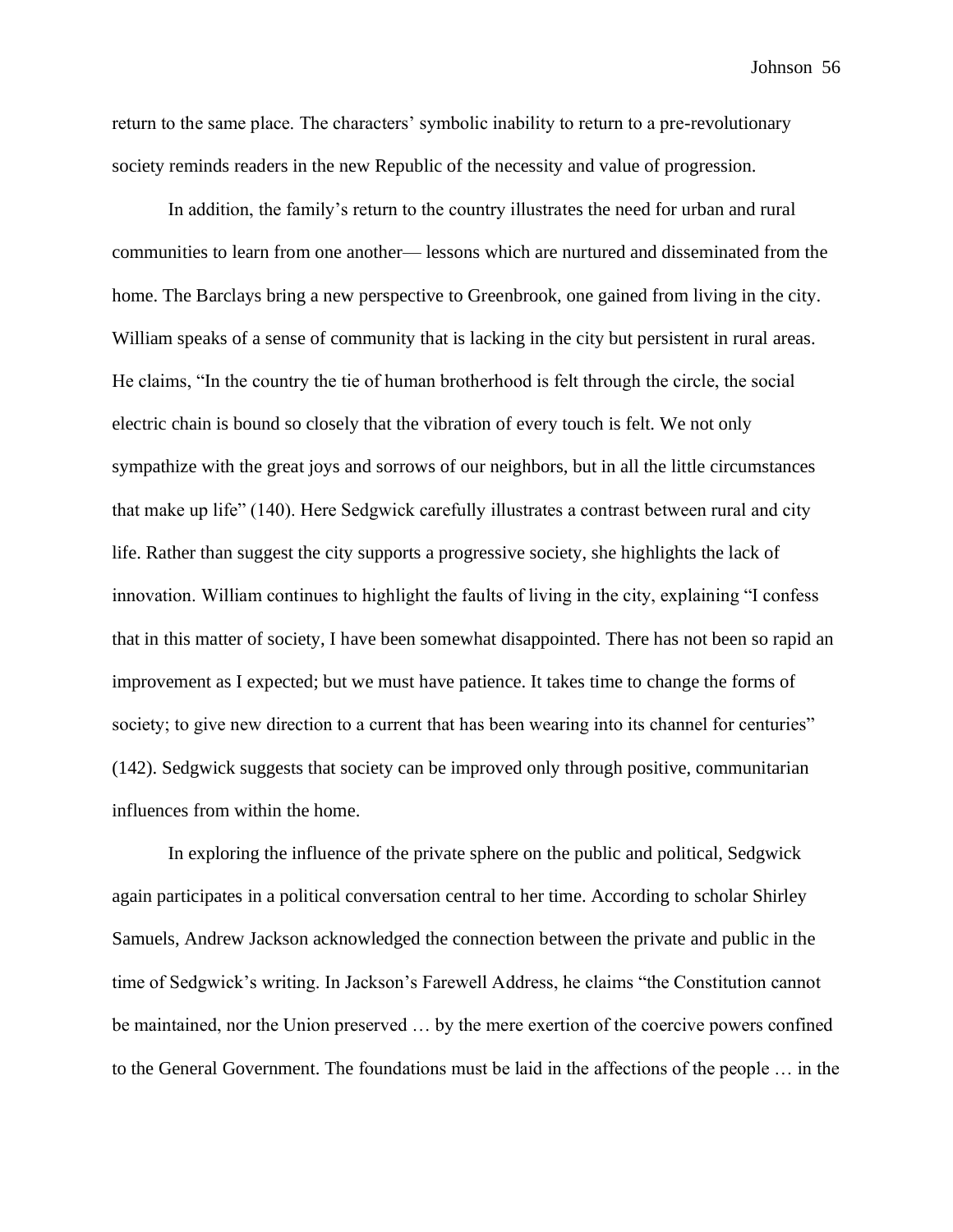return to the same place. The characters' symbolic inability to return to a pre-revolutionary society reminds readers in the new Republic of the necessity and value of progression.

In addition, the family's return to the country illustrates the need for urban and rural communities to learn from one another— lessons which are nurtured and disseminated from the home. The Barclays bring a new perspective to Greenbrook, one gained from living in the city. William speaks of a sense of community that is lacking in the city but persistent in rural areas. He claims, "In the country the tie of human brotherhood is felt through the circle, the social electric chain is bound so closely that the vibration of every touch is felt. We not only sympathize with the great joys and sorrows of our neighbors, but in all the little circumstances that make up life" (140). Here Sedgwick carefully illustrates a contrast between rural and city life. Rather than suggest the city supports a progressive society, she highlights the lack of innovation. William continues to highlight the faults of living in the city, explaining "I confess that in this matter of society, I have been somewhat disappointed. There has not been so rapid an improvement as I expected; but we must have patience. It takes time to change the forms of society; to give new direction to a current that has been wearing into its channel for centuries" (142). Sedgwick suggests that society can be improved only through positive, communitarian influences from within the home.

In exploring the influence of the private sphere on the public and political, Sedgwick again participates in a political conversation central to her time. According to scholar Shirley Samuels, Andrew Jackson acknowledged the connection between the private and public in the time of Sedgwick's writing. In Jackson's Farewell Address, he claims "the Constitution cannot be maintained, nor the Union preserved … by the mere exertion of the coercive powers confined to the General Government. The foundations must be laid in the affections of the people … in the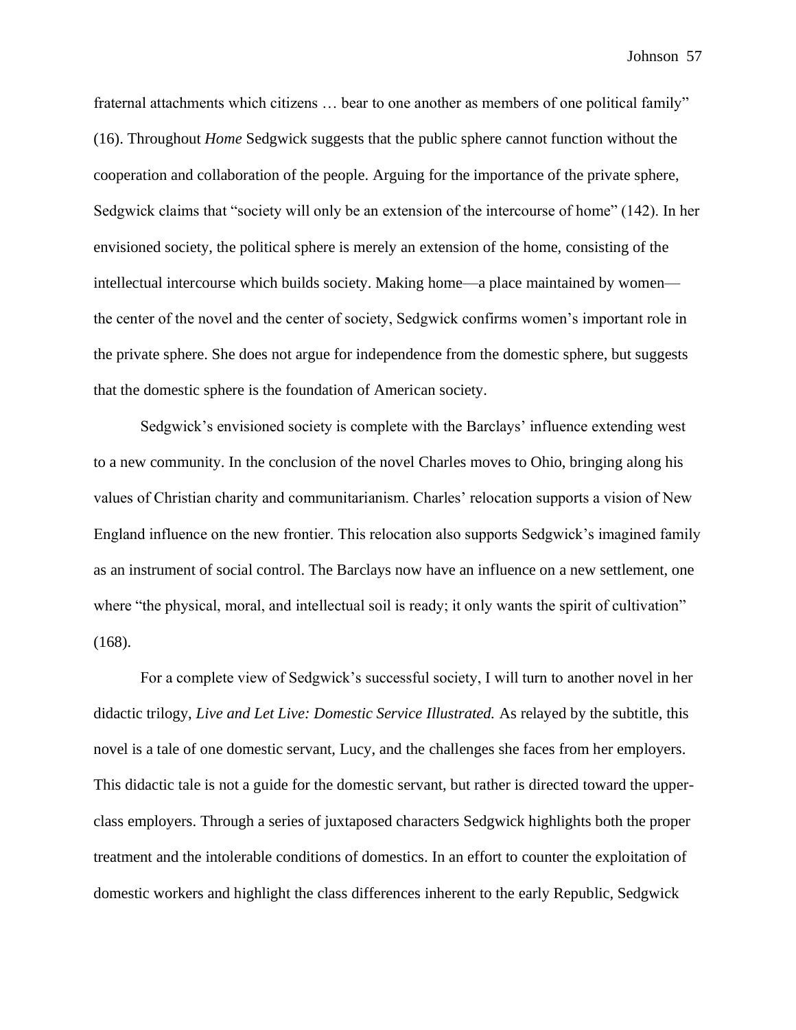fraternal attachments which citizens … bear to one another as members of one political family" (16). Throughout *Home* Sedgwick suggests that the public sphere cannot function without the cooperation and collaboration of the people. Arguing for the importance of the private sphere, Sedgwick claims that "society will only be an extension of the intercourse of home" (142). In her envisioned society, the political sphere is merely an extension of the home, consisting of the intellectual intercourse which builds society. Making home—a place maintained by women—the center of the novel and the center of society, Sedgwick confirms women's important role in the private sphere. She does not argue for independence from the domestic sphere, but suggests that the domestic sphere is the foundation of American society.

Sedgwick's envisioned society is complete with the Barclays' influence extending west to a new community. In the conclusion of the novel Charles moves to Ohio, bringing along his values of Christian charity and communitarianism. Charles' relocation supports a vision of New England influence on the new frontier. This relocation also supports Sedgwick's imagined family as an instrument of social control. The Barclays now have an influence on a new settlement, one where "the physical, moral, and intellectual soil is ready; it only wants the spirit of cultivation" (168).

For a complete view of Sedgwick's successful society, I will turn to another novel in her didactic trilogy, *Live and Let Live: Domestic Service Illustrated.* As relayed by the subtitle, this novel is a tale of one domestic servant, Lucy, and the challenges she faces from her employers. This didactic tale is not a guide for the domestic servant, but rather is directed toward the upper-class employers. Through a series of juxtaposed characters Sedgwick highlights both the proper treatment and the intolerable conditions of domestics. In an effort to counter the exploitation of domestic workers and highlight the class differences inherent to the early Republic, Sedgwick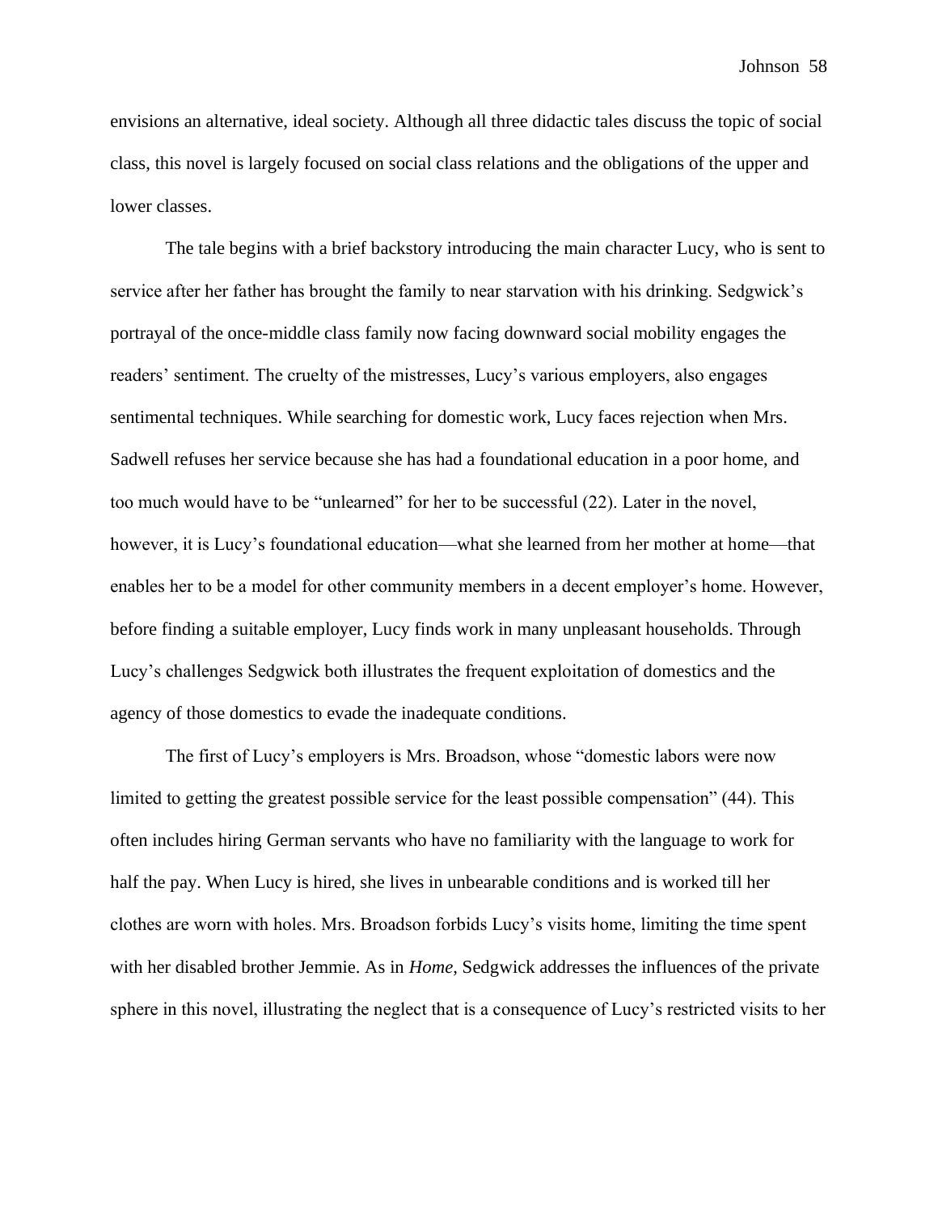envisions an alternative, ideal society. Although all three didactic tales discuss the topic of social class, this novel is largely focused on social class relations and the obligations of the upper and lower classes.

The tale begins with a brief backstory introducing the main character Lucy, who is sent to service after her father has brought the family to near starvation with his drinking. Sedgwick's portrayal of the once-middle class family now facing downward social mobility engages the readers' sentiment. The cruelty of the mistresses, Lucy's various employers, also engages sentimental techniques. While searching for domestic work, Lucy faces rejection when Mrs. Sadwell refuses her service because she has had a foundational education in a poor home, and too much would have to be "unlearned" for her to be successful (22). Later in the novel, however, it is Lucy's foundational education—what she learned from her mother at home—that enables her to be a model for other community members in a decent employer's home. However, before finding a suitable employer, Lucy finds work in many unpleasant households. Through Lucy's challenges Sedgwick both illustrates the frequent exploitation of domestics and the agency of those domestics to evade the inadequate conditions.

The first of Lucy's employers is Mrs. Broadson, whose "domestic labors were now limited to getting the greatest possible service for the least possible compensation" (44). This often includes hiring German servants who have no familiarity with the language to work for half the pay. When Lucy is hired, she lives in unbearable conditions and is worked till her clothes are worn with holes. Mrs. Broadson forbids Lucy's visits home, limiting the time spent with her disabled brother Jemmie. As in *Home*, Sedgwick addresses the influences of the private sphere in this novel, illustrating the neglect that is a consequence of Lucy's restricted visits to her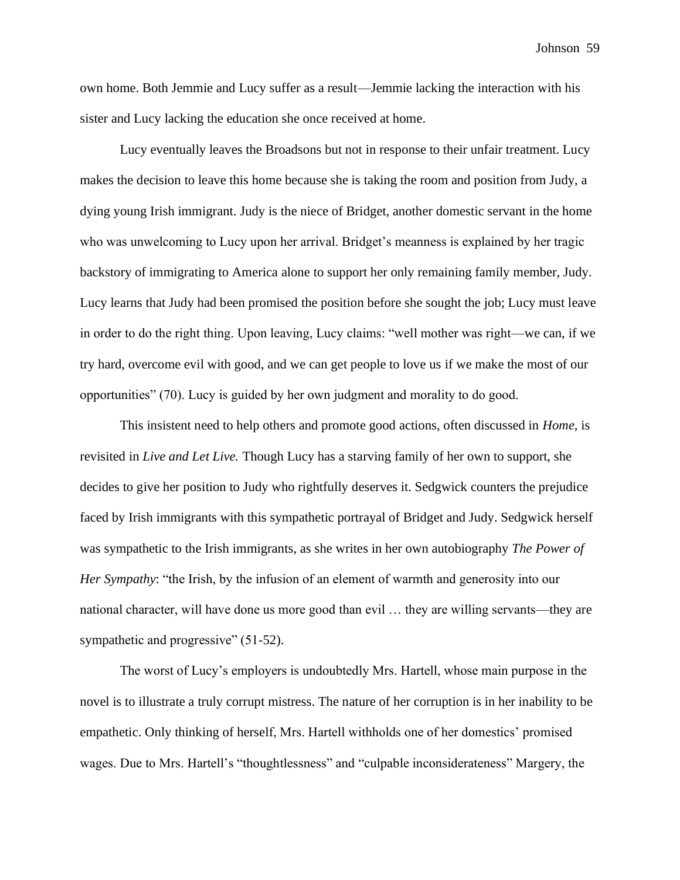own home. Both Jemmie and Lucy suffer as a result—Jemmie lacking the interaction with his sister and Lucy lacking the education she once received at home.

Lucy eventually leaves the Broadsons but not in response to their unfair treatment. Lucy makes the decision to leave this home because she is taking the room and position from Judy, a dying young Irish immigrant. Judy is the niece of Bridget, another domestic servant in the home who was unwelcoming to Lucy upon her arrival. Bridget's meanness is explained by her tragic backstory of immigrating to America alone to support her only remaining family member, Judy. Lucy learns that Judy had been promised the position before she sought the job; Lucy must leave in order to do the right thing. Upon leaving, Lucy claims: "well mother was right—we can, if we try hard, overcome evil with good, and we can get people to love us if we make the most of our opportunities" (70). Lucy is guided by her own judgment and morality to do good.

This insistent need to help others and promote good actions, often discussed in *Home,* is revisited in *Live and Let Live.* Though Lucy has a starving family of her own to support, she decides to give her position to Judy who rightfully deserves it. Sedgwick counters the prejudice faced by Irish immigrants with this sympathetic portrayal of Bridget and Judy. Sedgwick herself was sympathetic to the Irish immigrants, as she writes in her own autobiography *The Power of Her Sympathy*: "the Irish, by the infusion of an element of warmth and generosity into our national character, will have done us more good than evil … they are willing servants—they are sympathetic and progressive" (51-52).

The worst of Lucy's employers is undoubtedly Mrs. Hartell, whose main purpose in the novel is to illustrate a truly corrupt mistress. The nature of her corruption is in her inability to be empathetic. Only thinking of herself, Mrs. Hartell withholds one of her domestics' promised wages. Due to Mrs. Hartell's "thoughtlessness" and "culpable inconsiderateness" Margery, the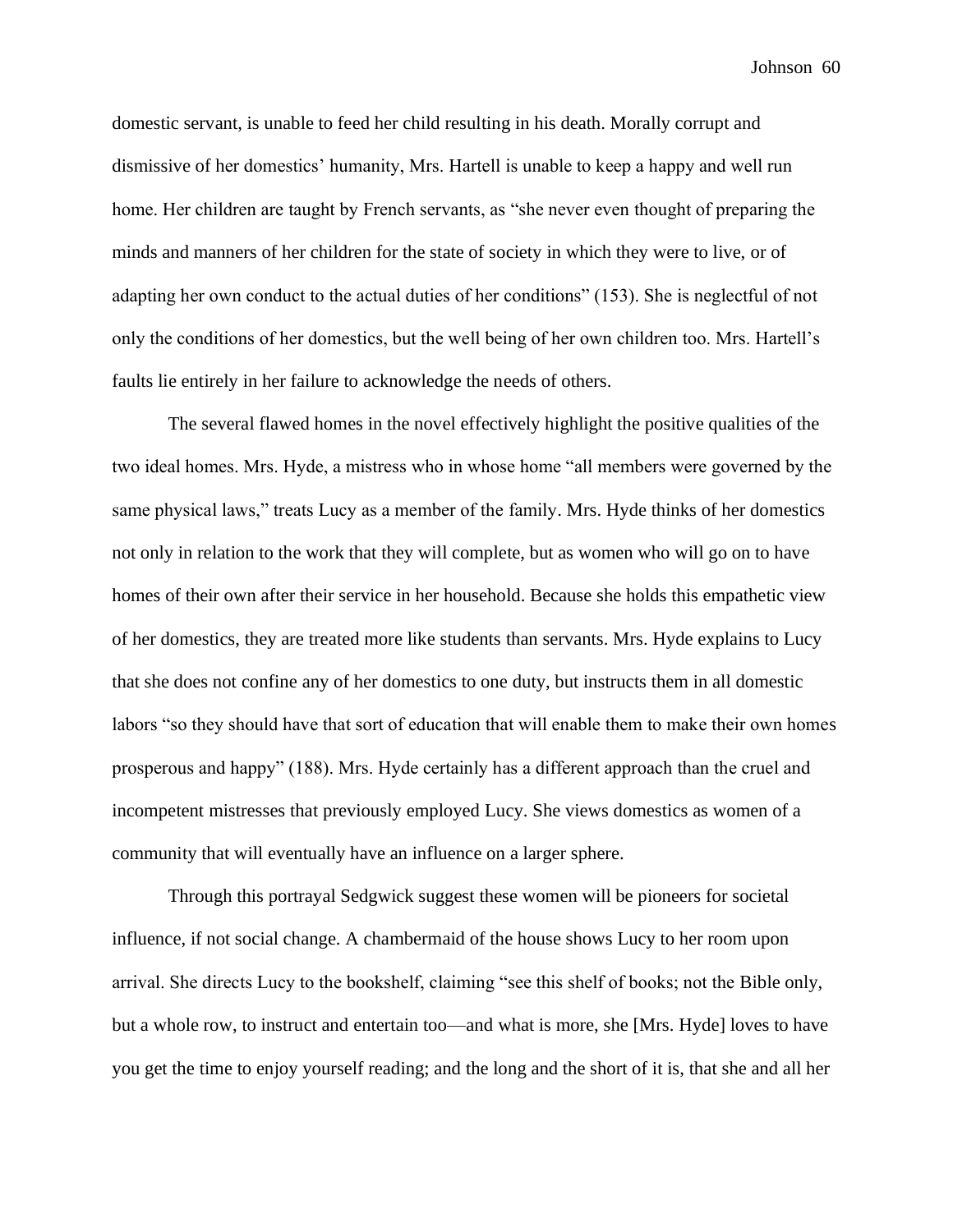domestic servant, is unable to feed her child resulting in his death. Morally corrupt and dismissive of her domestics' humanity, Mrs. Hartell is unable to keep a happy and well run home. Her children are taught by French servants, as "she never even thought of preparing the minds and manners of her children for the state of society in which they were to live, or of adapting her own conduct to the actual duties of her conditions" (153). She is neglectful of not only the conditions of her domestics, but the well being of her own children too. Mrs. Hartell's faults lie entirely in her failure to acknowledge the needs of others.

The several flawed homes in the novel effectively highlight the positive qualities of the two ideal homes. Mrs. Hyde, a mistress who in whose home "all members were governed by the same physical laws," treats Lucy as a member of the family. Mrs. Hyde thinks of her domestics not only in relation to the work that they will complete, but as women who will go on to have homes of their own after their service in her household. Because she holds this empathetic view of her domestics, they are treated more like students than servants. Mrs. Hyde explains to Lucy that she does not confine any of her domestics to one duty, but instructs them in all domestic labors "so they should have that sort of education that will enable them to make their own homes prosperous and happy" (188). Mrs. Hyde certainly has a different approach than the cruel and incompetent mistresses that previously employed Lucy. She views domestics as women of a community that will eventually have an influence on a larger sphere.

Through this portrayal Sedgwick suggest these women will be pioneers for societal influence, if not social change. A chambermaid of the house shows Lucy to her room upon arrival. She directs Lucy to the bookshelf, claiming "see this shelf of books; not the Bible only, but a whole row, to instruct and entertain too—and what is more, she [Mrs. Hyde] loves to have you get the time to enjoy yourself reading; and the long and the short of it is, that she and all her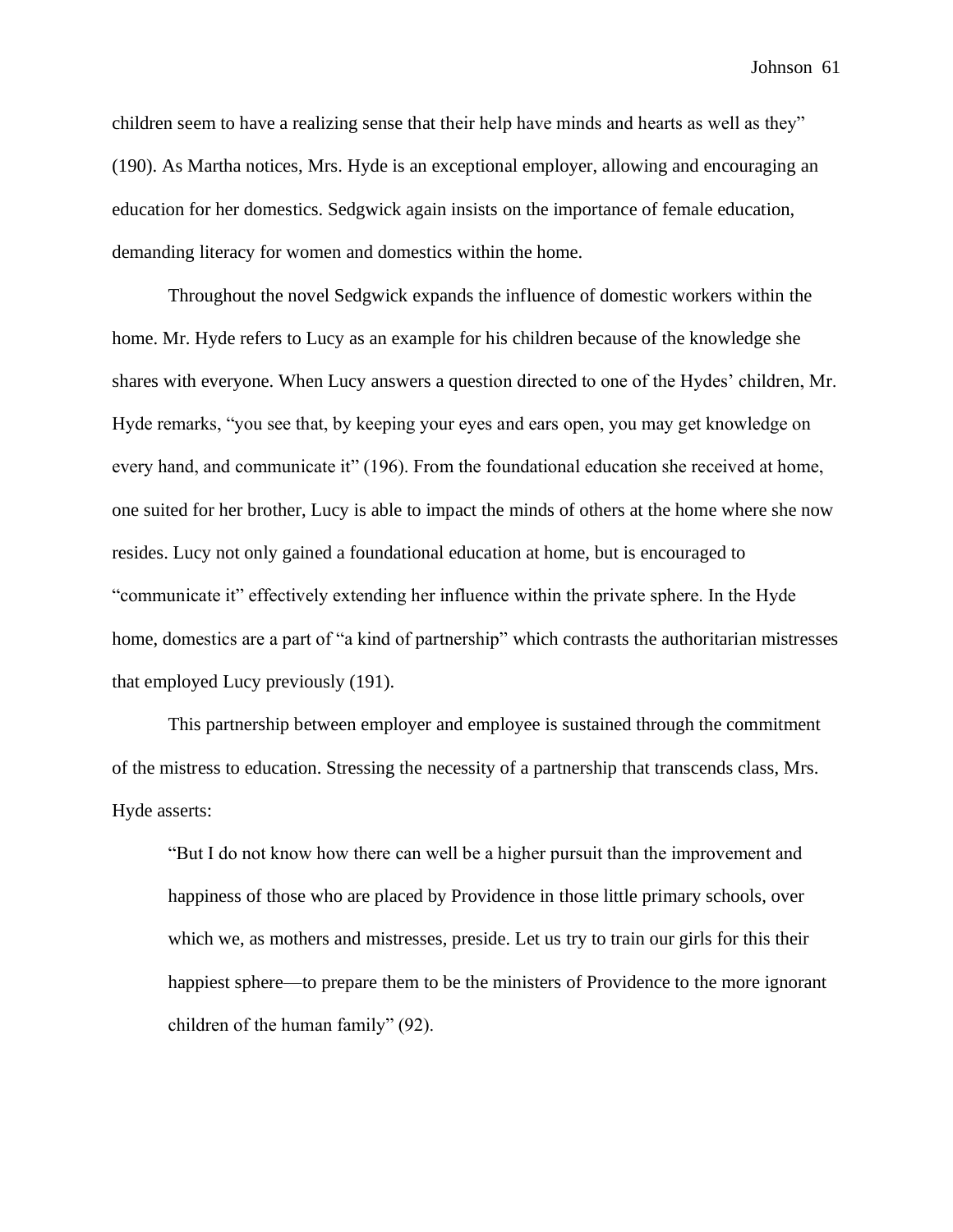children seem to have a realizing sense that their help have minds and hearts as well as they" (190). As Martha notices, Mrs. Hyde is an exceptional employer, allowing and encouraging an education for her domestics. Sedgwick again insists on the importance of female education, demanding literacy for women and domestics within the home.

Throughout the novel Sedgwick expands the influence of domestic workers within the home. Mr. Hyde refers to Lucy as an example for his children because of the knowledge she shares with everyone. When Lucy answers a question directed to one of the Hydes' children, Mr. Hyde remarks, "you see that, by keeping your eyes and ears open, you may get knowledge on every hand, and communicate it" (196). From the foundational education she received at home, one suited for her brother, Lucy is able to impact the minds of others at the home where she now resides. Lucy not only gained a foundational education at home, but is encouraged to "communicate it" effectively extending her influence within the private sphere. In the Hyde home, domestics are a part of "a kind of partnership" which contrasts the authoritarian mistresses that employed Lucy previously (191).

This partnership between employer and employee is sustained through the commitment of the mistress to education. Stressing the necessity of a partnership that transcends class, Mrs. Hyde asserts:

> "But I do not know how there can well be a higher pursuit than the improvement and happiness of those who are placed by Providence in those little primary schools, over which we, as mothers and mistresses, preside. Let us try to train our girls for this their happiest sphere—to prepare them to be the ministers of Providence to the more ignorant children of the human family" (92).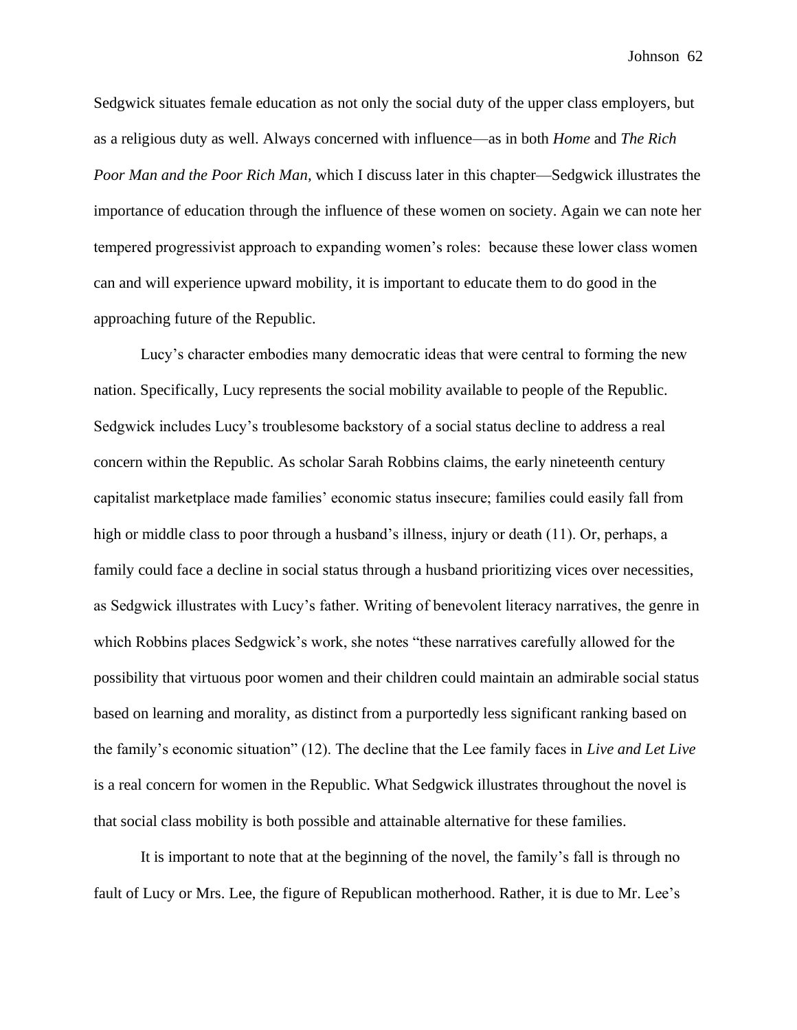Sedgwick situates female education as not only the social duty of the upper class employers, but as a religious duty as well. Always concerned with influence—as in both *Home* and *The Rich Poor Man and the Poor Rich Man*, which I discuss later in this chapter—Sedgwick illustrates the importance of education through the influence of these women on society. Again we can note her tempered progressivist approach to expanding women's roles: because these lower class women can and will experience upward mobility, it is important to educate them to do good in the approaching future of the Republic.

Lucy's character embodies many democratic ideas that were central to forming the new nation. Specifically, Lucy represents the social mobility available to people of the Republic. Sedgwick includes Lucy's troublesome backstory of a social status decline to address a real concern within the Republic. As scholar Sarah Robbins claims, the early nineteenth century capitalist marketplace made families' economic status insecure; families could easily fall from high or middle class to poor through a husband's illness, injury or death (11). Or, perhaps, a family could face a decline in social status through a husband prioritizing vices over necessities, as Sedgwick illustrates with Lucy's father. Writing of benevolent literacy narratives, the genre in which Robbins places Sedgwick's work, she notes "these narratives carefully allowed for the possibility that virtuous poor women and their children could maintain an admirable social status based on learning and morality, as distinct from a purportedly less significant ranking based on the family's economic situation" (12). The decline that the Lee family faces in *Live and Let Live* is a real concern for women in the Republic. What Sedgwick illustrates throughout the novel is that social class mobility is both possible and attainable alternative for these families.

It is important to note that at the beginning of the novel, the family's fall is through no fault of Lucy or Mrs. Lee, the figure of Republican motherhood. Rather, it is due to Mr. Lee's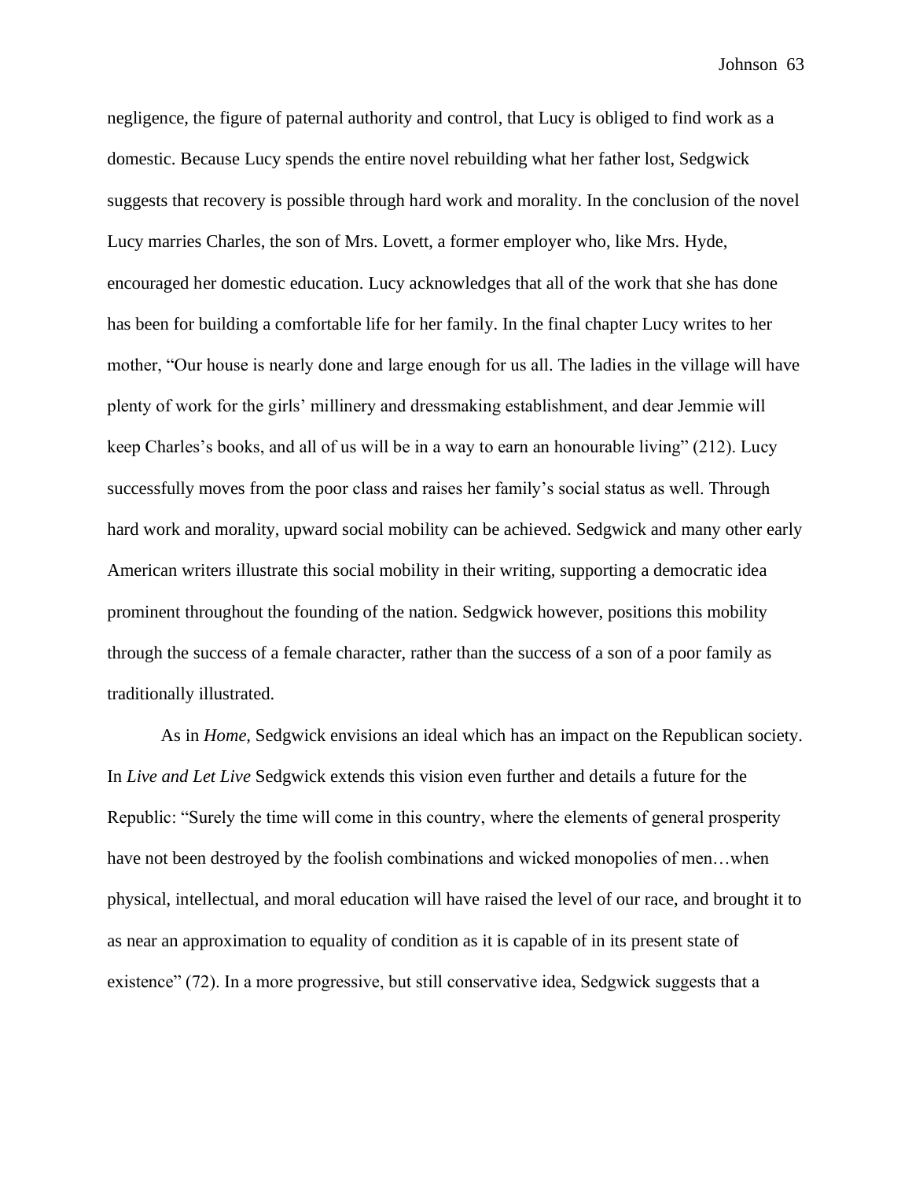negligence, the figure of paternal authority and control, that Lucy is obliged to find work as a domestic. Because Lucy spends the entire novel rebuilding what her father lost, Sedgwick suggests that recovery is possible through hard work and morality. In the conclusion of the novel Lucy marries Charles, the son of Mrs. Lovett, a former employer who, like Mrs. Hyde, encouraged her domestic education. Lucy acknowledges that all of the work that she has done has been for building a comfortable life for her family. In the final chapter Lucy writes to her mother, "Our house is nearly done and large enough for us all. The ladies in the village will have plenty of work for the girls' millinery and dressmaking establishment, and dear Jemmie will keep Charles's books, and all of us will be in a way to earn an honourable living" (212). Lucy successfully moves from the poor class and raises her family's social status as well. Through hard work and morality, upward social mobility can be achieved. Sedgwick and many other early American writers illustrate this social mobility in their writing, supporting a democratic idea prominent throughout the founding of the nation. Sedgwick however, positions this mobility through the success of a female character, rather than the success of a son of a poor family as traditionally illustrated.

As in *Home,* Sedgwick envisions an ideal which has an impact on the Republican society. In *Live and Let Live* Sedgwick extends this vision even further and details a future for the Republic: "Surely the time will come in this country, where the elements of general prosperity have not been destroyed by the foolish combinations and wicked monopolies of men…when physical, intellectual, and moral education will have raised the level of our race, and brought it to as near an approximation to equality of condition as it is capable of in its present state of existence" (72). In a more progressive, but still conservative idea, Sedgwick suggests that a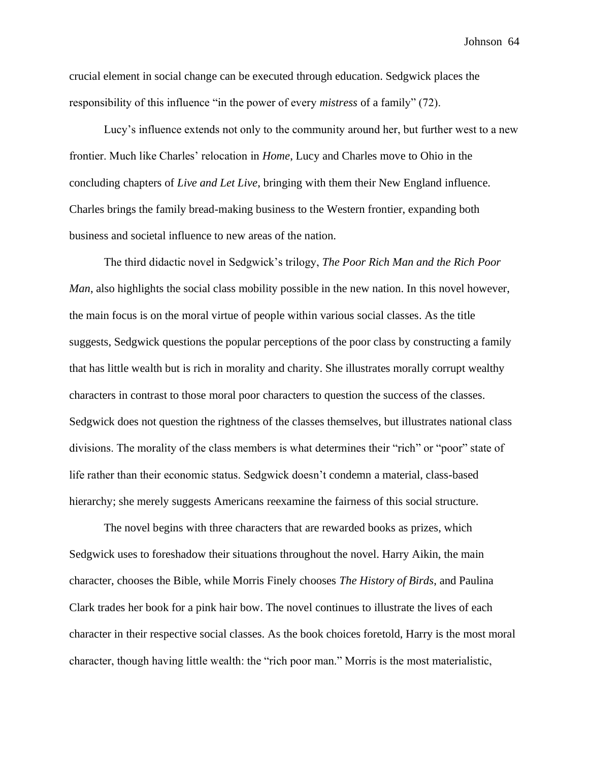crucial element in social change can be executed through education. Sedgwick places the responsibility of this influence "in the power of every *mistress* of a family" (72).

Lucy's influence extends not only to the community around her, but further west to a new frontier. Much like Charles' relocation in *Home*, Lucy and Charles move to Ohio in the concluding chapters of *Live and Let Live*, bringing with them their New England influence. Charles brings the family bread-making business to the Western frontier, expanding both business and societal influence to new areas of the nation.

The third didactic novel in Sedgwick's trilogy, *The Poor Rich Man and the Rich Poor Man*, also highlights the social class mobility possible in the new nation. In this novel however, the main focus is on the moral virtue of people within various social classes. As the title suggests, Sedgwick questions the popular perceptions of the poor class by constructing a family that has little wealth but is rich in morality and charity. She illustrates morally corrupt wealthy characters in contrast to those moral poor characters to question the success of the classes. Sedgwick does not question the rightness of the classes themselves, but illustrates national class divisions. The morality of the class members is what determines their "rich" or "poor" state of life rather than their economic status. Sedgwick doesn't condemn a material, class-based hierarchy; she merely suggests Americans reexamine the fairness of this social structure.

The novel begins with three characters that are rewarded books as prizes, which Sedgwick uses to foreshadow their situations throughout the novel. Harry Aikin, the main character, chooses the Bible, while Morris Finely chooses *The History of Birds*, and Paulina Clark trades her book for a pink hair bow. The novel continues to illustrate the lives of each character in their respective social classes. As the book choices foretold, Harry is the most moral character, though having little wealth: the "rich poor man." Morris is the most materialistic,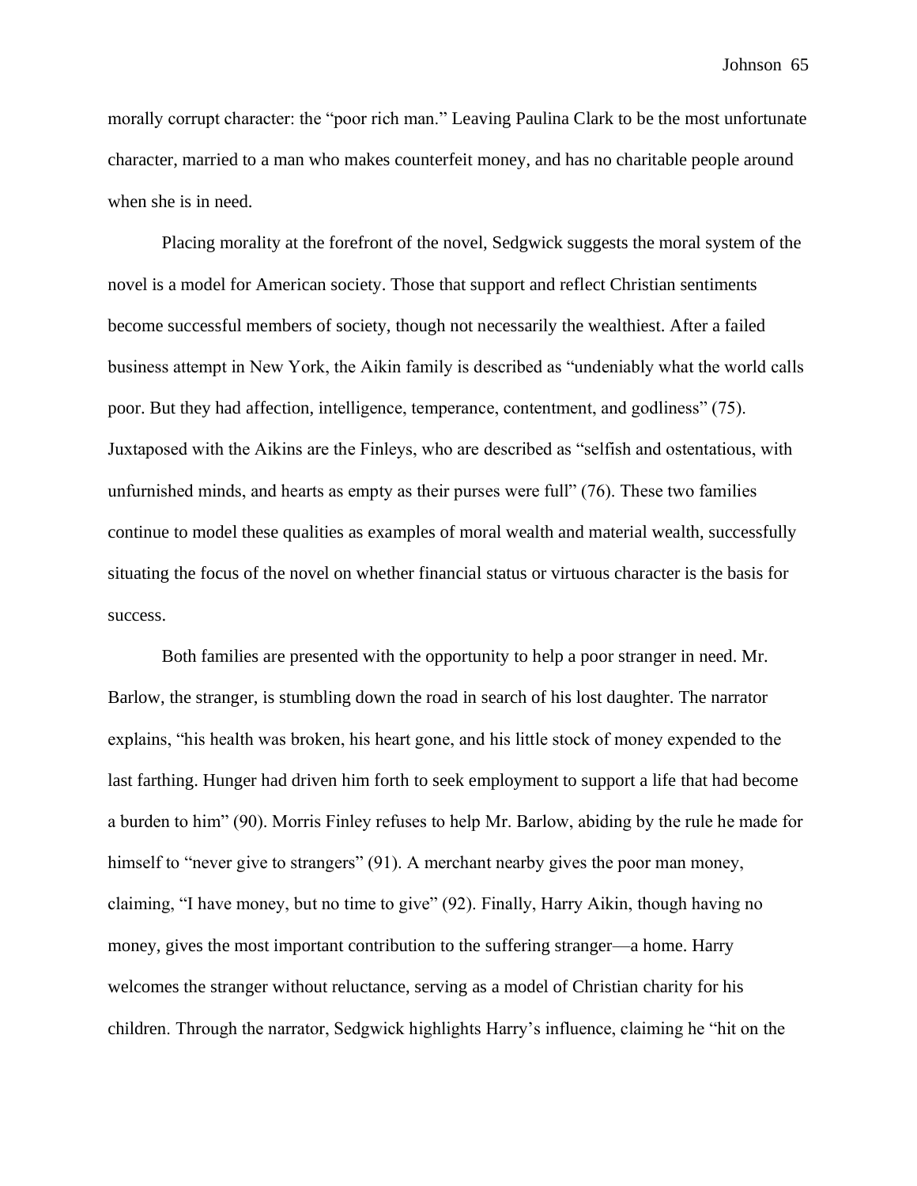morally corrupt character: the "poor rich man." Leaving Paulina Clark to be the most unfortunate character, married to a man who makes counterfeit money, and has no charitable people around when she is in need.

Placing morality at the forefront of the novel, Sedgwick suggests the moral system of the novel is a model for American society. Those that support and reflect Christian sentiments become successful members of society, though not necessarily the wealthiest. After a failed business attempt in New York, the Aikin family is described as "undeniably what the world calls poor. But they had affection, intelligence, temperance, contentment, and godliness" (75). Juxtaposed with the Aikins are the Finleys, who are described as "selfish and ostentatious, with unfurnished minds, and hearts as empty as their purses were full" (76). These two families continue to model these qualities as examples of moral wealth and material wealth, successfully situating the focus of the novel on whether financial status or virtuous character is the basis for success.

Both families are presented with the opportunity to help a poor stranger in need. Mr. Barlow, the stranger, is stumbling down the road in search of his lost daughter. The narrator explains, "his health was broken, his heart gone, and his little stock of money expended to the last farthing. Hunger had driven him forth to seek employment to support a life that had become a burden to him" (90). Morris Finley refuses to help Mr. Barlow, abiding by the rule he made for himself to "never give to strangers" (91). A merchant nearby gives the poor man money, claiming, "I have money, but no time to give" (92). Finally, Harry Aikin, though having no money, gives the most important contribution to the suffering stranger—a home. Harry welcomes the stranger without reluctance, serving as a model of Christian charity for his children. Through the narrator, Sedgwick highlights Harry's influence, claiming he "hit on the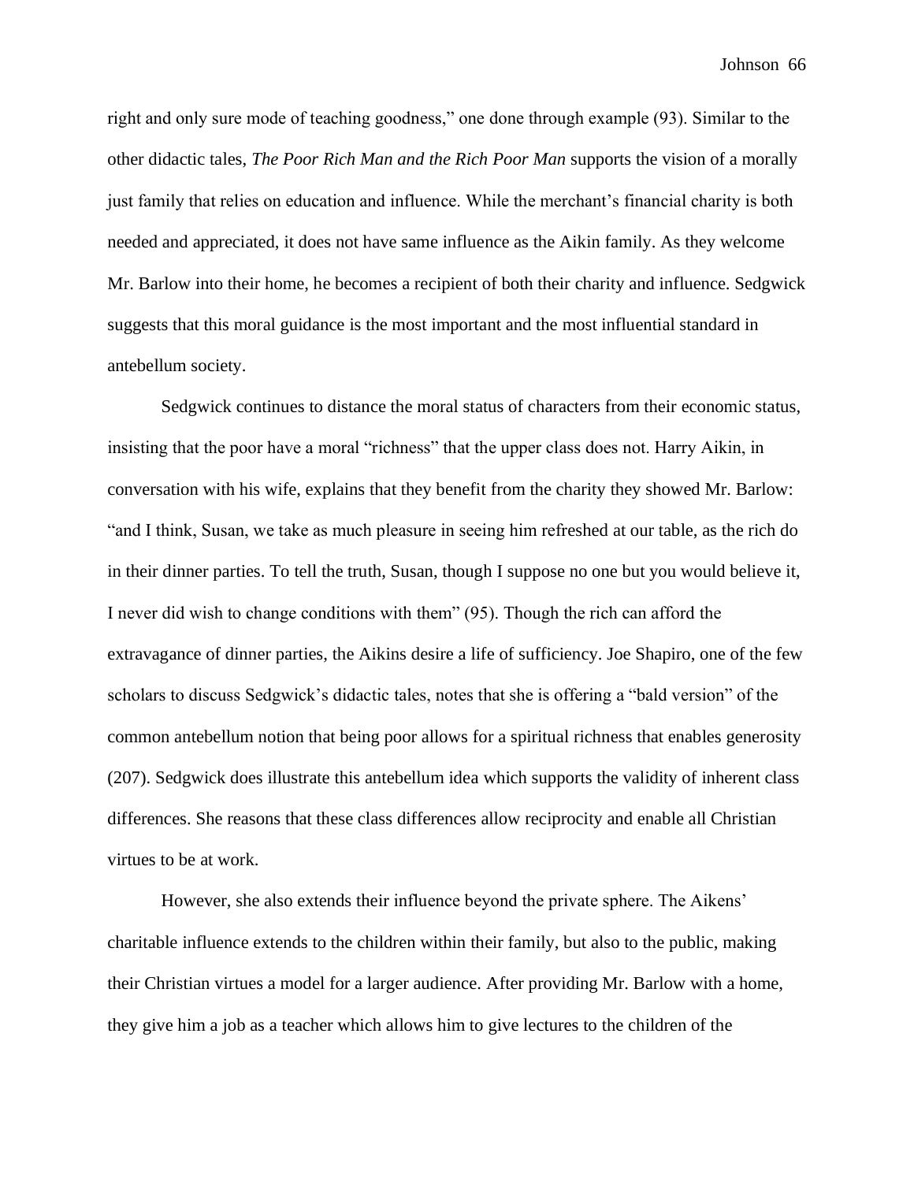right and only sure mode of teaching goodness," one done through example (93). Similar to the other didactic tales, *The Poor Rich Man and the Rich Poor Man* supports the vision of a morally just family that relies on education and influence. While the merchant's financial charity is both needed and appreciated, it does not have same influence as the Aikin family. As they welcome Mr. Barlow into their home, he becomes a recipient of both their charity and influence. Sedgwick suggests that this moral guidance is the most important and the most influential standard in antebellum society.

Sedgwick continues to distance the moral status of characters from their economic status, insisting that the poor have a moral "richness" that the upper class does not. Harry Aikin, in conversation with his wife, explains that they benefit from the charity they showed Mr. Barlow: "and I think, Susan, we take as much pleasure in seeing him refreshed at our table, as the rich do in their dinner parties. To tell the truth, Susan, though I suppose no one but you would believe it, I never did wish to change conditions with them" (95). Though the rich can afford the extravagance of dinner parties, the Aikins desire a life of sufficiency. Joe Shapiro, one of the few scholars to discuss Sedgwick's didactic tales, notes that she is offering a "bald version" of the common antebellum notion that being poor allows for a spiritual richness that enables generosity (207). Sedgwick does illustrate this antebellum idea which supports the validity of inherent class differences. She reasons that these class differences allow reciprocity and enable all Christian virtues to be at work.

However, she also extends their influence beyond the private sphere. The Aikens' charitable influence extends to the children within their family, but also to the public, making their Christian virtues a model for a larger audience. After providing Mr. Barlow with a home, they give him a job as a teacher which allows him to give lectures to the children of the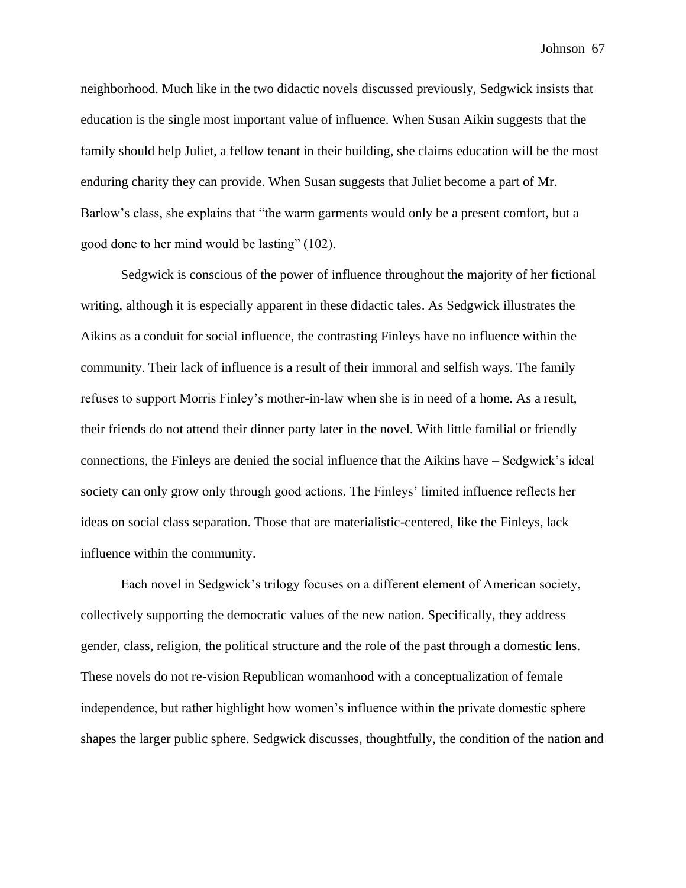neighborhood. Much like in the two didactic novels discussed previously, Sedgwick insists that education is the single most important value of influence. When Susan Aikin suggests that the family should help Juliet, a fellow tenant in their building, she claims education will be the most enduring charity they can provide. When Susan suggests that Juliet become a part of Mr. Barlow's class, she explains that "the warm garments would only be a present comfort, but a good done to her mind would be lasting" (102).

Sedgwick is conscious of the power of influence throughout the majority of her fictional writing, although it is especially apparent in these didactic tales. As Sedgwick illustrates the Aikins as a conduit for social influence, the contrasting Finleys have no influence within the community. Their lack of influence is a result of their immoral and selfish ways. The family refuses to support Morris Finley's mother-in-law when she is in need of a home. As a result, their friends do not attend their dinner party later in the novel. With little familial or friendly connections, the Finleys are denied the social influence that the Aikins have – Sedgwick's ideal society can only grow only through good actions. The Finleys' limited influence reflects her ideas on social class separation. Those that are materialistic-centered, like the Finleys, lack influence within the community.

Each novel in Sedgwick's trilogy focuses on a different element of American society, collectively supporting the democratic values of the new nation. Specifically, they address gender, class, religion, the political structure and the role of the past through a domestic lens. These novels do not re-vision Republican womanhood with a conceptualization of female independence, but rather highlight how women's influence within the private domestic sphere shapes the larger public sphere. Sedgwick discusses, thoughtfully, the condition of the nation and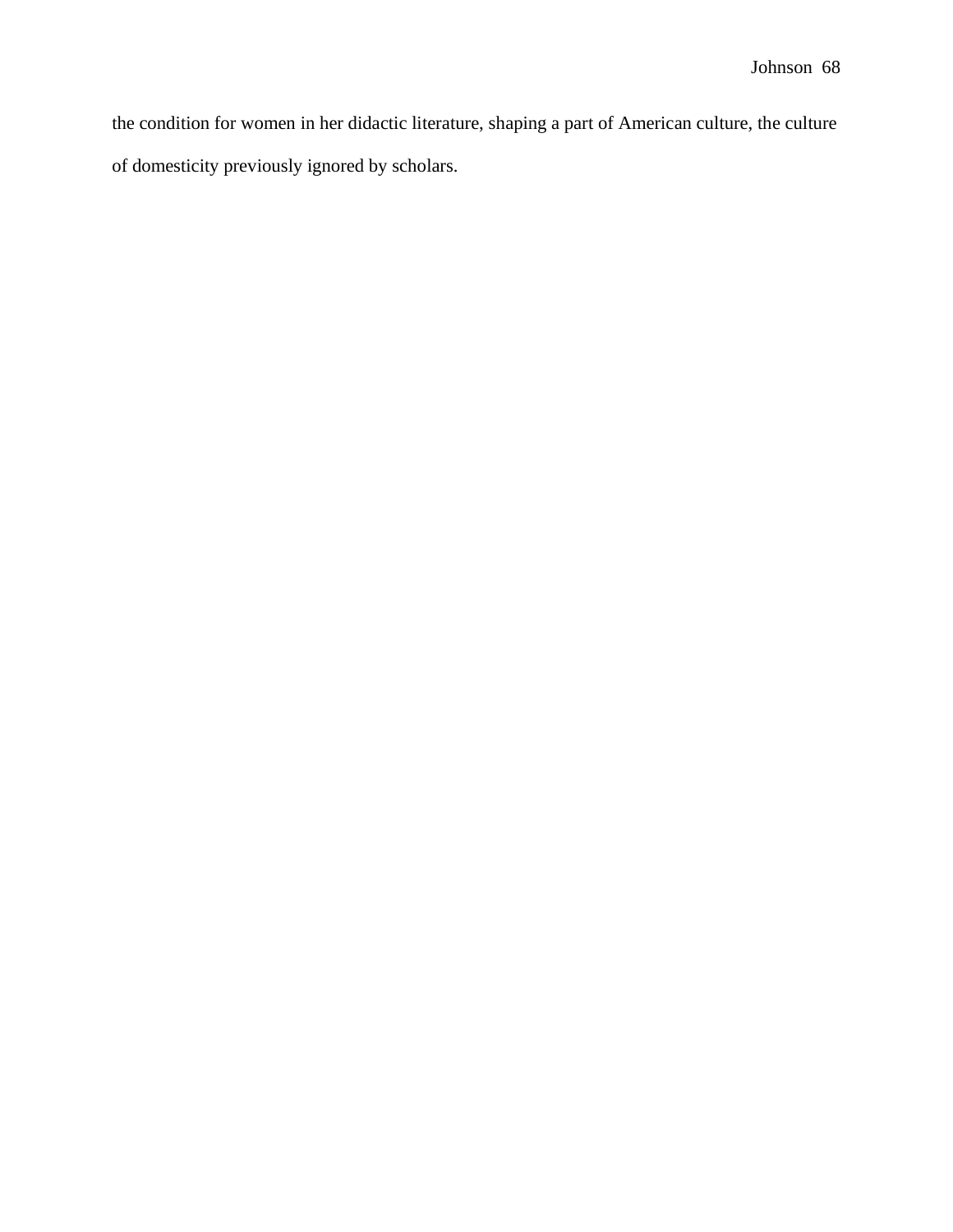the condition for women in her didactic literature, shaping a part of American culture, the culture of domesticity previously ignored by scholars.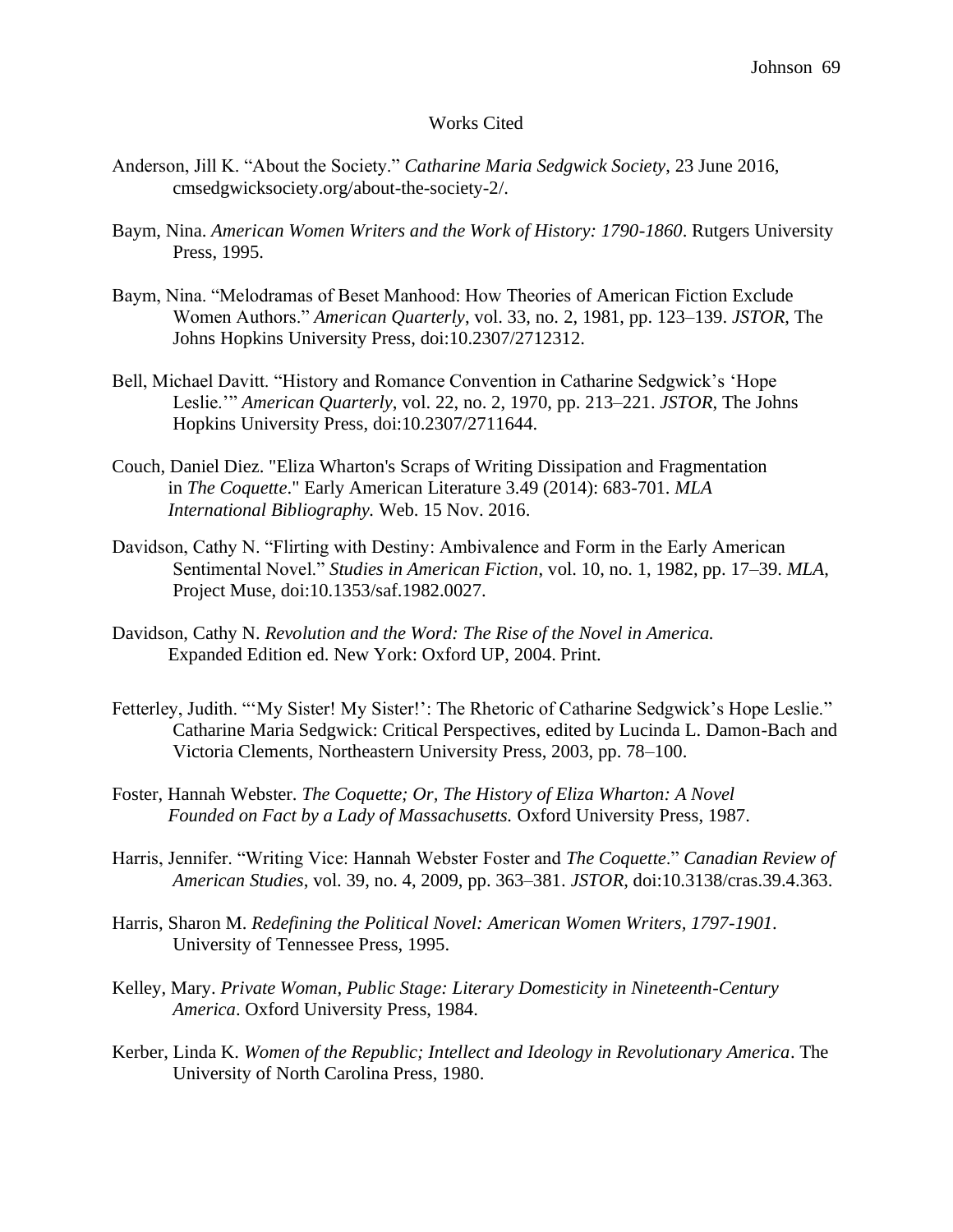# Works Cited

Anderson, Jill K. "About the Society." *Catharine Maria Sedgwick Society*, 23 June 2016, cmsedgwicksociety.org/about-the-society-2/.

Baym, Nina. *American Women Writers and the Work of History: 1790-1860*. Rutgers University Press, 1995.

Baym, Nina. "Melodramas of Beset Manhood: How Theories of American Fiction Exclude Women Authors." *American Quarterly*, vol. 33, no. 2, 1981, pp. 123–139. *JSTOR*, The Johns Hopkins University Press, doi:10.2307/2712312.

Bell, Michael Davitt. "History and Romance Convention in Catharine Sedgwick's 'Hope Leslie.'" *American Quarterly*, vol. 22, no. 2, 1970, pp. 213–221. *JSTOR*, The Johns Hopkins University Press, doi:10.2307/2711644.

Couch, Daniel Diez. "Eliza Wharton's Scraps of Writing Dissipation and Fragmentation in *The Coquette*." Early American Literature 3.49 (2014): 683-701. *MLA International Bibliography.* Web. 15 Nov. 2016.

Davidson, Cathy N. "Flirting with Destiny: Ambivalence and Form in the Early American Sentimental Novel." *Studies in American Fiction*, vol. 10, no. 1, 1982, pp. 17–39. *MLA*, Project Muse, doi:10.1353/saf.1982.0027.

Davidson, Cathy N. *Revolution and the Word: The Rise of the Novel in America.* Expanded Edition ed. New York: Oxford UP, 2004. Print.

Fetterley, Judith. "'My Sister! My Sister!': The Rhetoric of Catharine Sedgwick's Hope Leslie." Catharine Maria Sedgwick: Critical Perspectives, edited by Lucinda L. Damon-Bach and Victoria Clements, Northeastern University Press, 2003, pp. 78–100.

Foster, Hannah Webster. *The Coquette; Or, The History of Eliza Wharton: A Novel Founded on Fact by a Lady of Massachusetts.* Oxford University Press, 1987.

Harris, Jennifer. "Writing Vice: Hannah Webster Foster and *The Coquette*." *Canadian Review of American Studies*, vol. 39, no. 4, 2009, pp. 363–381. *JSTOR*, doi:10.3138/cras.39.4.363.

Harris, Sharon M. *Redefining the Political Novel: American Women Writers, 1797-1901*. University of Tennessee Press, 1995.

Kelley, Mary. *Private Woman, Public Stage: Literary Domesticity in Nineteenth-Century America*. Oxford University Press, 1984.

Kerber, Linda K. *Women of the Republic; Intellect and Ideology in Revolutionary America*. The University of North Carolina Press, 1980.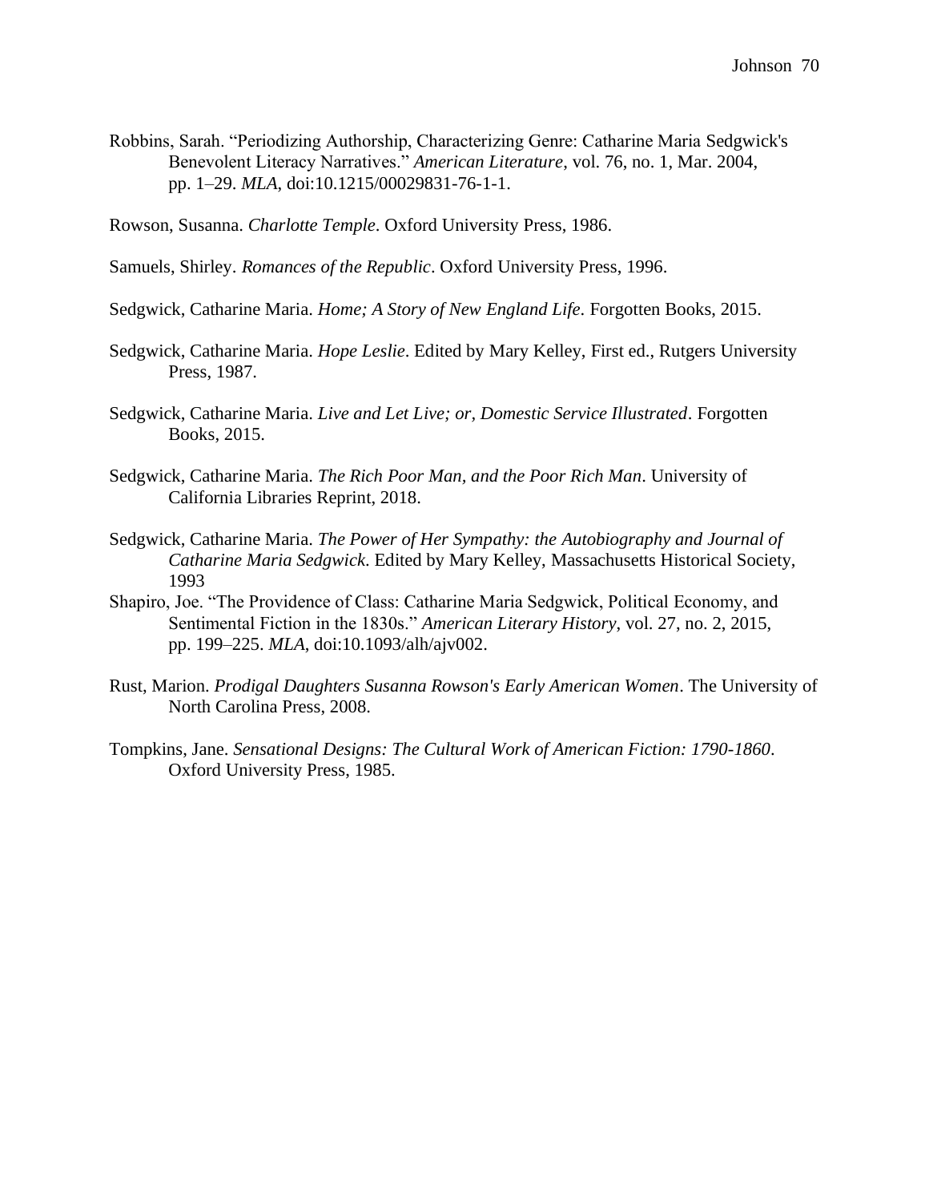Robbins, Sarah. "Periodizing Authorship, Characterizing Genre: Catharine Maria Sedgwick's Benevolent Literacy Narratives." *American Literature*, vol. 76, no. 1, Mar. 2004, pp. 1–29. *MLA*, doi:10.1215/00029831-76-1-1.

Rowson, Susanna. *Charlotte Temple*. Oxford University Press, 1986.

Samuels, Shirley. *Romances of the Republic*. Oxford University Press, 1996.

Sedgwick, Catharine Maria. *Home; A Story of New England Life*. Forgotten Books, 2015.

Sedgwick, Catharine Maria. *Hope Leslie*. Edited by Mary Kelley, First ed., Rutgers University Press, 1987.

Sedgwick, Catharine Maria. *Live and Let Live; or, Domestic Service Illustrated*. Forgotten Books, 2015.

Sedgwick, Catharine Maria. *The Rich Poor Man, and the Poor Rich Man*. University of California Libraries Reprint, 2018.

Sedgwick, Catharine Maria. *The Power of Her Sympathy: the Autobiography and Journal of Catharine Maria Sedgwick*. Edited by Mary Kelley, Massachusetts Historical Society, 1993

Shapiro, Joe. "The Providence of Class: Catharine Maria Sedgwick, Political Economy, and Sentimental Fiction in the 1830s." *American Literary History*, vol. 27, no. 2, 2015, pp. 199–225. *MLA*, doi:10.1093/alh/ajv002.

Rust, Marion. *Prodigal Daughters Susanna Rowson's Early American Women*. The University of North Carolina Press, 2008.

Tompkins, Jane. *Sensational Designs: The Cultural Work of American Fiction: 1790-1860*. Oxford University Press, 1985.